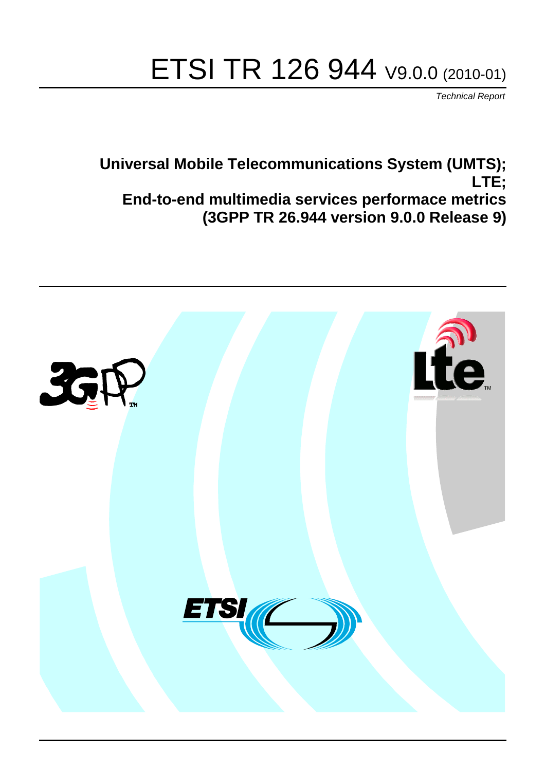# ETSI TR 126 944 V9.0.0 (2010-01)

*Technical Report*

**Universal Mobile Telecommunications System (UMTS);**
**LTE;**
**End-to-end multimedia services performace metrics**
**(3GPP TR 26.944 version 9.0.0 Release 9)**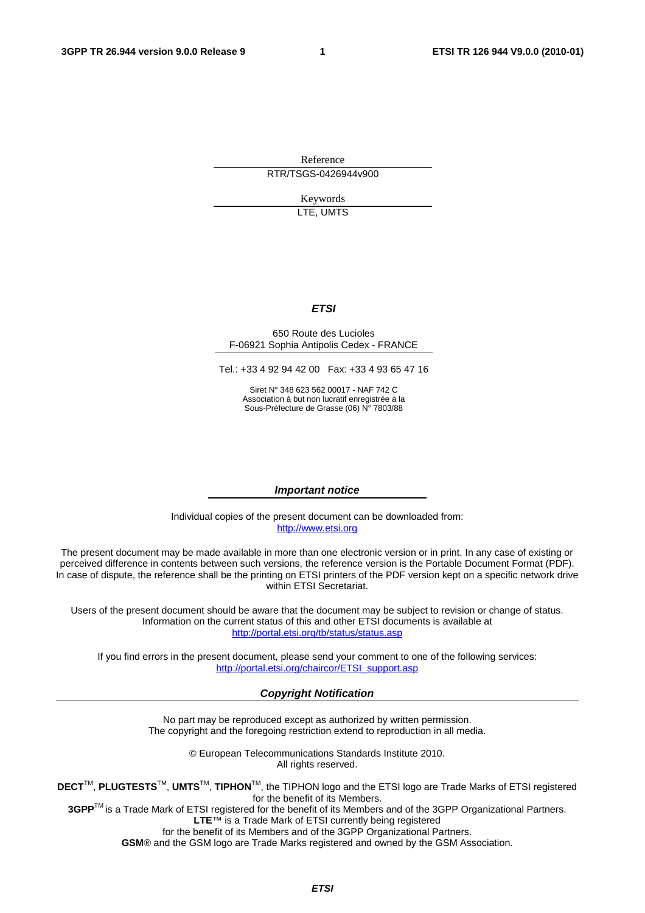Reference

RTR/TSGS-0426944v900

Keywords

LTE, UMTS

***ETSI***

650 Route des Lucioles
F-06921 Sophia Antipolis Cedex - FRANCE

Tel.: +33 4 92 94 42 00 Fax: +33 4 93 65 47 16

Siret N° 348 623 562 00017 - NAF 742 C
Association à but non lucratif enregistrée à la
Sous-Préfecture de Grasse (06) N° 7803/88

***Important notice***

Individual copies of the present document can be downloaded from:
http://www.etsi.org

The present document may be made available in more than one electronic version or in print. In any case of existing or perceived difference in contents between such versions, the reference version is the Portable Document Format (PDF). In case of dispute, the reference shall be the printing on ETSI printers of the PDF version kept on a specific network drive within ETSI Secretariat.

Users of the present document should be aware that the document may be subject to revision or change of status. Information on the current status of this and other ETSI documents is available at
http://portal.etsi.org/tb/status/status.asp

If you find errors in the present document, please send your comment to one of the following services:
http://portal.etsi.org/chaircor/ETSI_support.asp

***Copyright Notification***

No part may be reproduced except as authorized by written permission.
The copyright and the foregoing restriction extend to reproduction in all media.

© European Telecommunications Standards Institute 2010.
All rights reserved.

**DECT**™, **PLUGTESTS**™, **UMTS**™, **TIPHON**™, the TIPHON logo and the ETSI logo are Trade Marks of ETSI registered for the benefit of its Members.
**3GPP**™ is a Trade Mark of ETSI registered for the benefit of its Members and of the 3GPP Organizational Partners.
**LTE**™ is a Trade Mark of ETSI currently being registered
for the benefit of its Members and of the 3GPP Organizational Partners.
**GSM**® and the GSM logo are Trade Marks registered and owned by the GSM Association.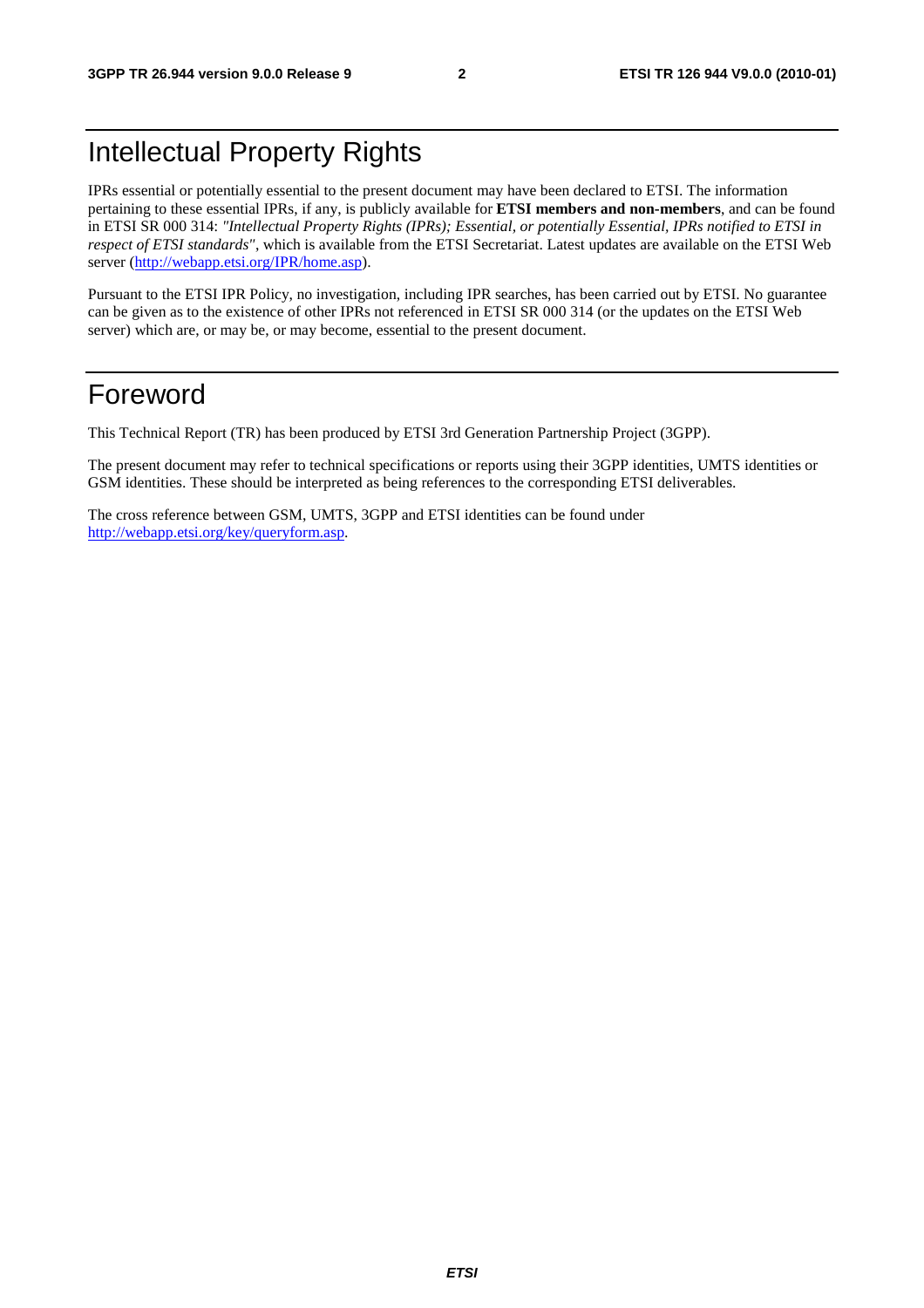# Intellectual Property Rights

IPRs essential or potentially essential to the present document may have been declared to ETSI. The information pertaining to these essential IPRs, if any, is publicly available for **ETSI members and non-members**, and can be found in ETSI SR 000 314: *"Intellectual Property Rights (IPRs); Essential, or potentially Essential, IPRs notified to ETSI in respect of ETSI standards"*, which is available from the ETSI Secretariat. Latest updates are available on the ETSI Web server (http://webapp.etsi.org/IPR/home.asp).

Pursuant to the ETSI IPR Policy, no investigation, including IPR searches, has been carried out by ETSI. No guarantee can be given as to the existence of other IPRs not referenced in ETSI SR 000 314 (or the updates on the ETSI Web server) which are, or may be, or may become, essential to the present document.

# Foreword

This Technical Report (TR) has been produced by ETSI 3rd Generation Partnership Project (3GPP).

The present document may refer to technical specifications or reports using their 3GPP identities, UMTS identities or GSM identities. These should be interpreted as being references to the corresponding ETSI deliverables.

The cross reference between GSM, UMTS, 3GPP and ETSI identities can be found under http://webapp.etsi.org/key/queryform.asp.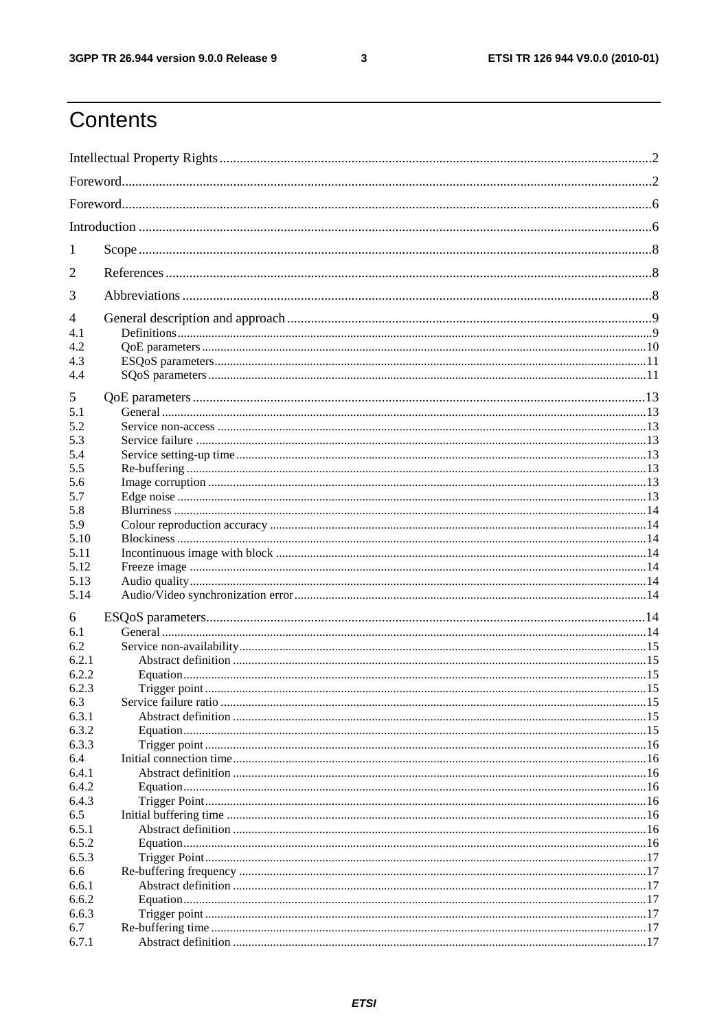# Contents

Intellectual Property Rights ..... 2

Foreword ..... 2

Foreword ..... 6

Introduction ..... 6

1 Scope ..... 8

2 References ..... 8

3 Abbreviations ..... 8

4 General description and approach ..... 9

4.1 Definitions ..... 9

4.2 QoE parameters ..... 10

4.3 ESQoS parameters ..... 11

4.4 SQoS parameters ..... 11

5 QoE parameters ..... 13

5.1 General ..... 13

5.2 Service non-access ..... 13

5.3 Service failure ..... 13

5.4 Service setting-up time ..... 13

5.5 Re-buffering ..... 13

5.6 Image corruption ..... 13

5.7 Edge noise ..... 13

5.8 Blurriness ..... 14

5.9 Colour reproduction accuracy ..... 14

5.10 Blockiness ..... 14

5.11 Incontinuous image with block ..... 14

5.12 Freeze image ..... 14

5.13 Audio quality ..... 14

5.14 Audio/Video synchronization error ..... 14

6 ESQoS parameters ..... 14

6.1 General ..... 14

6.2 Service non-availability ..... 15

6.2.1 Abstract definition ..... 15

6.2.2 Equation ..... 15

6.2.3 Trigger point ..... 15

6.3 Service failure ratio ..... 15

6.3.1 Abstract definition ..... 15

6.3.2 Equation ..... 15

6.3.3 Trigger point ..... 16

6.4 Initial connection time ..... 16

6.4.1 Abstract definition ..... 16

6.4.2 Equation ..... 16

6.4.3 Trigger Point ..... 16

6.5 Initial buffering time ..... 16

6.5.1 Abstract definition ..... 16

6.5.2 Equation ..... 16

6.5.3 Trigger Point ..... 17

6.6 Re-buffering frequency ..... 17

6.6.1 Abstract definition ..... 17

6.6.2 Equation ..... 17

6.6.3 Trigger point ..... 17

6.7 Re-buffering time ..... 17

6.7.1 Abstract definition ..... 17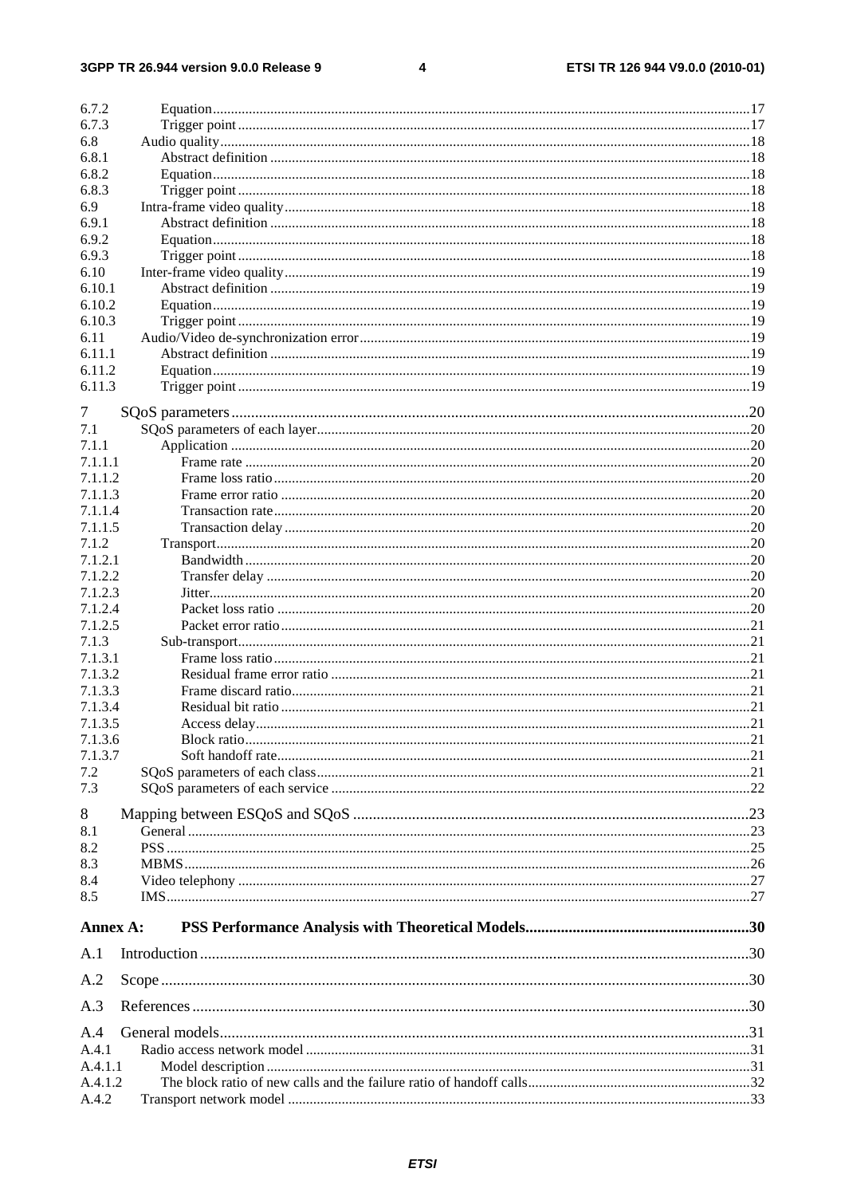6.7.2 Equation ... 17
6.7.3 Trigger point ... 17
6.8 Audio quality ... 18
6.8.1 Abstract definition ... 18
6.8.2 Equation ... 18
6.8.3 Trigger point ... 18
6.9 Intra-frame video quality ... 18
6.9.1 Abstract definition ... 18
6.9.2 Equation ... 18
6.9.3 Trigger point ... 18
6.10 Inter-frame video quality ... 19
6.10.1 Abstract definition ... 19
6.10.2 Equation ... 19
6.10.3 Trigger point ... 19
6.11 Audio/Video de-synchronization error ... 19
6.11.1 Abstract definition ... 19
6.11.2 Equation ... 19
6.11.3 Trigger point ... 19

7 SQoS parameters ... 20
7.1 SQoS parameters of each layer ... 20
7.1.1 Application ... 20
7.1.1.1 Frame rate ... 20
7.1.1.2 Frame loss ratio ... 20
7.1.1.3 Frame error ratio ... 20
7.1.1.4 Transaction rate ... 20
7.1.1.5 Transaction delay ... 20
7.1.2 Transport ... 20
7.1.2.1 Bandwidth ... 20
7.1.2.2 Transfer delay ... 20
7.1.2.3 Jitter ... 20
7.1.2.4 Packet loss ratio ... 20
7.1.2.5 Packet error ratio ... 21
7.1.3 Sub-transport ... 21
7.1.3.1 Frame loss ratio ... 21
7.1.3.2 Residual frame error ratio ... 21
7.1.3.3 Frame discard ratio ... 21
7.1.3.4 Residual bit ratio ... 21
7.1.3.5 Access delay ... 21
7.1.3.6 Block ratio ... 21
7.1.3.7 Soft handoff rate ... 21
7.2 SQoS parameters of each class ... 21
7.3 SQoS parameters of each service ... 22

8 Mapping between ESQoS and SQoS ... 23
8.1 General ... 23
8.2 PSS ... 25
8.3 MBMS ... 26
8.4 Video telephony ... 27
8.5 IMS ... 27

**Annex A: PSS Performance Analysis with Theoretical Models ... 30**

A.1 Introduction ... 30

A.2 Scope ... 30

A.3 References ... 30

A.4 General models ... 31
A.4.1 Radio access network model ... 31
A.4.1.1 Model description ... 31
A.4.1.2 The block ratio of new calls and the failure ratio of handoff calls ... 32
A.4.2 Transport network model ... 33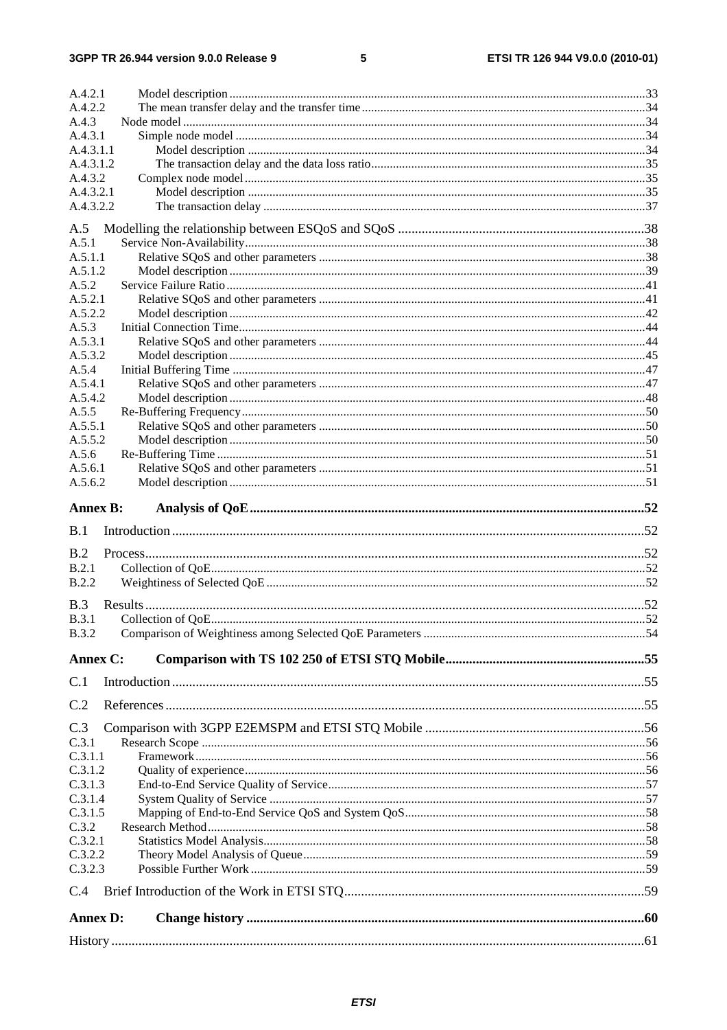A.4.2.1 Model description ....................................................................................................................................33
A.4.2.2 The mean transfer delay and the transfer time ..........................................................................................34
A.4.3 Node model ....................................................................................................................................................34
A.4.3.1 Simple node model ..................................................................................................................................34
A.4.3.1.1 Model description ...............................................................................................................................34
A.4.3.1.2 The transaction delay and the data loss ratio .......................................................................................35
A.4.3.2 Complex node model ...............................................................................................................................35
A.4.3.2.1 Model description ...............................................................................................................................35
A.4.3.2.2 The transaction delay ..........................................................................................................................37

A.5 Modelling the relationship between ESQoS and SQoS ........................................................................38
A.5.1 Service Non-Availability ...............................................................................................................................38
A.5.1.1 Relative SQoS and other parameters ........................................................................................................38
A.5.1.2 Model description .....................................................................................................................................39
A.5.2 Service Failure Ratio ......................................................................................................................................41
A.5.2.1 Relative SQoS and other parameters ........................................................................................................41
A.5.2.2 Model description .....................................................................................................................................42
A.5.3 Initial Connection Time ..................................................................................................................................44
A.5.3.1 Relative SQoS and other parameters ........................................................................................................44
A.5.3.2 Model description .....................................................................................................................................45
A.5.4 Initial Buffering Time ....................................................................................................................................47
A.5.4.1 Relative SQoS and other parameters ........................................................................................................47
A.5.4.2 Model description .....................................................................................................................................48
A.5.5 Re-Buffering Frequency .................................................................................................................................50
A.5.5.1 Relative SQoS and other parameters ........................................................................................................50
A.5.5.2 Model description .....................................................................................................................................50
A.5.6 Re-Buffering Time .........................................................................................................................................51
A.5.6.1 Relative SQoS and other parameters ........................................................................................................51
A.5.6.2 Model description .....................................................................................................................................51

**Annex B: Analysis of QoE ..................................................................................................................52**

B.1 Introduction ..........................................................................................................................................52

B.2 Process ..................................................................................................................................................52
B.2.1 Collection of QoE ..........................................................................................................................................52
B.2.2 Weightiness of Selected QoE .........................................................................................................................52

B.3 Results ..................................................................................................................................................52
B.3.1 Collection of QoE ..........................................................................................................................................52
B.3.2 Comparison of Weightiness among Selected QoE Parameters ......................................................................54

**Annex C: Comparison with TS 102 250 of ETSI STQ Mobile ..........................................................55**

C.1 Introduction ..........................................................................................................................................55

C.2 References ............................................................................................................................................55

C.3 Comparison with 3GPP E2EMSPM and ETSI STQ Mobile ................................................................56
C.3.1 Research Scope ..............................................................................................................................................56
C.3.1.1 Framework ...............................................................................................................................................56
C.3.1.2 Quality of experience ...............................................................................................................................56
C.3.1.3 End-to-End Service Quality of Service .....................................................................................................57
C.3.1.4 System Quality of Service ........................................................................................................................57
C.3.1.5 Mapping of End-to-End Service QoS and System QoS ............................................................................58
C.3.2 Research Method ............................................................................................................................................58
C.3.2.1 Statistics Model Analysis ..........................................................................................................................58
C.3.2.2 Theory Model Analysis of Queue .............................................................................................................59
C.3.2.3 Possible Further Work ..............................................................................................................................59

C.4 Brief Introduction of the Work in ETSI STQ .......................................................................................59

**Annex D: Change history ....................................................................................................................60**

History ............................................................................................................................................................61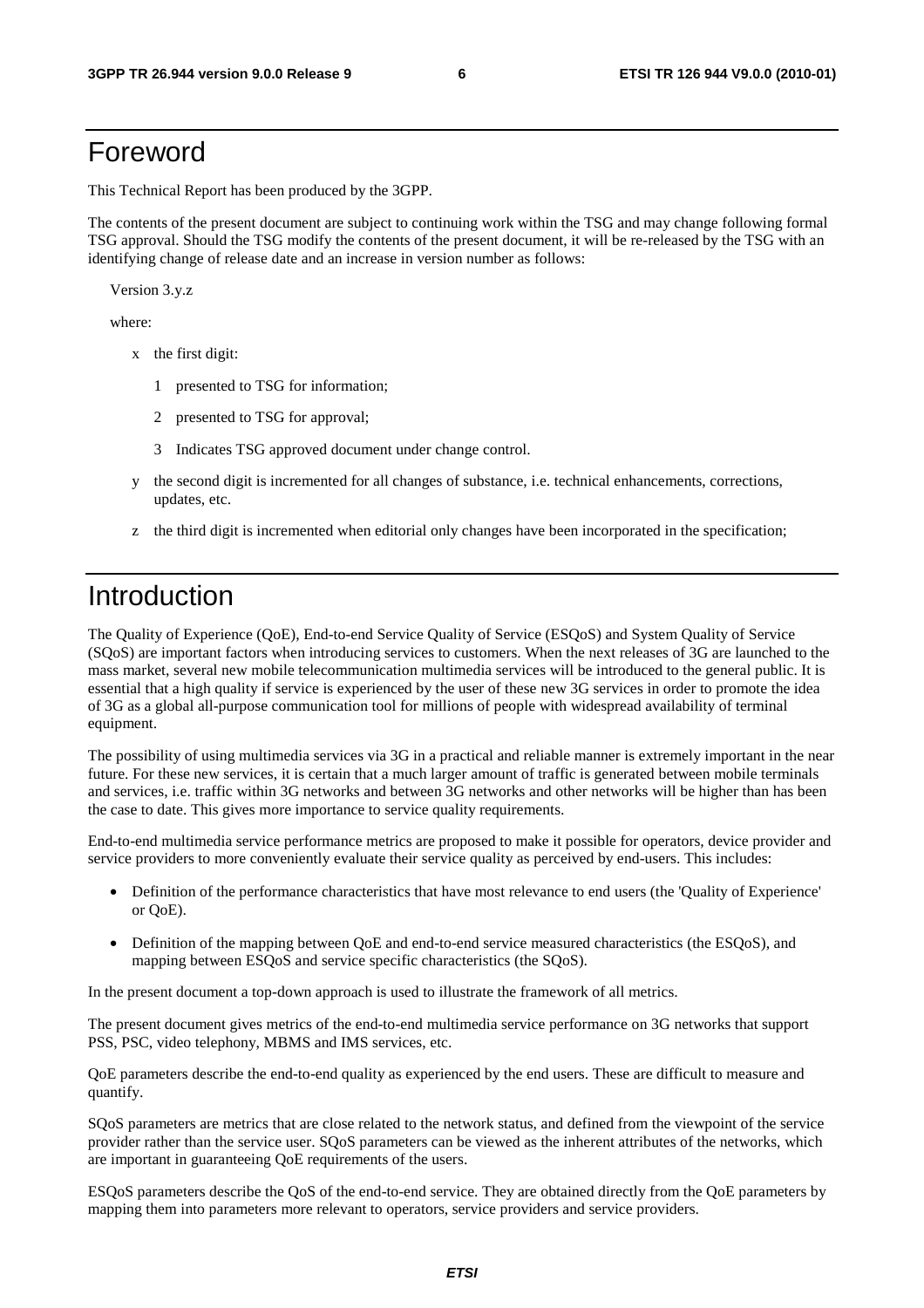# Foreword

This Technical Report has been produced by the 3GPP.

The contents of the present document are subject to continuing work within the TSG and may change following formal TSG approval. Should the TSG modify the contents of the present document, it will be re-released by the TSG with an identifying change of release date and an increase in version number as follows:

Version 3.y.z

where:

- x the first digit:
  - 1 presented to TSG for information;
  - 2 presented to TSG for approval;
  - 3 Indicates TSG approved document under change control.
- y the second digit is incremented for all changes of substance, i.e. technical enhancements, corrections, updates, etc.
- z the third digit is incremented when editorial only changes have been incorporated in the specification;

# Introduction

The Quality of Experience (QoE), End-to-end Service Quality of Service (ESQoS) and System Quality of Service (SQoS) are important factors when introducing services to customers. When the next releases of 3G are launched to the mass market, several new mobile telecommunication multimedia services will be introduced to the general public. It is essential that a high quality if service is experienced by the user of these new 3G services in order to promote the idea of 3G as a global all-purpose communication tool for millions of people with widespread availability of terminal equipment.

The possibility of using multimedia services via 3G in a practical and reliable manner is extremely important in the near future. For these new services, it is certain that a much larger amount of traffic is generated between mobile terminals and services, i.e. traffic within 3G networks and between 3G networks and other networks will be higher than has been the case to date. This gives more importance to service quality requirements.

End-to-end multimedia service performance metrics are proposed to make it possible for operators, device provider and service providers to more conveniently evaluate their service quality as perceived by end-users. This includes:

- Definition of the performance characteristics that have most relevance to end users (the 'Quality of Experience' or QoE).
- Definition of the mapping between QoE and end-to-end service measured characteristics (the ESQoS), and mapping between ESQoS and service specific characteristics (the SQoS).

In the present document a top-down approach is used to illustrate the framework of all metrics.

The present document gives metrics of the end-to-end multimedia service performance on 3G networks that support PSS, PSC, video telephony, MBMS and IMS services, etc.

QoE parameters describe the end-to-end quality as experienced by the end users. These are difficult to measure and quantify.

SQoS parameters are metrics that are close related to the network status, and defined from the viewpoint of the service provider rather than the service user. SQoS parameters can be viewed as the inherent attributes of the networks, which are important in guaranteeing QoE requirements of the users.

ESQoS parameters describe the QoS of the end-to-end service. They are obtained directly from the QoE parameters by mapping them into parameters more relevant to operators, service providers and service providers.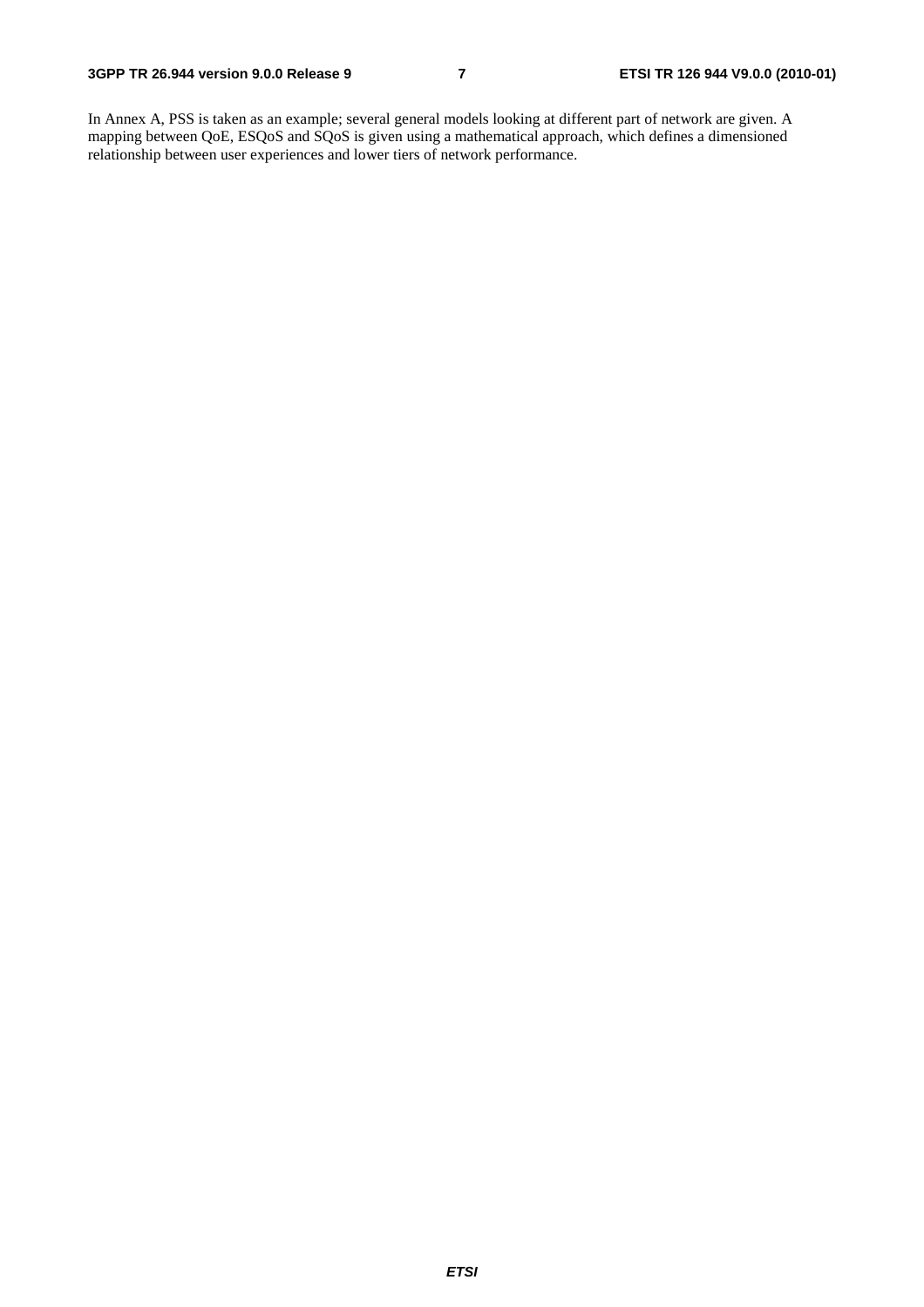In Annex A, PSS is taken as an example; several general models looking at different part of network are given. A mapping between QoE, ESQoS and SQoS is given using a mathematical approach, which defines a dimensioned relationship between user experiences and lower tiers of network performance.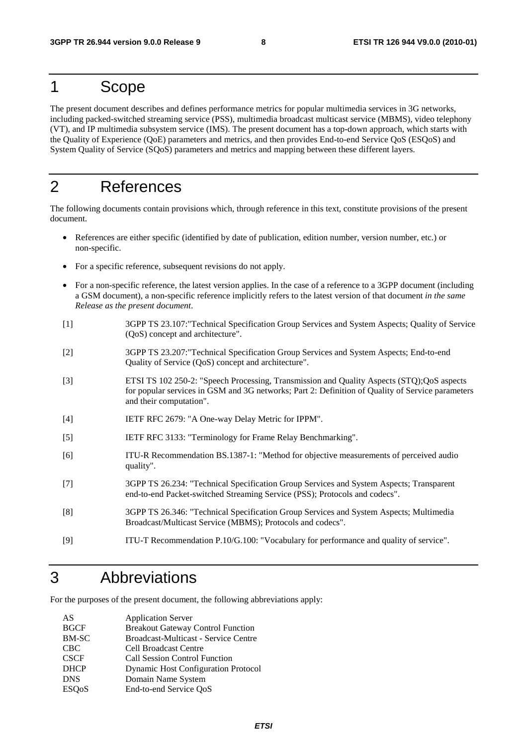# 1 Scope

The present document describes and defines performance metrics for popular multimedia services in 3G networks, including packed-switched streaming service (PSS), multimedia broadcast multicast service (MBMS), video telephony (VT), and IP multimedia subsystem service (IMS). The present document has a top-down approach, which starts with the Quality of Experience (QoE) parameters and metrics, and then provides End-to-end Service QoS (ESQoS) and System Quality of Service (SQoS) parameters and metrics and mapping between these different layers.

# 2 References

The following documents contain provisions which, through reference in this text, constitute provisions of the present document.

- References are either specific (identified by date of publication, edition number, version number, etc.) or non-specific.
- For a specific reference, subsequent revisions do not apply.
- For a non-specific reference, the latest version applies. In the case of a reference to a 3GPP document (including a GSM document), a non-specific reference implicitly refers to the latest version of that document *in the same Release as the present document*.

[1] 3GPP TS 23.107:"Technical Specification Group Services and System Aspects; Quality of Service (QoS) concept and architecture".

[2] 3GPP TS 23.207:"Technical Specification Group Services and System Aspects; End-to-end Quality of Service (QoS) concept and architecture".

[3] ETSI TS 102 250-2: "Speech Processing, Transmission and Quality Aspects (STQ);QoS aspects for popular services in GSM and 3G networks; Part 2: Definition of Quality of Service parameters and their computation".

[4] IETF RFC 2679: "A One-way Delay Metric for IPPM".

[5] IETF RFC 3133: "Terminology for Frame Relay Benchmarking".

[6] ITU-R Recommendation BS.1387-1: "Method for objective measurements of perceived audio quality".

[7] 3GPP TS 26.234: "Technical Specification Group Services and System Aspects; Transparent end-to-end Packet-switched Streaming Service (PSS); Protocols and codecs".

[8] 3GPP TS 26.346: "Technical Specification Group Services and System Aspects; Multimedia Broadcast/Multicast Service (MBMS); Protocols and codecs".

[9] ITU-T Recommendation P.10/G.100: "Vocabulary for performance and quality of service".

# 3 Abbreviations

For the purposes of the present document, the following abbreviations apply:

| | |
|---|---|
| AS | Application Server |
| BGCF | Breakout Gateway Control Function |
| BM-SC | Broadcast-Multicast - Service Centre |
| CBC | Cell Broadcast Centre |
| CSCF | Call Session Control Function |
| DHCP | Dynamic Host Configuration Protocol |
| DNS | Domain Name System |
| ESQoS | End-to-end Service QoS |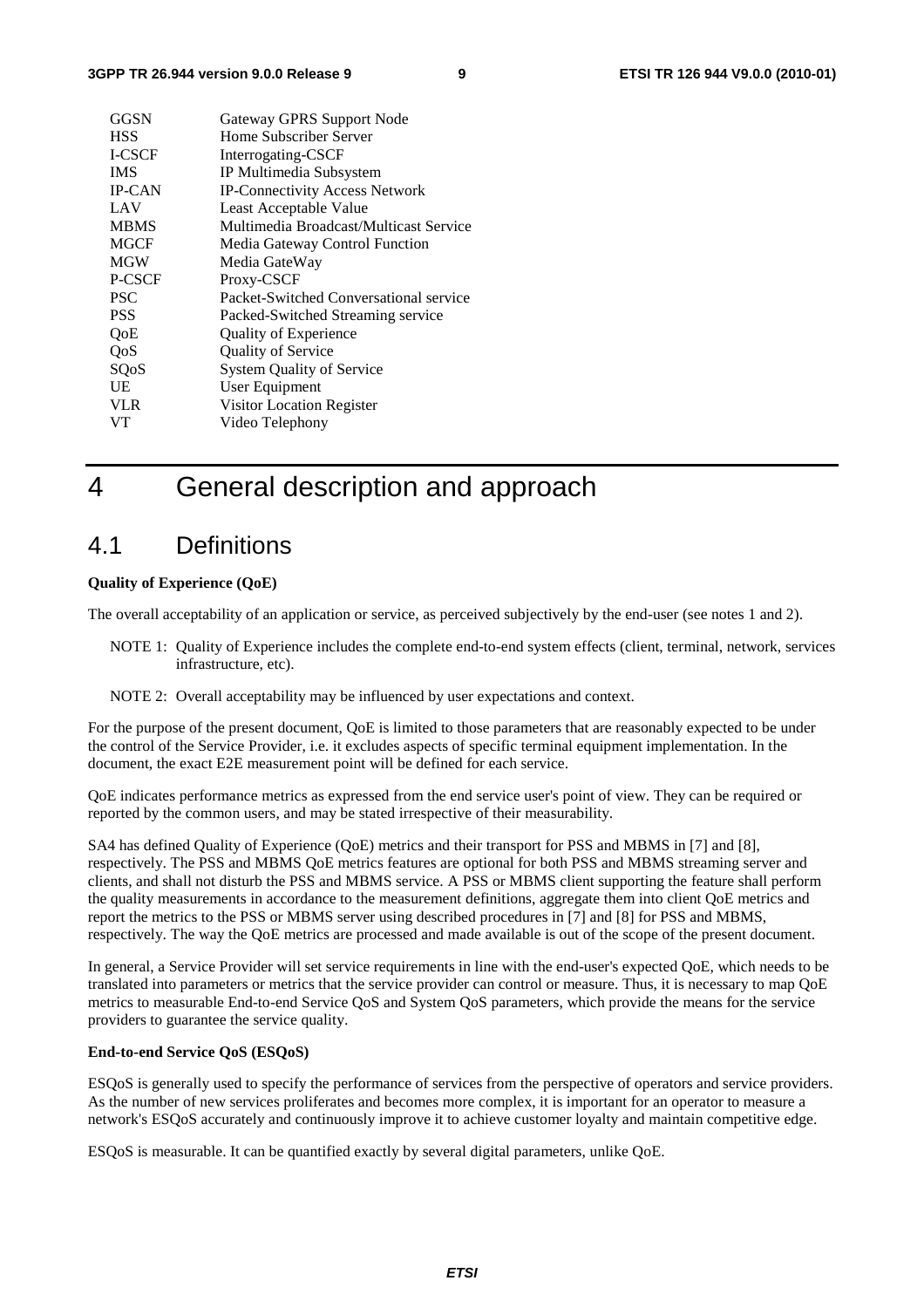| | |
|---|---|
| GGSN | Gateway GPRS Support Node |
| HSS | Home Subscriber Server |
| I-CSCF | Interrogating-CSCF |
| IMS | IP Multimedia Subsystem |
| IP-CAN | IP-Connectivity Access Network |
| LAV | Least Acceptable Value |
| MBMS | Multimedia Broadcast/Multicast Service |
| MGCF | Media Gateway Control Function |
| MGW | Media GateWay |
| P-CSCF | Proxy-CSCF |
| PSC | Packet-Switched Conversational service |
| PSS | Packed-Switched Streaming service |
| QoE | Quality of Experience |
| QoS | Quality of Service |
| SQoS | System Quality of Service |
| UE | User Equipment |
| VLR | Visitor Location Register |
| VT | Video Telephony |

# 4 General description and approach

## 4.1 Definitions

**Quality of Experience (QoE)**

The overall acceptability of an application or service, as perceived subjectively by the end-user (see notes 1 and 2).

NOTE 1: Quality of Experience includes the complete end-to-end system effects (client, terminal, network, services infrastructure, etc).

NOTE 2: Overall acceptability may be influenced by user expectations and context.

For the purpose of the present document, QoE is limited to those parameters that are reasonably expected to be under the control of the Service Provider, i.e. it excludes aspects of specific terminal equipment implementation. In the document, the exact E2E measurement point will be defined for each service.

QoE indicates performance metrics as expressed from the end service user's point of view. They can be required or reported by the common users, and may be stated irrespective of their measurability.

SA4 has defined Quality of Experience (QoE) metrics and their transport for PSS and MBMS in [7] and [8], respectively. The PSS and MBMS QoE metrics features are optional for both PSS and MBMS streaming server and clients, and shall not disturb the PSS and MBMS service. A PSS or MBMS client supporting the feature shall perform the quality measurements in accordance to the measurement definitions, aggregate them into client QoE metrics and report the metrics to the PSS or MBMS server using described procedures in [7] and [8] for PSS and MBMS, respectively. The way the QoE metrics are processed and made available is out of the scope of the present document.

In general, a Service Provider will set service requirements in line with the end-user's expected QoE, which needs to be translated into parameters or metrics that the service provider can control or measure. Thus, it is necessary to map QoE metrics to measurable End-to-end Service QoS and System QoS parameters, which provide the means for the service providers to guarantee the service quality.

**End-to-end Service QoS (ESQoS)**

ESQoS is generally used to specify the performance of services from the perspective of operators and service providers. As the number of new services proliferates and becomes more complex, it is important for an operator to measure a network's ESQoS accurately and continuously improve it to achieve customer loyalty and maintain competitive edge.

ESQoS is measurable. It can be quantified exactly by several digital parameters, unlike QoE.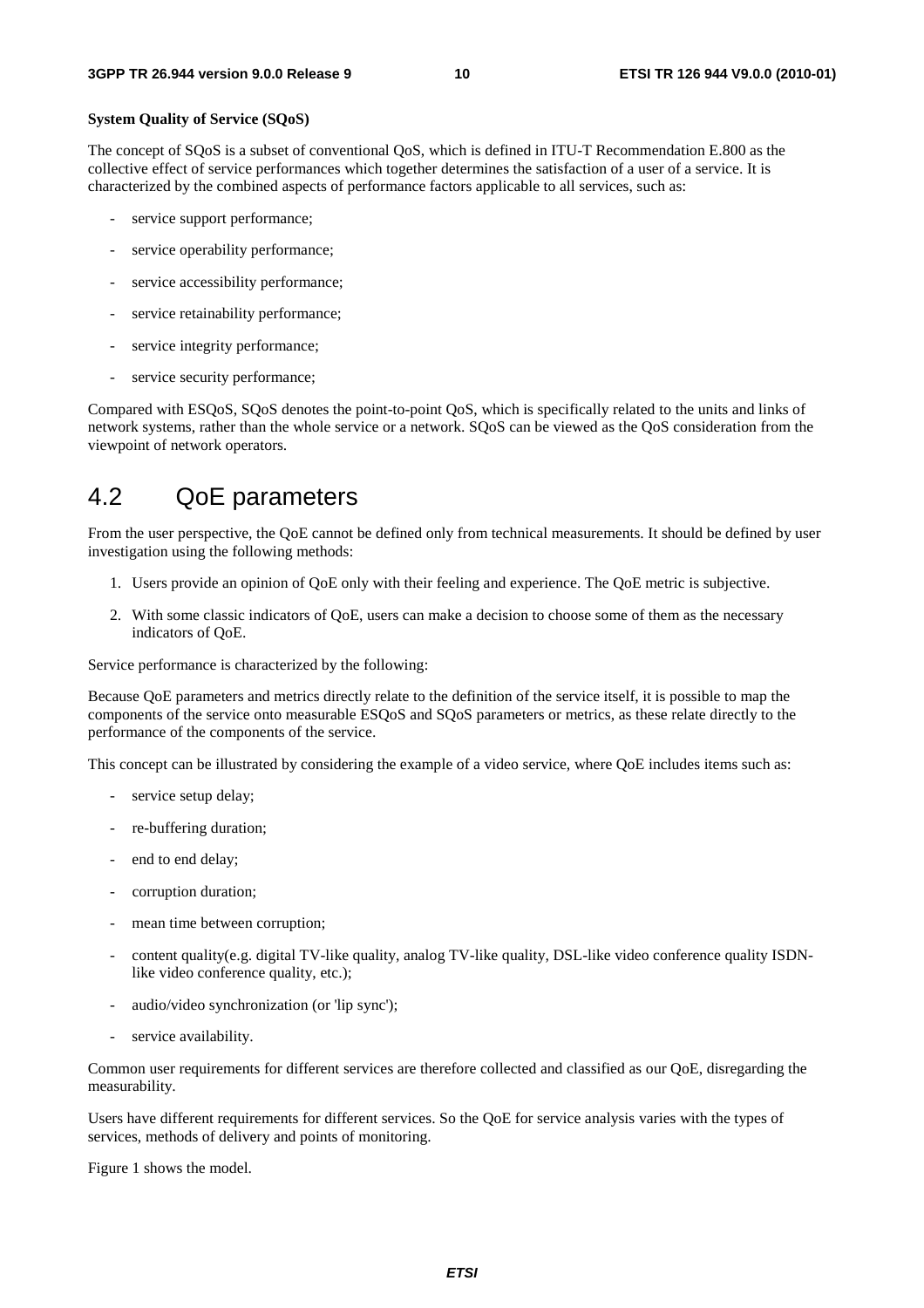**System Quality of Service (SQoS)**

The concept of SQoS is a subset of conventional QoS, which is defined in ITU-T Recommendation E.800 as the collective effect of service performances which together determines the satisfaction of a user of a service. It is characterized by the combined aspects of performance factors applicable to all services, such as:

- service support performance;
- service operability performance;
- service accessibility performance;
- service retainability performance;
- service integrity performance;
- service security performance;

Compared with ESQoS, SQoS denotes the point-to-point QoS, which is specifically related to the units and links of network systems, rather than the whole service or a network. SQoS can be viewed as the QoS consideration from the viewpoint of network operators.

## 4.2 QoE parameters

From the user perspective, the QoE cannot be defined only from technical measurements. It should be defined by user investigation using the following methods:

1. Users provide an opinion of QoE only with their feeling and experience. The QoE metric is subjective.
2. With some classic indicators of QoE, users can make a decision to choose some of them as the necessary indicators of QoE.

Service performance is characterized by the following:

Because QoE parameters and metrics directly relate to the definition of the service itself, it is possible to map the components of the service onto measurable ESQoS and SQoS parameters or metrics, as these relate directly to the performance of the components of the service.

This concept can be illustrated by considering the example of a video service, where QoE includes items such as:

- service setup delay;
- re-buffering duration;
- end to end delay;
- corruption duration;
- mean time between corruption;
- content quality(e.g. digital TV-like quality, analog TV-like quality, DSL-like video conference quality ISDN-like video conference quality, etc.);
- audio/video synchronization (or 'lip sync');
- service availability.

Common user requirements for different services are therefore collected and classified as our QoE, disregarding the measurability.

Users have different requirements for different services. So the QoE for service analysis varies with the types of services, methods of delivery and points of monitoring.

Figure 1 shows the model.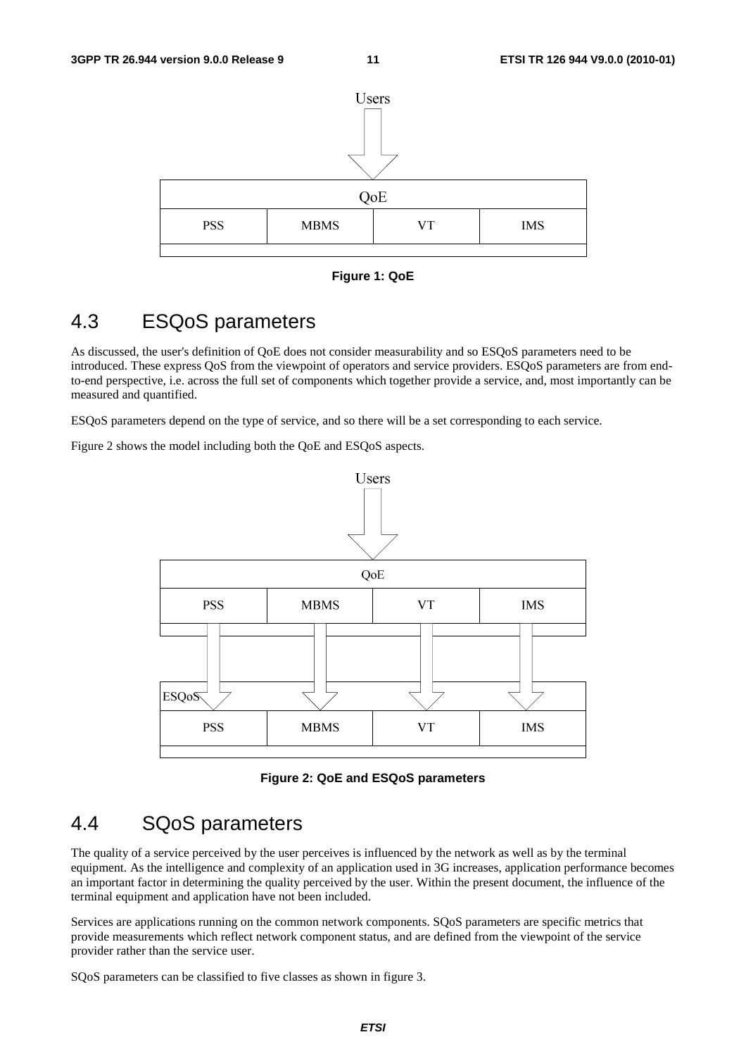Figure 1: QoE

## 4.3 ESQoS parameters

As discussed, the user's definition of QoE does not consider measurability and so ESQoS parameters need to be introduced. These express QoS from the viewpoint of operators and service providers. ESQoS parameters are from end-to-end perspective, i.e. across the full set of components which together provide a service, and, most importantly can be measured and quantified.

ESQoS parameters depend on the type of service, and so there will be a set corresponding to each service.

Figure 2 shows the model including both the QoE and ESQoS aspects.

Figure 2: QoE and ESQoS parameters

## 4.4 SQoS parameters

The quality of a service perceived by the user perceives is influenced by the network as well as by the terminal equipment. As the intelligence and complexity of an application used in 3G increases, application performance becomes an important factor in determining the quality perceived by the user. Within the present document, the influence of the terminal equipment and application have not been included.

Services are applications running on the common network components. SQoS parameters are specific metrics that provide measurements which reflect network component status, and are defined from the viewpoint of the service provider rather than the service user.

SQoS parameters can be classified to five classes as shown in figure 3.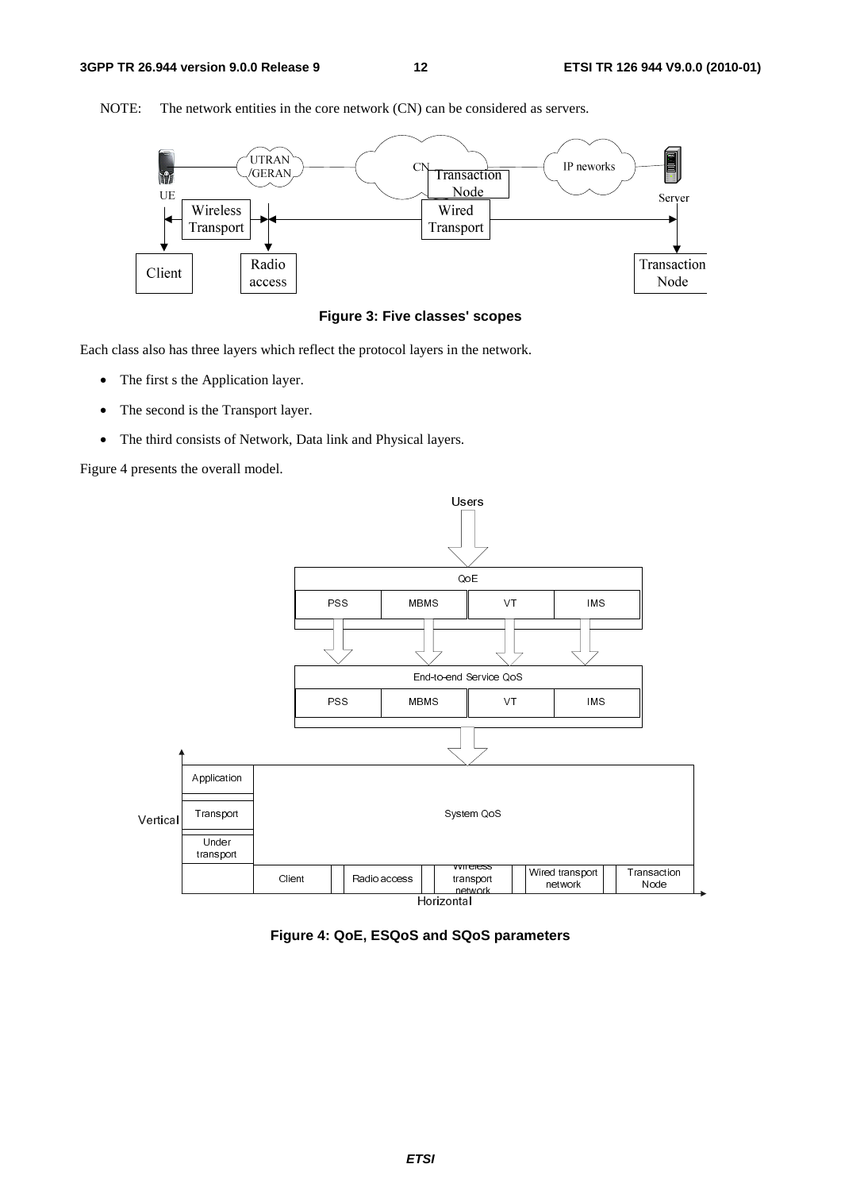NOTE: The network entities in the core network (CN) can be considered as servers.

**Figure 3: Five classes' scopes**

Each class also has three layers which reflect the protocol layers in the network.

- The first s the Application layer.
- The second is the Transport layer.
- The third consists of Network, Data link and Physical layers.

Figure 4 presents the overall model.

**Figure 4: QoE, ESQoS and SQoS parameters**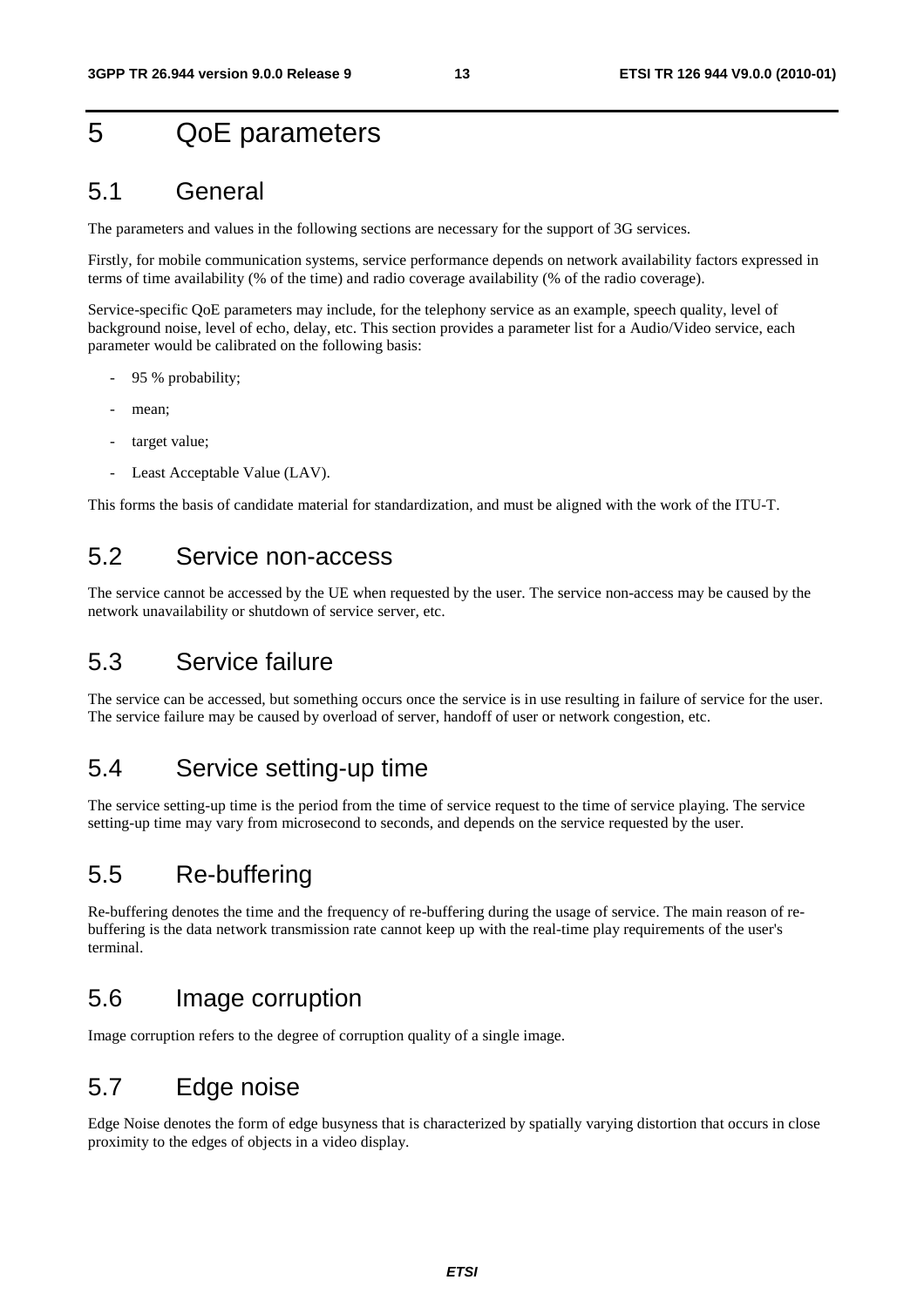# 5 QoE parameters

## 5.1 General

The parameters and values in the following sections are necessary for the support of 3G services.

Firstly, for mobile communication systems, service performance depends on network availability factors expressed in terms of time availability (% of the time) and radio coverage availability (% of the radio coverage).

Service-specific QoE parameters may include, for the telephony service as an example, speech quality, level of background noise, level of echo, delay, etc. This section provides a parameter list for a Audio/Video service, each parameter would be calibrated on the following basis:

- 95 % probability;
- mean;
- target value;
- Least Acceptable Value (LAV).

This forms the basis of candidate material for standardization, and must be aligned with the work of the ITU-T.

## 5.2 Service non-access

The service cannot be accessed by the UE when requested by the user. The service non-access may be caused by the network unavailability or shutdown of service server, etc.

## 5.3 Service failure

The service can be accessed, but something occurs once the service is in use resulting in failure of service for the user. The service failure may be caused by overload of server, handoff of user or network congestion, etc.

## 5.4 Service setting-up time

The service setting-up time is the period from the time of service request to the time of service playing. The service setting-up time may vary from microsecond to seconds, and depends on the service requested by the user.

## 5.5 Re-buffering

Re-buffering denotes the time and the frequency of re-buffering during the usage of service. The main reason of re-buffering is the data network transmission rate cannot keep up with the real-time play requirements of the user's terminal.

## 5.6 Image corruption

Image corruption refers to the degree of corruption quality of a single image.

## 5.7 Edge noise

Edge Noise denotes the form of edge busyness that is characterized by spatially varying distortion that occurs in close proximity to the edges of objects in a video display.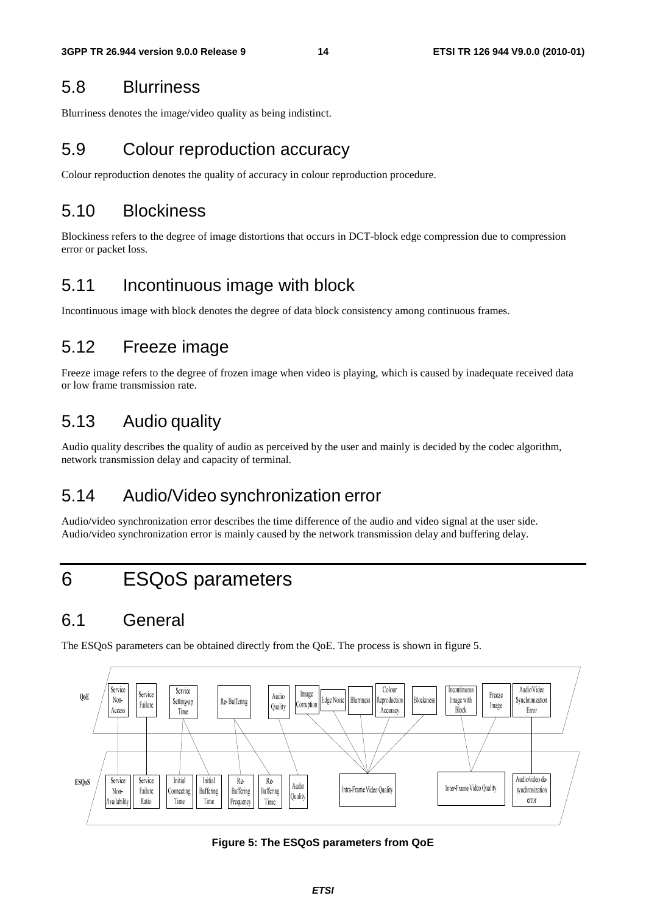## 5.8 Blurriness

Blurriness denotes the image/video quality as being indistinct.

## 5.9 Colour reproduction accuracy

Colour reproduction denotes the quality of accuracy in colour reproduction procedure.

## 5.10 Blockiness

Blockiness refers to the degree of image distortions that occurs in DCT-block edge compression due to compression error or packet loss.

## 5.11 Incontinuous image with block

Incontinuous image with block denotes the degree of data block consistency among continuous frames.

## 5.12 Freeze image

Freeze image refers to the degree of frozen image when video is playing, which is caused by inadequate received data or low frame transmission rate.

## 5.13 Audio quality

Audio quality describes the quality of audio as perceived by the user and mainly is decided by the codec algorithm, network transmission delay and capacity of terminal.

## 5.14 Audio/Video synchronization error

Audio/video synchronization error describes the time difference of the audio and video signal at the user side. Audio/video synchronization error is mainly caused by the network transmission delay and buffering delay.

# 6 ESQoS parameters

## 6.1 General

The ESQoS parameters can be obtained directly from the QoE. The process is shown in figure 5.

**Figure 5: The ESQoS parameters from QoE**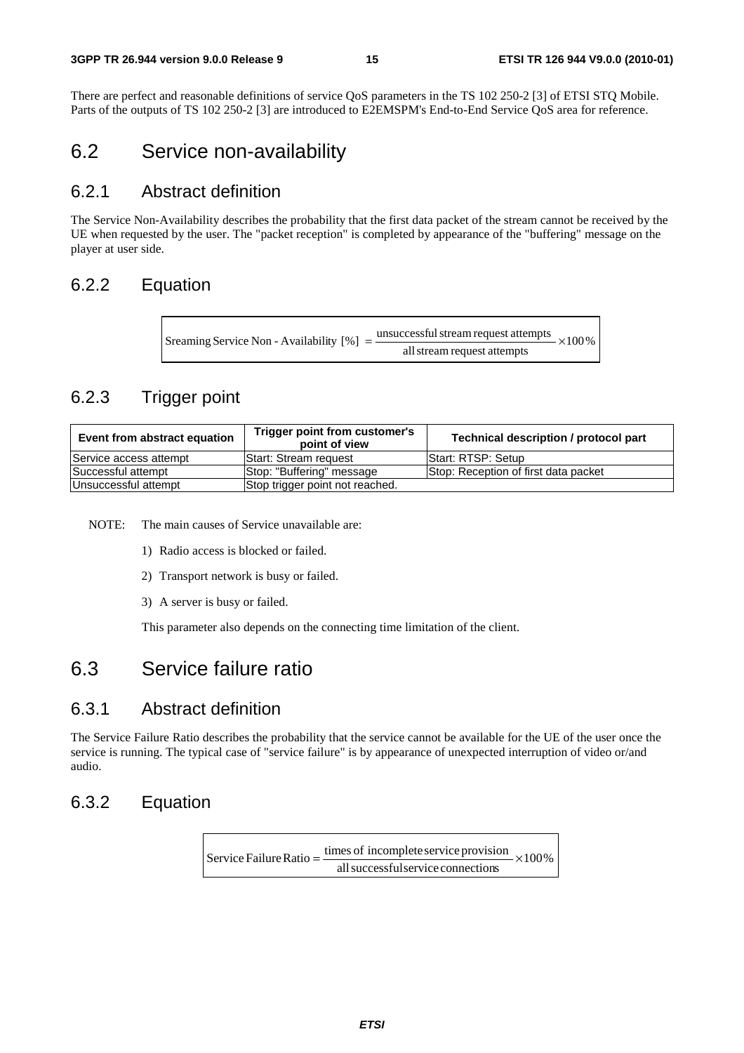There are perfect and reasonable definitions of service QoS parameters in the TS 102 250-2 [3] of ETSI STQ Mobile. Parts of the outputs of TS 102 250-2 [3] are introduced to E2EMSPM's End-to-End Service QoS area for reference.

# 6.2 Service non-availability

## 6.2.1 Abstract definition

The Service Non-Availability describes the probability that the first data packet of the stream cannot be received by the UE when requested by the user. The "packet reception" is completed by appearance of the "buffering" message on the player at user side.

## 6.2.2 Equation

$$\text{Sreaming Service Non - Availability [\%]} = \frac{\text{unsuccessful stream request attempts}}{\text{all stream request attempts}} \times 100\%$$

## 6.2.3 Trigger point

| Event from abstract equation | Trigger point from customer's point of view | Technical description / protocol part |
|---|---|---|
| Service access attempt | Start: Stream request | Start: RTSP: Setup |
| Successful attempt | Stop: "Buffering" message | Stop: Reception of first data packet |
| Unsuccessful attempt | Stop trigger point not reached. | |

NOTE: The main causes of Service unavailable are:

1) Radio access is blocked or failed.

2) Transport network is busy or failed.

3) A server is busy or failed.

This parameter also depends on the connecting time limitation of the client.

# 6.3 Service failure ratio

## 6.3.1 Abstract definition

The Service Failure Ratio describes the probability that the service cannot be available for the UE of the user once the service is running. The typical case of "service failure" is by appearance of unexpected interruption of video or/and audio.

## 6.3.2 Equation

$$\text{Service Failure Ratio} = \frac{\text{times of incomplete service provision}}{\text{all successful service connections}} \times 100\%$$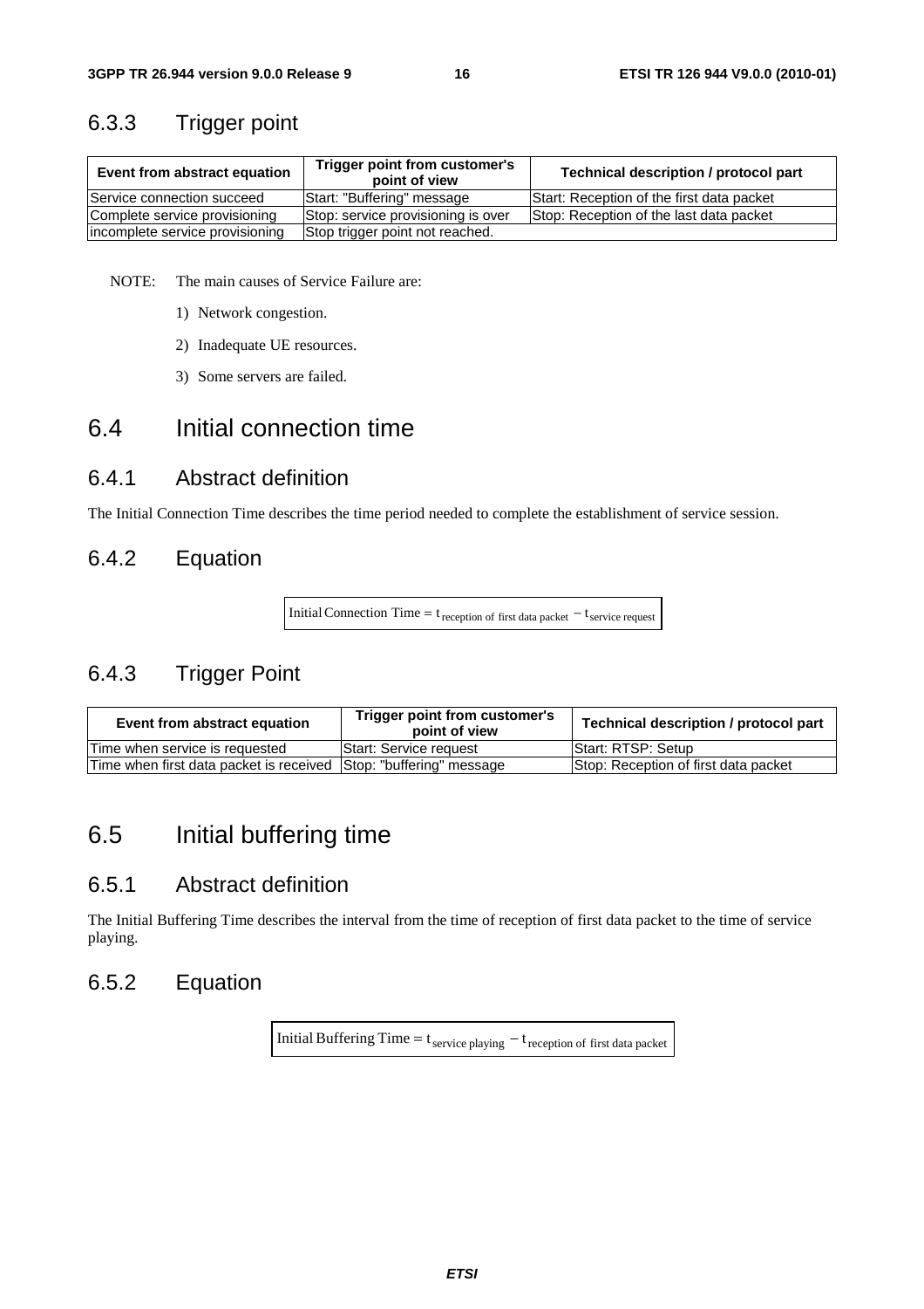### 6.3.3 Trigger point

| Event from abstract equation | Trigger point from customer's point of view | Technical description / protocol part |
| --- | --- | --- |
| Service connection succeed | Start: "Buffering" message | Start: Reception of the first data packet |
| Complete service provisioning | Stop: service provisioning is over | Stop: Reception of the last data packet |
| incomplete service provisioning | Stop trigger point not reached. | |

NOTE: The main causes of Service Failure are:

1) Network congestion.

2) Inadequate UE resources.

3) Some servers are failed.

## 6.4 Initial connection time

### 6.4.1 Abstract definition

The Initial Connection Time describes the time period needed to complete the establishment of service session.

### 6.4.2 Equation

$$\text{Initial Connection Time} = t_{\text{reception of first data packet}} - t_{\text{service request}}$$

### 6.4.3 Trigger Point

| Event from abstract equation | Trigger point from customer's point of view | Technical description / protocol part |
| --- | --- | --- |
| Time when service is requested | Start: Service request | Start: RTSP: Setup |
| Time when first data packet is received | Stop: "buffering" message | Stop: Reception of first data packet |

## 6.5 Initial buffering time

### 6.5.1 Abstract definition

The Initial Buffering Time describes the interval from the time of reception of first data packet to the time of service playing.

### 6.5.2 Equation

$$\text{Initial Buffering Time} = t_{\text{service playing}} - t_{\text{reception of first data packet}}$$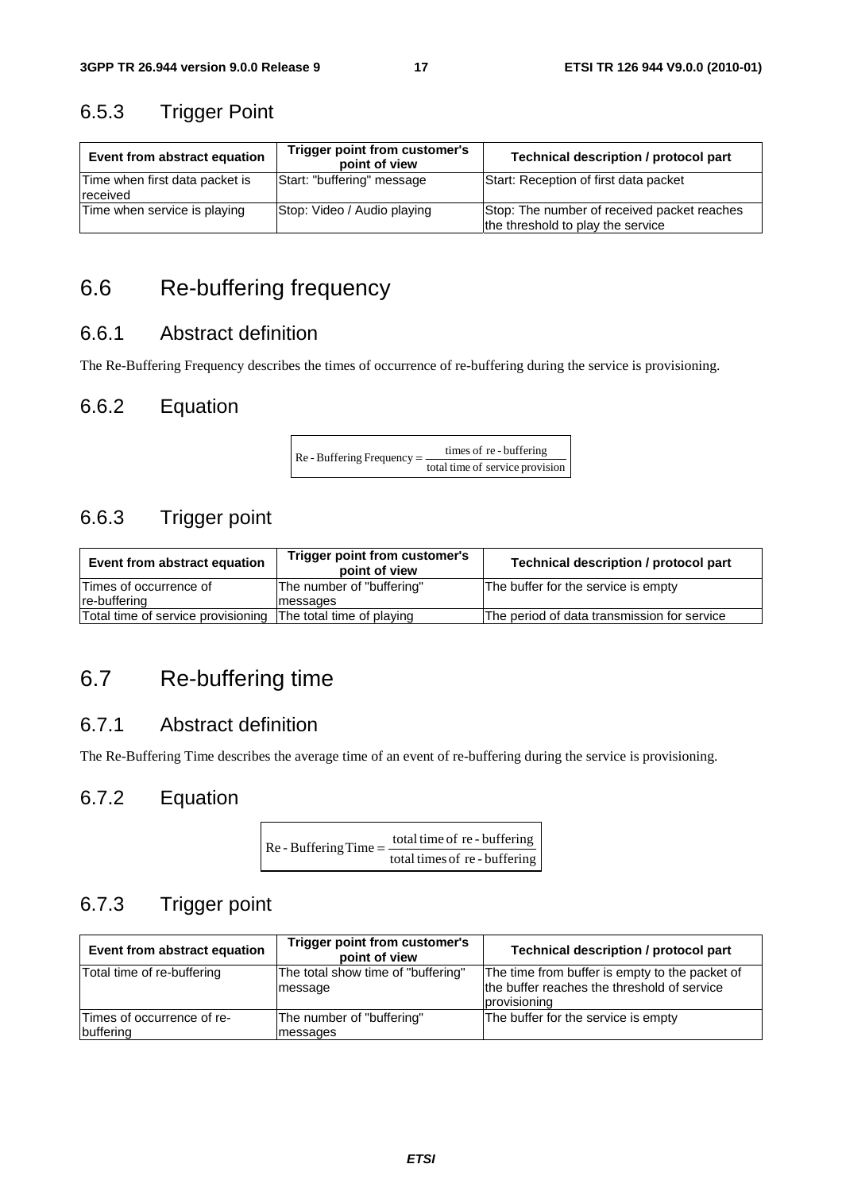### 6.5.3 Trigger Point

| Event from abstract equation | Trigger point from customer's point of view | Technical description / protocol part |
| --- | --- | --- |
| Time when first data packet is received | Start: "buffering" message | Start: Reception of first data packet |
| Time when service is playing | Stop: Video / Audio playing | Stop: The number of received packet reaches the threshold to play the service |

## 6.6 Re-buffering frequency

### 6.6.1 Abstract definition

The Re-Buffering Frequency describes the times of occurrence of re-buffering during the service is provisioning.

### 6.6.2 Equation

$$\text{Re - Buffering Frequency} = \frac{\text{times of re - buffering}}{\text{total time of service provision}}$$

### 6.6.3 Trigger point

| Event from abstract equation | Trigger point from customer's point of view | Technical description / protocol part |
| --- | --- | --- |
| Times of occurrence of re-buffering | The number of "buffering" messages | The buffer for the service is empty |
| Total time of service provisioning | The total time of playing | The period of data transmission for service |

## 6.7 Re-buffering time

### 6.7.1 Abstract definition

The Re-Buffering Time describes the average time of an event of re-buffering during the service is provisioning.

### 6.7.2 Equation

$$\text{Re - Buffering Time} = \frac{\text{total time of re - buffering}}{\text{total times of re - buffering}}$$

### 6.7.3 Trigger point

| Event from abstract equation | Trigger point from customer's point of view | Technical description / protocol part |
| --- | --- | --- |
| Total time of re-buffering | The total show time of "buffering" message | The time from buffer is empty to the packet of the buffer reaches the threshold of service provisioning |
| Times of occurrence of re-buffering | The number of "buffering" messages | The buffer for the service is empty |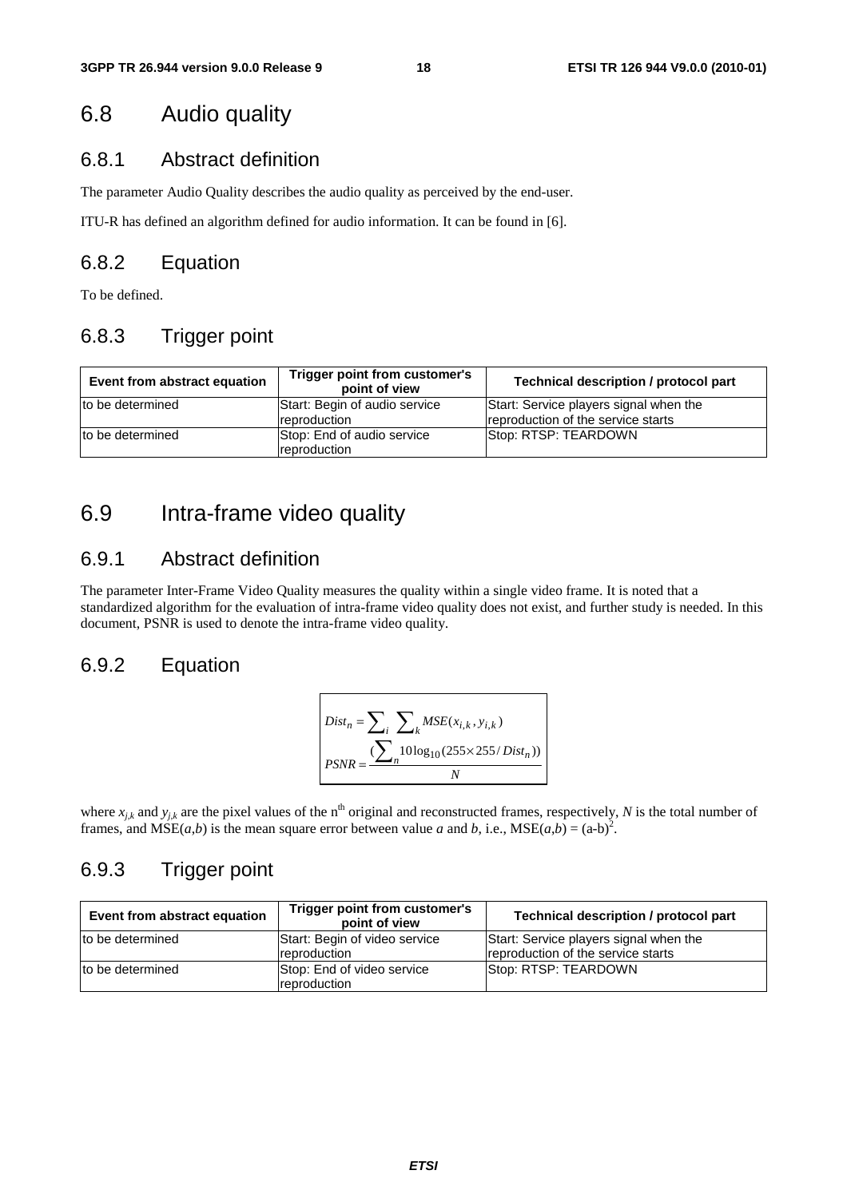## 6.8 Audio quality

### 6.8.1 Abstract definition

The parameter Audio Quality describes the audio quality as perceived by the end-user.

ITU-R has defined an algorithm defined for audio information. It can be found in [6].

### 6.8.2 Equation

To be defined.

### 6.8.3 Trigger point

| Event from abstract equation | Trigger point from customer's point of view | Technical description / protocol part |
| --- | --- | --- |
| to be determined | Start: Begin of audio service reproduction | Start: Service players signal when the reproduction of the service starts |
| to be determined | Stop: End of audio service reproduction | Stop: RTSP: TEARDOWN |

## 6.9 Intra-frame video quality

### 6.9.1 Abstract definition

The parameter Inter-Frame Video Quality measures the quality within a single video frame. It is noted that a standardized algorithm for the evaluation of intra-frame video quality does not exist, and further study is needed. In this document, PSNR is used to denote the intra-frame video quality.

### 6.9.2 Equation

$$Dist_n = \sum_i \sum_k MSE(x_{i,k}, y_{i,k})$$

$$PSNR = \frac{\left(\sum_n 10\log_{10}(255 \times 255 / Dist_n)\right)}{N}$$

where $x_{j,k}$ and $y_{j,k}$ are the pixel values of the n[th] original and reconstructed frames, respectively, $N$ is the total number of frames, and MSE($a$,$b$) is the mean square error between value $a$ and $b$, i.e., MSE($a$,$b$) = $(a-b)^2$.

### 6.9.3 Trigger point

| Event from abstract equation | Trigger point from customer's point of view | Technical description / protocol part |
| --- | --- | --- |
| to be determined | Start: Begin of video service reproduction | Start: Service players signal when the reproduction of the service starts |
| to be determined | Stop: End of video service reproduction | Stop: RTSP: TEARDOWN |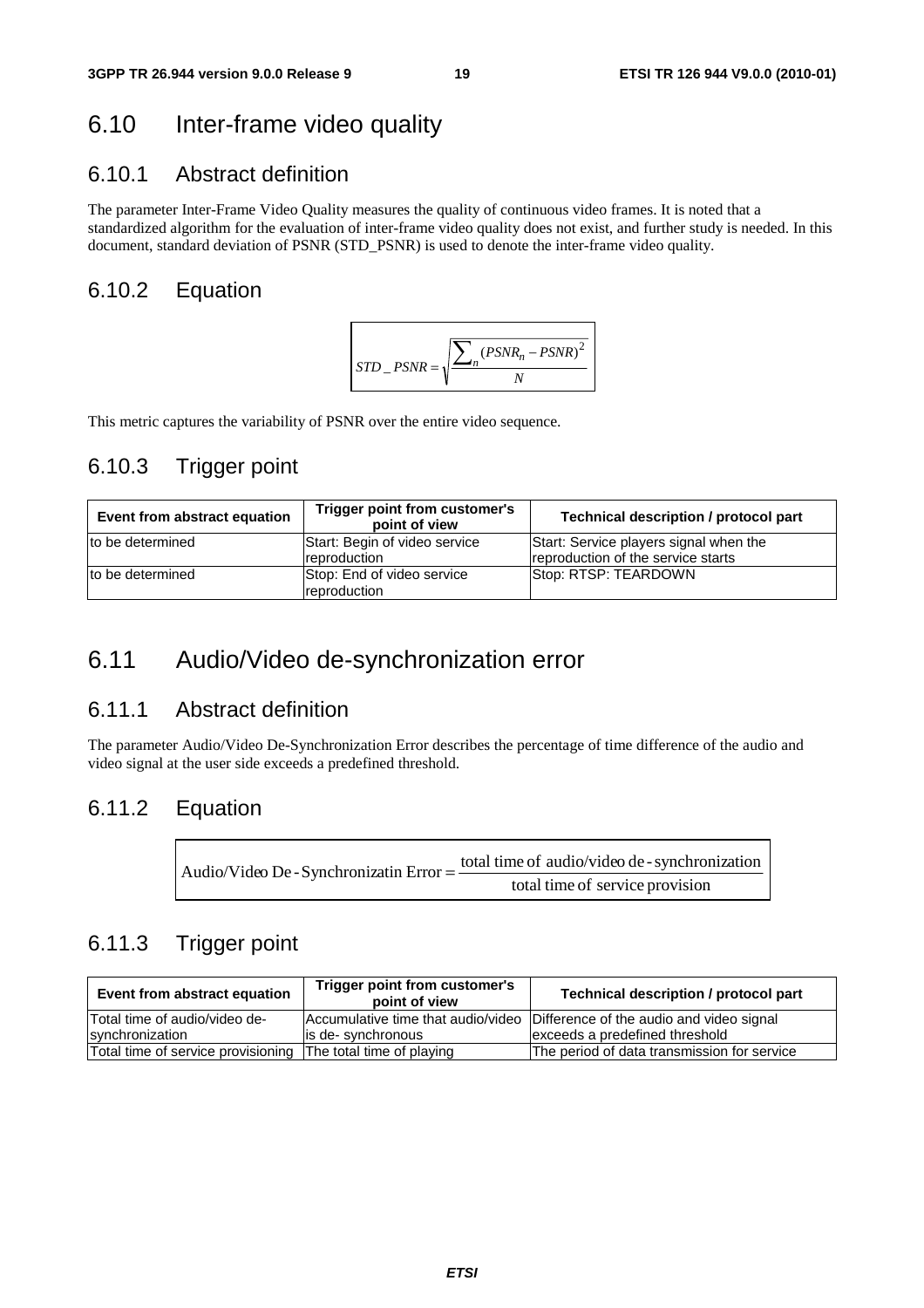## 6.10 Inter-frame video quality

### 6.10.1 Abstract definition

The parameter Inter-Frame Video Quality measures the quality of continuous video frames. It is noted that a standardized algorithm for the evaluation of inter-frame video quality does not exist, and further study is needed. In this document, standard deviation of PSNR (STD_PSNR) is used to denote the inter-frame video quality.

### 6.10.2 Equation

$$STD\_PSNR = \sqrt{\frac{\sum_n (PSNR_n - PSNR)^2}{N}}$$

This metric captures the variability of PSNR over the entire video sequence.

### 6.10.3 Trigger point

| Event from abstract equation | Trigger point from customer's point of view | Technical description / protocol part |
|---|---|---|
| to be determined | Start: Begin of video service reproduction | Start: Service players signal when the reproduction of the service starts |
| to be determined | Stop: End of video service reproduction | Stop: RTSP: TEARDOWN |

## 6.11 Audio/Video de-synchronization error

### 6.11.1 Abstract definition

The parameter Audio/Video De-Synchronization Error describes the percentage of time difference of the audio and video signal at the user side exceeds a predefined threshold.

### 6.11.2 Equation

$$\text{Audio/Video De-Synchronizatin Error} = \frac{\text{total time of audio/video de-synchronization}}{\text{total time of service provision}}$$

### 6.11.3 Trigger point

| Event from abstract equation | Trigger point from customer's point of view | Technical description / protocol part |
|---|---|---|
| Total time of audio/video de-synchronization | Accumulative time that audio/video is de- synchronous | Difference of the audio and video signal exceeds a predefined threshold |
| Total time of service provisioning | The total time of playing | The period of data transmission for service |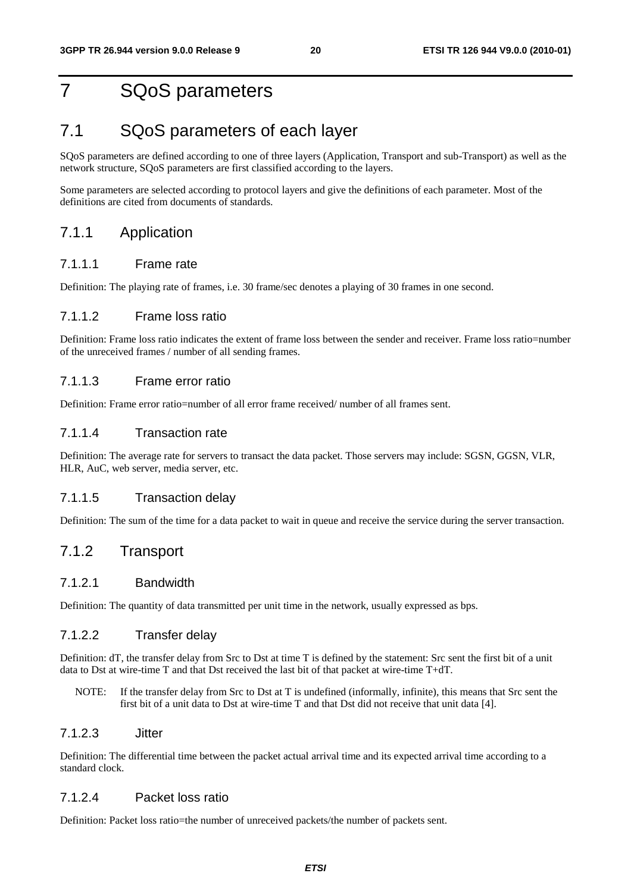# 7 SQoS parameters

## 7.1 SQoS parameters of each layer

SQoS parameters are defined according to one of three layers (Application, Transport and sub-Transport) as well as the network structure, SQoS parameters are first classified according to the layers.

Some parameters are selected according to protocol layers and give the definitions of each parameter. Most of the definitions are cited from documents of standards.

### 7.1.1 Application

#### 7.1.1.1 Frame rate

Definition: The playing rate of frames, i.e. 30 frame/sec denotes a playing of 30 frames in one second.

#### 7.1.1.2 Frame loss ratio

Definition: Frame loss ratio indicates the extent of frame loss between the sender and receiver. Frame loss ratio=number of the unreceived frames / number of all sending frames.

#### 7.1.1.3 Frame error ratio

Definition: Frame error ratio=number of all error frame received/ number of all frames sent.

#### 7.1.1.4 Transaction rate

Definition: The average rate for servers to transact the data packet. Those servers may include: SGSN, GGSN, VLR, HLR, AuC, web server, media server, etc.

#### 7.1.1.5 Transaction delay

Definition: The sum of the time for a data packet to wait in queue and receive the service during the server transaction.

### 7.1.2 Transport

#### 7.1.2.1 Bandwidth

Definition: The quantity of data transmitted per unit time in the network, usually expressed as bps.

#### 7.1.2.2 Transfer delay

Definition: dT, the transfer delay from Src to Dst at time T is defined by the statement: Src sent the first bit of a unit data to Dst at wire-time T and that Dst received the last bit of that packet at wire-time T+dT.

NOTE: If the transfer delay from Src to Dst at T is undefined (informally, infinite), this means that Src sent the first bit of a unit data to Dst at wire-time T and that Dst did not receive that unit data [4].

#### 7.1.2.3 Jitter

Definition: The differential time between the packet actual arrival time and its expected arrival time according to a standard clock.

#### 7.1.2.4 Packet loss ratio

Definition: Packet loss ratio=the number of unreceived packets/the number of packets sent.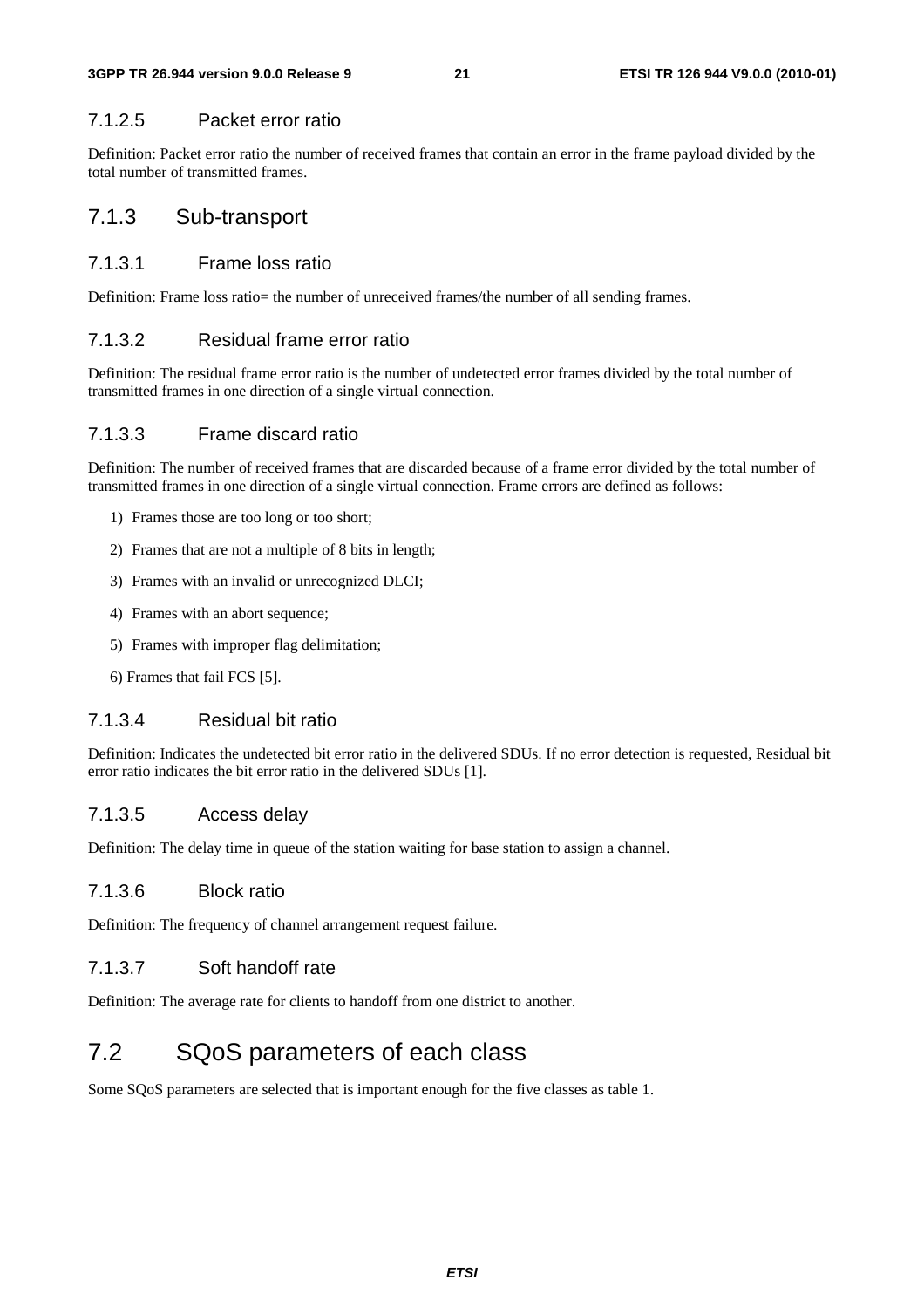#### 7.1.2.5 Packet error ratio

Definition: Packet error ratio the number of received frames that contain an error in the frame payload divided by the total number of transmitted frames.

### 7.1.3 Sub-transport

#### 7.1.3.1 Frame loss ratio

Definition: Frame loss ratio= the number of unreceived frames/the number of all sending frames.

#### 7.1.3.2 Residual frame error ratio

Definition: The residual frame error ratio is the number of undetected error frames divided by the total number of transmitted frames in one direction of a single virtual connection.

#### 7.1.3.3 Frame discard ratio

Definition: The number of received frames that are discarded because of a frame error divided by the total number of transmitted frames in one direction of a single virtual connection. Frame errors are defined as follows:

1) Frames those are too long or too short;
2) Frames that are not a multiple of 8 bits in length;
3) Frames with an invalid or unrecognized DLCI;
4) Frames with an abort sequence;
5) Frames with improper flag delimitation;
6) Frames that fail FCS [5].

#### 7.1.3.4 Residual bit ratio

Definition: Indicates the undetected bit error ratio in the delivered SDUs. If no error detection is requested, Residual bit error ratio indicates the bit error ratio in the delivered SDUs [1].

#### 7.1.3.5 Access delay

Definition: The delay time in queue of the station waiting for base station to assign a channel.

#### 7.1.3.6 Block ratio

Definition: The frequency of channel arrangement request failure.

#### 7.1.3.7 Soft handoff rate

Definition: The average rate for clients to handoff from one district to another.

## 7.2 SQoS parameters of each class

Some SQoS parameters are selected that is important enough for the five classes as table 1.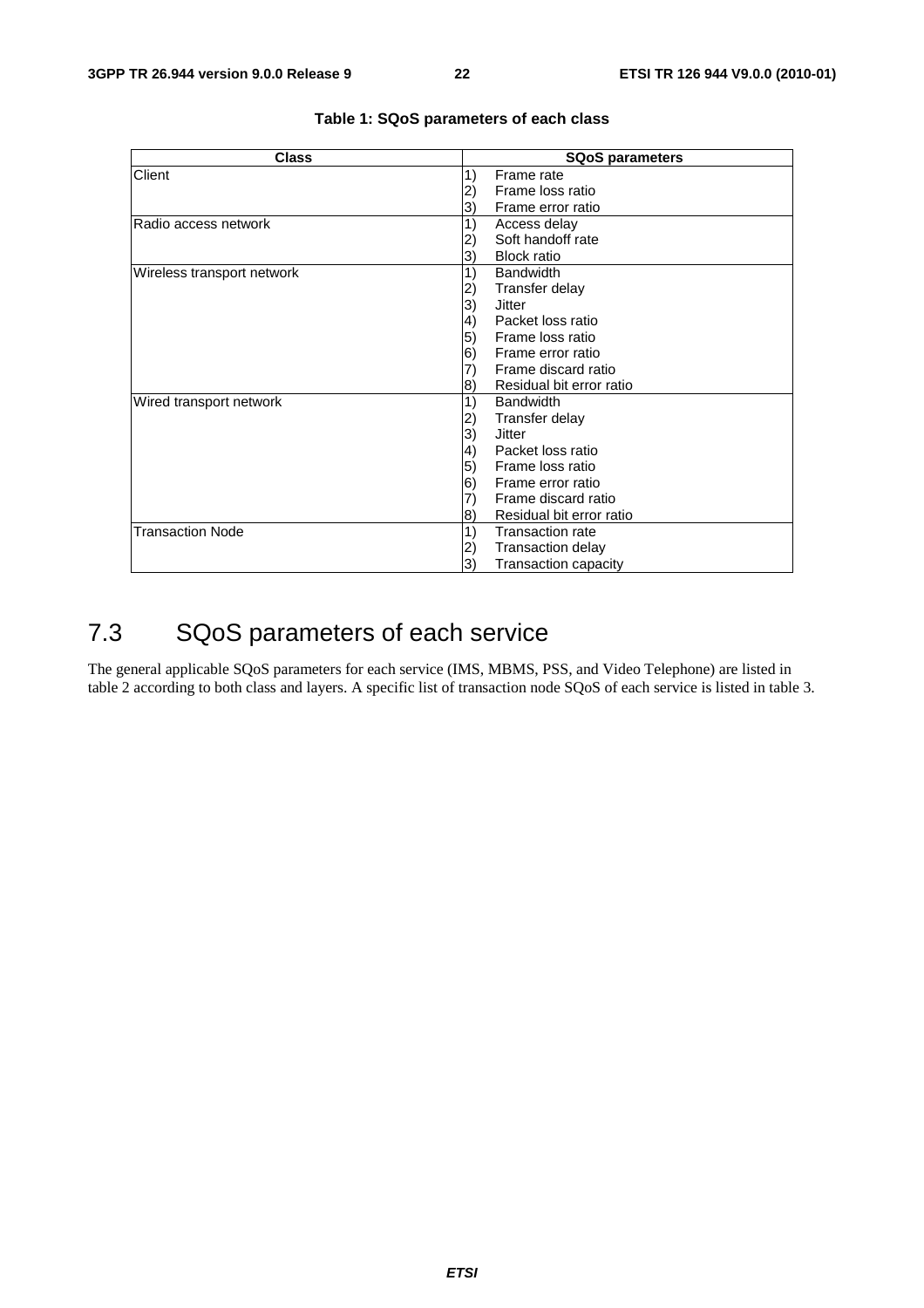**Table 1: SQoS parameters of each class**

| Class | SQoS parameters |
|---|---|
| Client | 1) Frame rate<br>2) Frame loss ratio<br>3) Frame error ratio |
| Radio access network | 1) Access delay<br>2) Soft handoff rate<br>3) Block ratio |
| Wireless transport network | 1) Bandwidth<br>2) Transfer delay<br>3) Jitter<br>4) Packet loss ratio<br>5) Frame loss ratio<br>6) Frame error ratio<br>7) Frame discard ratio<br>8) Residual bit error ratio |
| Wired transport network | 1) Bandwidth<br>2) Transfer delay<br>3) Jitter<br>4) Packet loss ratio<br>5) Frame loss ratio<br>6) Frame error ratio<br>7) Frame discard ratio<br>8) Residual bit error ratio |
| Transaction Node | 1) Transaction rate<br>2) Transaction delay<br>3) Transaction capacity |

## 7.3 SQoS parameters of each service

The general applicable SQoS parameters for each service (IMS, MBMS, PSS, and Video Telephone) are listed in table 2 according to both class and layers. A specific list of transaction node SQoS of each service is listed in table 3.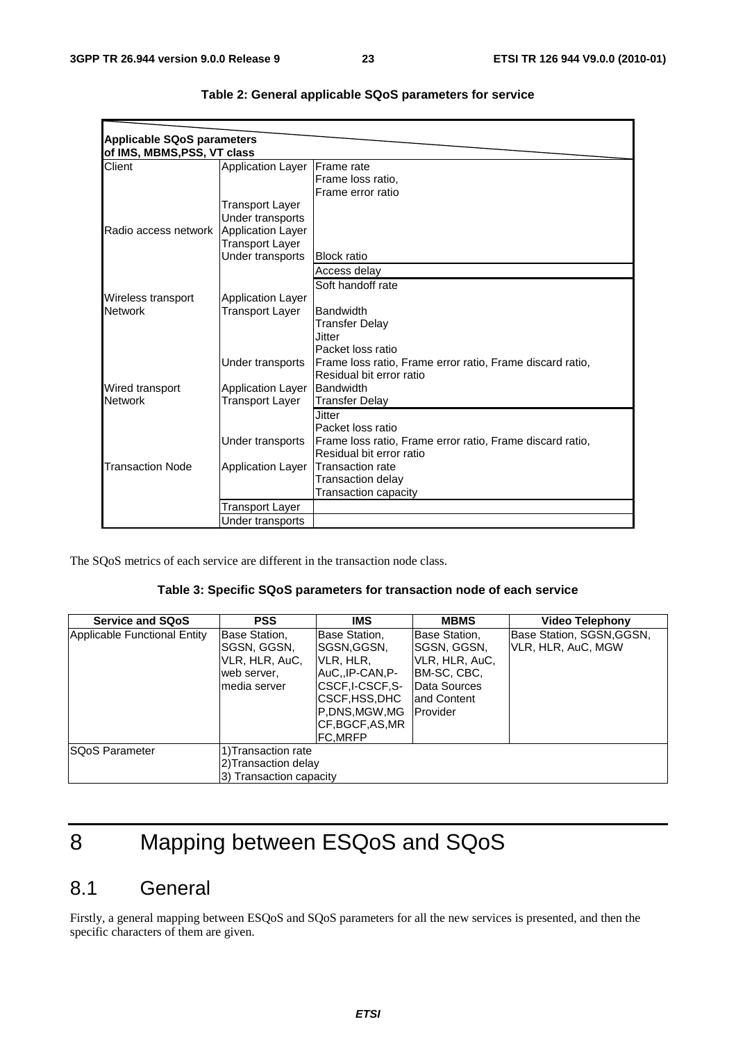**Table 2: General applicable SQoS parameters for service**

| Applicable SQoS parameters of IMS, MBMS,PSS, VT class | | |
|---|---|---|
| Client | Application Layer | Frame rate<br>Frame loss ratio,<br>Frame error ratio |
| | Transport Layer | |
| | Under transports | |
| Radio access network | Application Layer | |
| | Transport Layer | |
| | Under transports | Block ratio |
| | | Access delay |
| | | Soft handoff rate |
| Wireless transport Network | Application Layer | |
| | Transport Layer | Bandwidth<br>Transfer Delay<br>Jitter<br>Packet loss ratio |
| | Under transports | Frame loss ratio, Frame error ratio, Frame discard ratio,<br>Residual bit error ratio |
| Wired transport Network | Application Layer | Bandwidth |
| | Transport Layer | Transfer Delay |
| | | Jitter<br>Packet loss ratio |
| | Under transports | Frame loss ratio, Frame error ratio, Frame discard ratio,<br>Residual bit error ratio |
| Transaction Node | Application Layer | Transaction rate<br>Transaction delay<br>Transaction capacity |
| | Transport Layer | |
| | Under transports | |

The SQoS metrics of each service are different in the transaction node class.

**Table 3: Specific SQoS parameters for transaction node of each service**

| Service and SQoS | PSS | IMS | MBMS | Video Telephony |
|---|---|---|---|---|
| Applicable Functional Entity | Base Station, SGSN, GGSN, VLR, HLR, AuC, web server, media server | Base Station, SGSN,GGSN, VLR, HLR, AuC,,IP-CAN,P-CSCF,I-CSCF,S-CSCF,HSS,DHCP,DNS,MGW,MGCF,BGCF,AS,MRFC,MRFP | Base Station, SGSN, GGSN, VLR, HLR, AuC, BM-SC, CBC, Data Sources and Content Provider | Base Station, SGSN,GGSN, VLR, HLR, AuC, MGW |
| SQoS Parameter | 1)Transaction rate<br>2)Transaction delay<br>3) Transaction capacity | | | |

# 8 Mapping between ESQoS and SQoS

## 8.1 General

Firstly, a general mapping between ESQoS and SQoS parameters for all the new services is presented, and then the specific characters of them are given.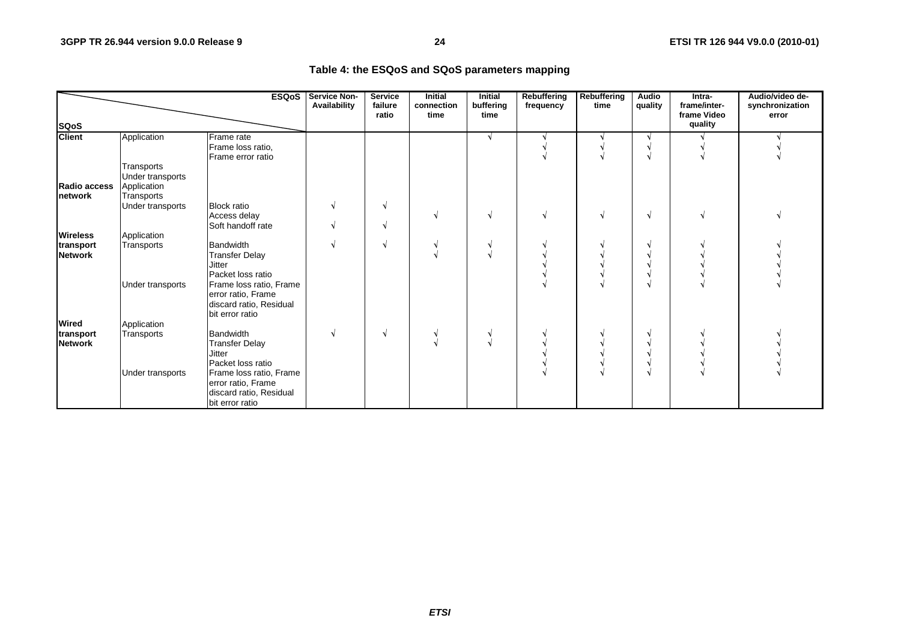**Table 4: the ESQoS and SQoS parameters mapping**

| SQoS \ ESQoS | | | Service Non-Availability | Service failure ratio | Initial connection time | Initial buffering time | Rebuffering frequency | Rebuffering time | Audio quality | Intra-frame/inter-frame Video quality | Audio/video de-synchronization error |
|---|---|---|---|---|---|---|---|---|---|---|---|
| **Client** | Application | Frame rate | | | | √ | √ | √ | √ | √ | √ |
| | | Frame loss ratio, | | | | | √ | √ | √ | √ | √ |
| | | Frame error ratio | | | | | √ | √ | √ | √ | √ |
| | Transports | | | | | | | | | | |
| | Under transports | | | | | | | | | | |
| **Radio access network** | Application | | | | | | | | | | |
| | Transports | | | | | | | | | | |
| | Under transports | Block ratio | √ | √ | | | | | | | |
| | | Access delay | | | √ | √ | √ | √ | √ | √ | √ |
| | | Soft handoff rate | √ | √ | | | | | | | |
| **Wireless transport Network** | Application | | | | | | | | | | |
| | Transports | Bandwidth | √ | √ | √ | √ | √ | √ | √ | √ | √ |
| | | Transfer Delay | | | √ | √ | √ | √ | √ | √ | √ |
| | | Jitter | | | | | √ | √ | √ | √ | √ |
| | | Packet loss ratio | | | | | √ | √ | √ | √ | √ |
| | Under transports | Frame loss ratio, Frame error ratio, Frame discard ratio, Residual bit error ratio | | | | | √ | √ | √ | √ | √ |
| **Wired transport Network** | Application | | | | | | | | | | |
| | Transports | Bandwidth | √ | √ | √ | √ | √ | √ | √ | √ | √ |
| | | Transfer Delay | | | √ | √ | √ | √ | √ | √ | √ |
| | | Jitter | | | | | √ | √ | √ | √ | √ |
| | | Packet loss ratio | | | | | √ | √ | √ | √ | √ |
| | Under transports | Frame loss ratio, Frame error ratio, Frame discard ratio, Residual bit error ratio | | | | | √ | √ | √ | √ | √ |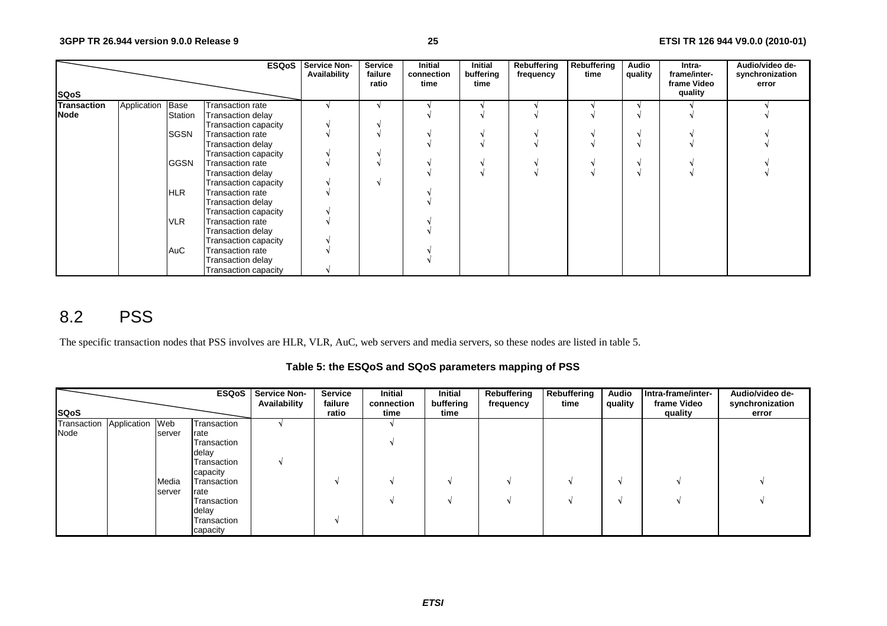| SQoS \ ESQoS | | | | Service Non-Availability | Service failure ratio | Initial connection time | Initial buffering time | Rebuffering frequency | Rebuffering time | Audio quality | Intra-frame/inter-frame Video quality | Audio/video de-synchronization error |
|---|---|---|---|---|---|---|---|---|---|---|---|---|
| **Transaction Node** | Application | Base Station | Transaction rate | √ | √ | √ | √ | √ | √ | √ | √ | √ |
| | | | Transaction delay | | | √ | √ | √ | √ | √ | √ | √ |
| | | | Transaction capacity | √ | √ | | | | | | | |
| | | SGSN | Transaction rate | √ | √ | √ | √ | √ | √ | √ | √ | √ |
| | | | Transaction delay | | | √ | √ | √ | √ | √ | √ | √ |
| | | | Transaction capacity | √ | √ | | | | | | | |
| | | GGSN | Transaction rate | √ | √ | √ | √ | √ | √ | √ | √ | √ |
| | | | Transaction delay | | | √ | √ | √ | √ | √ | √ | √ |
| | | | Transaction capacity | √ | √ | | | | | | | |
| | | HLR | Transaction rate | √ | | √ | | | | | | |
| | | | Transaction delay | | | √ | | | | | | |
| | | | Transaction capacity | √ | | | | | | | | |
| | | VLR | Transaction rate | √ | | √ | | | | | | |
| | | | Transaction delay | | | √ | | | | | | |
| | | | Transaction capacity | √ | | | | | | | | |
| | | AuC | Transaction rate | √ | | √ | | | | | | |
| | | | Transaction delay | | | √ | | | | | | |
| | | | Transaction capacity | √ | | | | | | | | |

# 8.2 PSS

The specific transaction nodes that PSS involves are HLR, VLR, AuC, web servers and media servers, so these nodes are listed in table 5.

**Table 5: the ESQoS and SQoS parameters mapping of PSS**

| SQoS \ ESQoS | | | | Service Non-Availability | Service failure ratio | Initial connection time | Initial buffering time | Rebuffering frequency | Rebuffering time | Audio quality | Intra-frame/inter-frame Video quality | Audio/video de-synchronization error |
|---|---|---|---|---|---|---|---|---|---|---|---|---|
| Transaction Node | Application | Web server | Transaction rate | √ | | √ | | | | | | |
| | | | Transaction delay | | | √ | | | | | | |
| | | | Transaction capacity | √ | | | | | | | | |
| | | Media server | Transaction rate | | √ | √ | √ | √ | √ | √ | √ | √ |
| | | | Transaction delay | | | √ | √ | √ | √ | √ | √ | √ |
| | | | Transaction capacity | | √ | | | | | | | |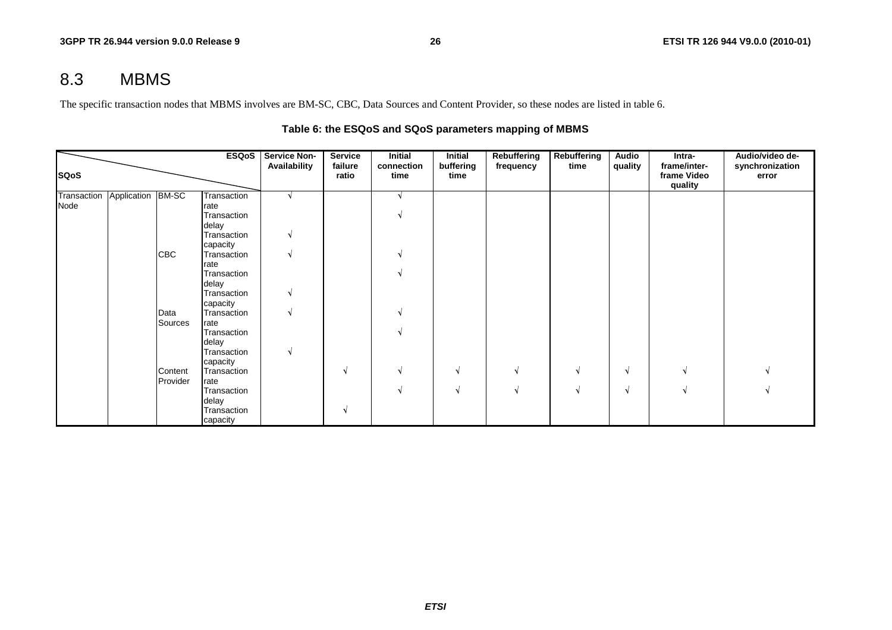# 8.3 MBMS

The specific transaction nodes that MBMS involves are BM-SC, CBC, Data Sources and Content Provider, so these nodes are listed in table 6.

**Table 6: the ESQoS and SQoS parameters mapping of MBMS**

| SQoS \ ESQoS | | | | Service Non-Availability | Service failure ratio | Initial connection time | Initial buffering time | Rebuffering frequency | Rebuffering time | Audio quality | Intra-frame/inter-frame Video quality | Audio/video de-synchronization error |
|---|---|---|---|---|---|---|---|---|---|---|---|---|
| Transaction Node | Application | BM-SC | Transaction rate | √ | | √ | | | | | | |
| | | | Transaction delay | | | √ | | | | | | |
| | | | Transaction capacity | √ | | | | | | | | |
| | | CBC | Transaction rate | √ | | √ | | | | | | |
| | | | Transaction delay | | | √ | | | | | | |
| | | | Transaction capacity | √ | | | | | | | | |
| | | Data Sources | Transaction rate | √ | | √ | | | | | | |
| | | | Transaction delay | | | √ | | | | | | |
| | | | Transaction capacity | √ | | | | | | | | |
| | | Content Provider | Transaction rate | | √ | √ | √ | √ | √ | √ | √ | √ |
| | | | Transaction delay | | | √ | √ | √ | √ | √ | √ | √ |
| | | | Transaction capacity | | √ | | | | | | | |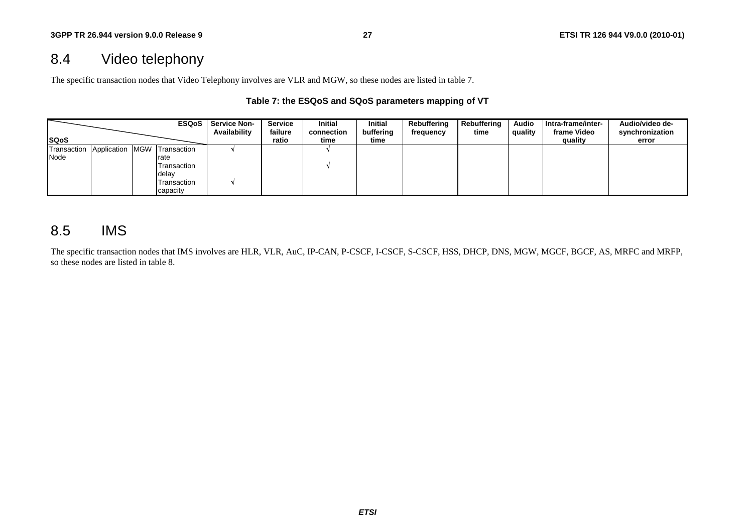## 8.4 Video telephony

The specific transaction nodes that Video Telephony involves are VLR and MGW, so these nodes are listed in table 7.

**Table 7: the ESQoS and SQoS parameters mapping of VT**

| SQoS \ ESQoS | | | | Service Non-Availability | Service failure ratio | Initial connection time | Initial buffering time | Rebuffering frequency | Rebuffering time | Audio quality | Intra-frame/inter-frame Video quality | Audio/video de-synchronization error |
|---|---|---|---|---|---|---|---|---|---|---|---|---|
| Transaction Node | Application | MGW | Transaction rate | √ | | √ | | | | | | |
| | | | Transaction delay | | | √ | | | | | | |
| | | | Transaction capacity | √ | | | | | | | | |

## 8.5 IMS

The specific transaction nodes that IMS involves are HLR, VLR, AuC, IP-CAN, P-CSCF, I-CSCF, S-CSCF, HSS, DHCP, DNS, MGW, MGCF, BGCF, AS, MRFC and MRFP, so these nodes are listed in table 8.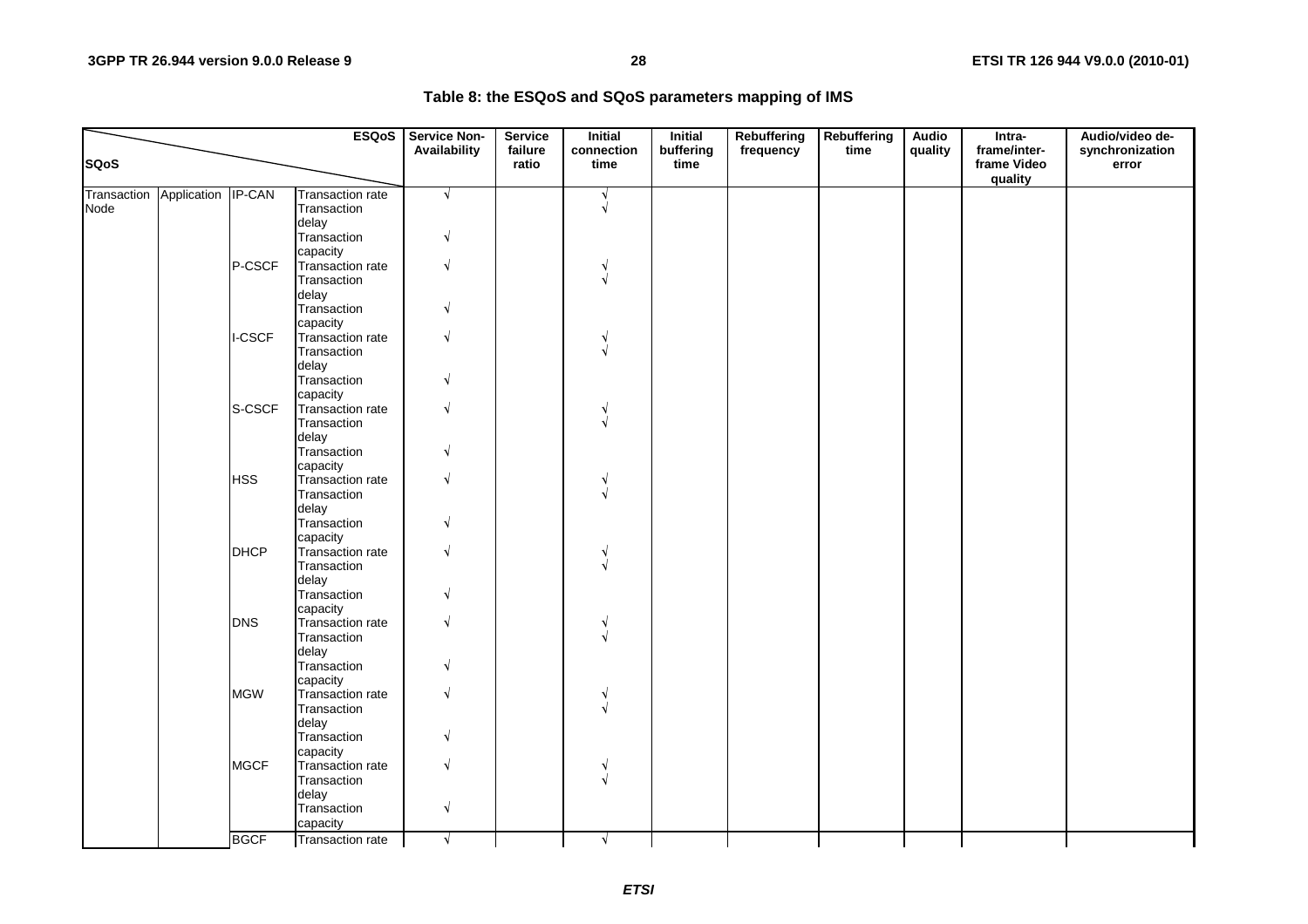**Table 8: the ESQoS and SQoS parameters mapping of IMS**

| SQoS \ ESQoS | | | | Service Non-Availability | Service failure ratio | Initial connection time | Initial buffering time | Rebuffering frequency | Rebuffering time | Audio quality | Intra-frame/inter-frame Video quality | Audio/video de-synchronization error |
|---|---|---|---|---|---|---|---|---|---|---|---|---|
| Transaction Node | Application | IP-CAN | Transaction rate | √ | | √ | | | | | | |
| | | | Transaction delay | | | √ | | | | | | |
| | | | Transaction capacity | √ | | | | | | | | |
| | | P-CSCF | Transaction rate | √ | | √ | | | | | | |
| | | | Transaction delay | | | √ | | | | | | |
| | | | Transaction capacity | √ | | | | | | | | |
| | | I-CSCF | Transaction rate | √ | | √ | | | | | | |
| | | | Transaction delay | | | √ | | | | | | |
| | | | Transaction capacity | √ | | | | | | | | |
| | | S-CSCF | Transaction rate | √ | | √ | | | | | | |
| | | | Transaction delay | | | √ | | | | | | |
| | | | Transaction capacity | √ | | | | | | | | |
| | | HSS | Transaction rate | √ | | √ | | | | | | |
| | | | Transaction delay | | | √ | | | | | | |
| | | | Transaction capacity | √ | | | | | | | | |
| | | DHCP | Transaction rate | √ | | √ | | | | | | |
| | | | Transaction delay | | | √ | | | | | | |
| | | | Transaction capacity | √ | | | | | | | | |
| | | DNS | Transaction rate | √ | | √ | | | | | | |
| | | | Transaction delay | | | √ | | | | | | |
| | | | Transaction capacity | √ | | | | | | | | |
| | | MGW | Transaction rate | √ | | √ | | | | | | |
| | | | Transaction delay | | | √ | | | | | | |
| | | | Transaction capacity | √ | | | | | | | | |
| | | MGCF | Transaction rate | √ | | √ | | | | | | |
| | | | Transaction delay | | | √ | | | | | | |
| | | | Transaction capacity | √ | | | | | | | | |
| | | BGCF | Transaction rate | √ | | √ | | | | | | |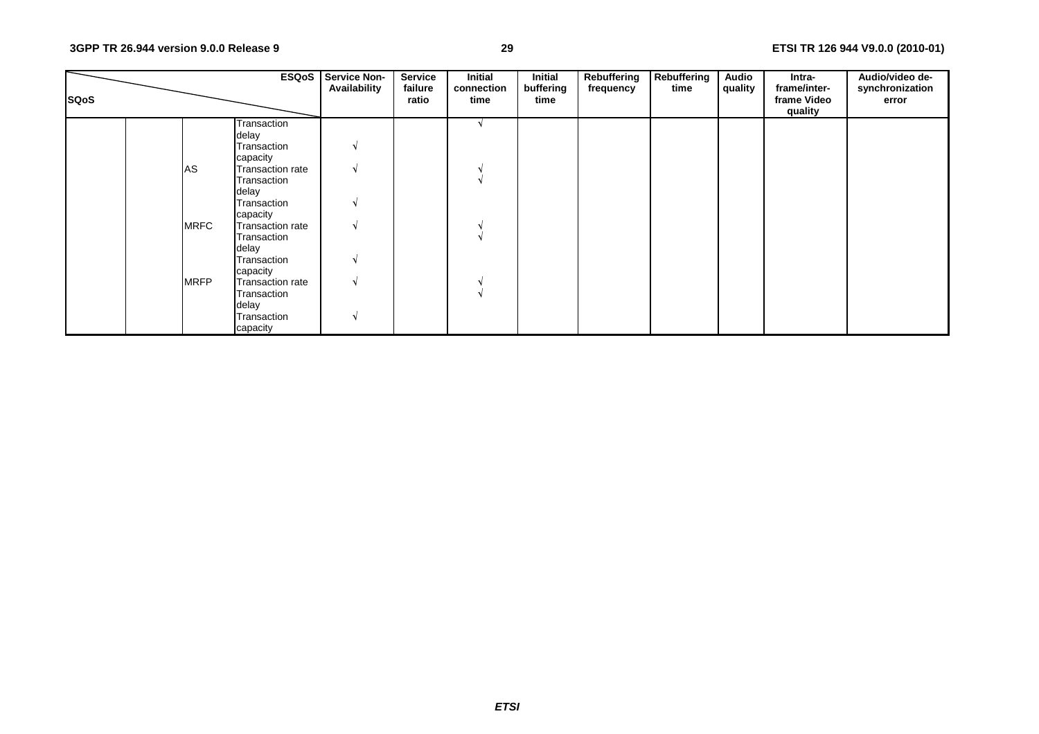| SQoS \ ESQoS | | | | Service Non-Availability | Service failure ratio | Initial connection time | Initial buffering time | Rebuffering frequency | Rebuffering time | Audio quality | Intra-frame/inter-frame Video quality | Audio/video de-synchronization error |
|---|---|---|---|---|---|---|---|---|---|---|---|---|
| | | | Transaction delay | | | √ | | | | | | |
| | | | Transaction capacity | √ | | | | | | | | |
| | | AS | Transaction rate | √ | | √ | | | | | | |
| | | | Transaction delay | | | √ | | | | | | |
| | | | Transaction capacity | √ | | | | | | | | |
| | | MRFC | Transaction rate | √ | | √ | | | | | | |
| | | | Transaction delay | | | √ | | | | | | |
| | | | Transaction capacity | √ | | | | | | | | |
| | | MRFP | Transaction rate | √ | | √ | | | | | | |
| | | | Transaction delay | | | √ | | | | | | |
| | | | Transaction capacity | √ | | | | | | | | |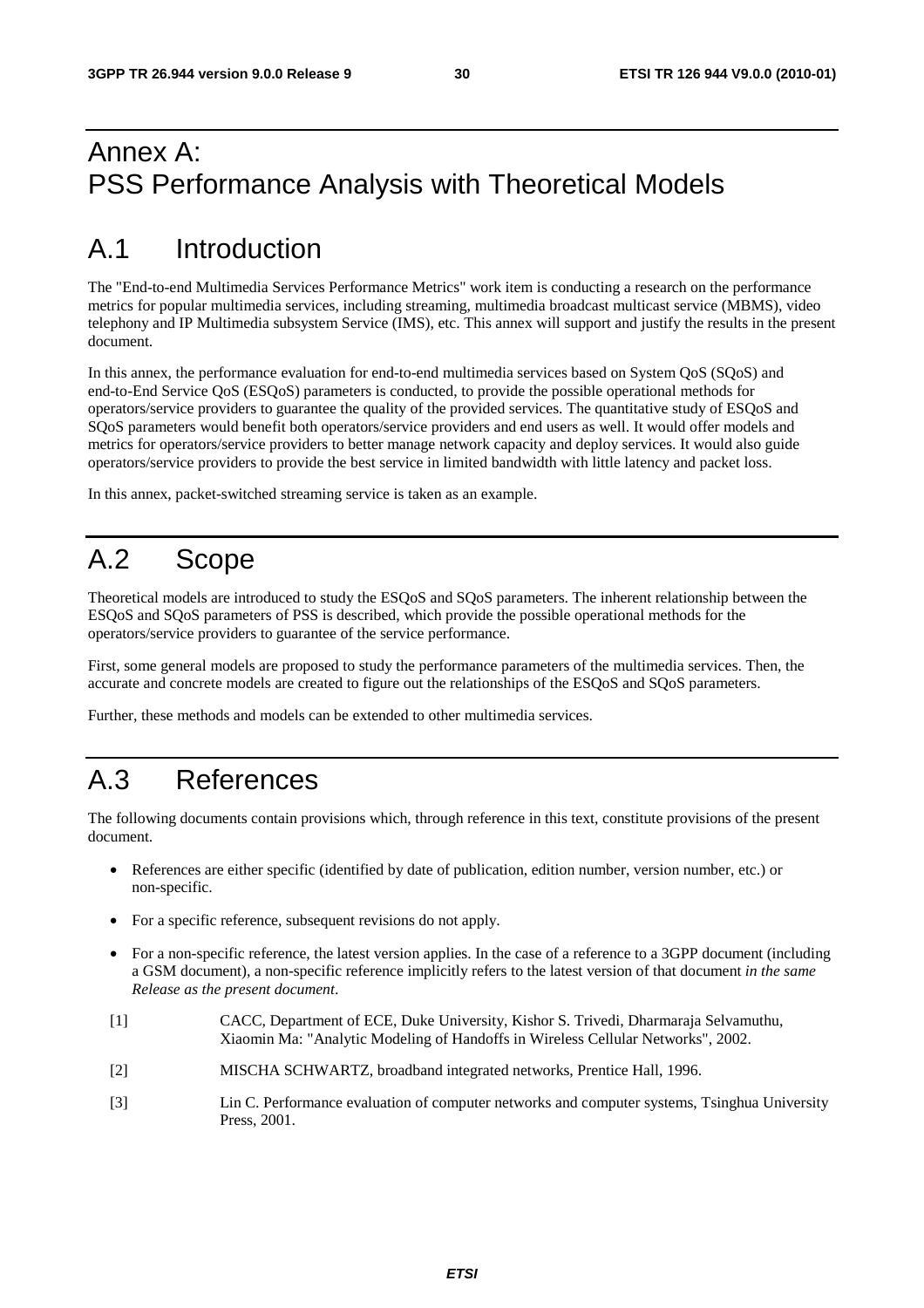# Annex A: PSS Performance Analysis with Theoretical Models

## A.1 Introduction

The "End-to-end Multimedia Services Performance Metrics" work item is conducting a research on the performance metrics for popular multimedia services, including streaming, multimedia broadcast multicast service (MBMS), video telephony and IP Multimedia subsystem Service (IMS), etc. This annex will support and justify the results in the present document.

In this annex, the performance evaluation for end-to-end multimedia services based on System QoS (SQoS) and end-to-End Service QoS (ESQoS) parameters is conducted, to provide the possible operational methods for operators/service providers to guarantee the quality of the provided services. The quantitative study of ESQoS and SQoS parameters would benefit both operators/service providers and end users as well. It would offer models and metrics for operators/service providers to better manage network capacity and deploy services. It would also guide operators/service providers to provide the best service in limited bandwidth with little latency and packet loss.

In this annex, packet-switched streaming service is taken as an example.

## A.2 Scope

Theoretical models are introduced to study the ESQoS and SQoS parameters. The inherent relationship between the ESQoS and SQoS parameters of PSS is described, which provide the possible operational methods for the operators/service providers to guarantee of the service performance.

First, some general models are proposed to study the performance parameters of the multimedia services. Then, the accurate and concrete models are created to figure out the relationships of the ESQoS and SQoS parameters.

Further, these methods and models can be extended to other multimedia services.

## A.3 References

The following documents contain provisions which, through reference in this text, constitute provisions of the present document.

- References are either specific (identified by date of publication, edition number, version number, etc.) or non-specific.
- For a specific reference, subsequent revisions do not apply.
- For a non-specific reference, the latest version applies. In the case of a reference to a 3GPP document (including a GSM document), a non-specific reference implicitly refers to the latest version of that document *in the same Release as the present document*.

[1] CACC, Department of ECE, Duke University, Kishor S. Trivedi, Dharmaraja Selvamuthu, Xiaomin Ma: "Analytic Modeling of Handoffs in Wireless Cellular Networks", 2002.

[2] MISCHA SCHWARTZ, broadband integrated networks, Prentice Hall, 1996.

[3] Lin C. Performance evaluation of computer networks and computer systems, Tsinghua University Press, 2001.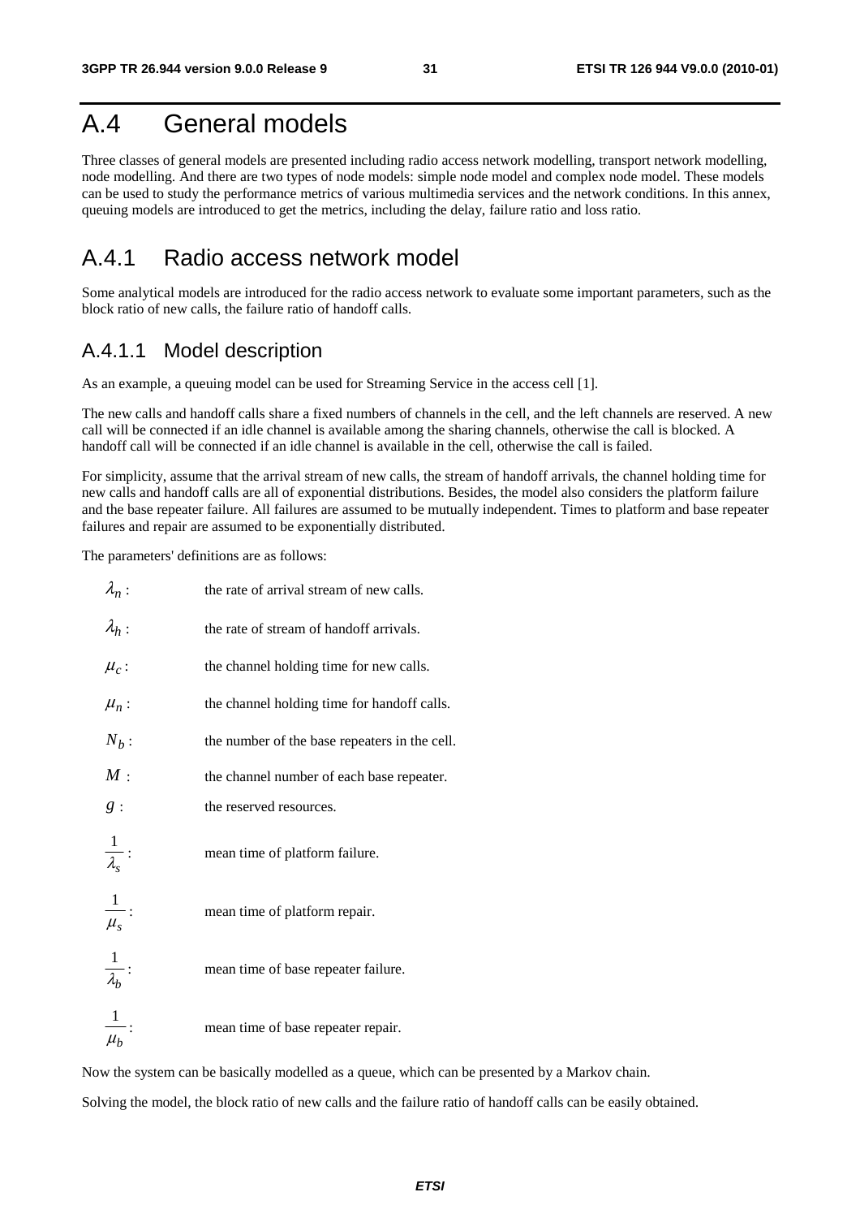# A.4 General models

Three classes of general models are presented including radio access network modelling, transport network modelling, node modelling. And there are two types of node models: simple node model and complex node model. These models can be used to study the performance metrics of various multimedia services and the network conditions. In this annex, queuing models are introduced to get the metrics, including the delay, failure ratio and loss ratio.

## A.4.1 Radio access network model

Some analytical models are introduced for the radio access network to evaluate some important parameters, such as the block ratio of new calls, the failure ratio of handoff calls.

### A.4.1.1 Model description

As an example, a queuing model can be used for Streaming Service in the access cell [1].

The new calls and handoff calls share a fixed numbers of channels in the cell, and the left channels are reserved. A new call will be connected if an idle channel is available among the sharing channels, otherwise the call is blocked. A handoff call will be connected if an idle channel is available in the cell, otherwise the call is failed.

For simplicity, assume that the arrival stream of new calls, the stream of handoff arrivals, the channel holding time for new calls and handoff calls are all of exponential distributions. Besides, the model also considers the platform failure and the base repeater failure. All failures are assumed to be mutually independent. Times to platform and base repeater failures and repair are assumed to be exponentially distributed.

The parameters' definitions are as follows:

| | |
|---|---|
| $\lambda_n$ : | the rate of arrival stream of new calls. |
| $\lambda_h$ : | the rate of stream of handoff arrivals. |
| $\mu_c$ : | the channel holding time for new calls. |
| $\mu_n$ : | the channel holding time for handoff calls. |
| $N_b$ : | the number of the base repeaters in the cell. |
| $M$ : | the channel number of each base repeater. |
| $g$ : | the reserved resources. |
| $\frac{1}{\lambda_s}$ : | mean time of platform failure. |
| $\frac{1}{\mu_s}$ : | mean time of platform repair. |
| $\frac{1}{\lambda_b}$ : | mean time of base repeater failure. |
| $\frac{1}{\mu_b}$ : | mean time of base repeater repair. |

Now the system can be basically modelled as a queue, which can be presented by a Markov chain.

Solving the model, the block ratio of new calls and the failure ratio of handoff calls can be easily obtained.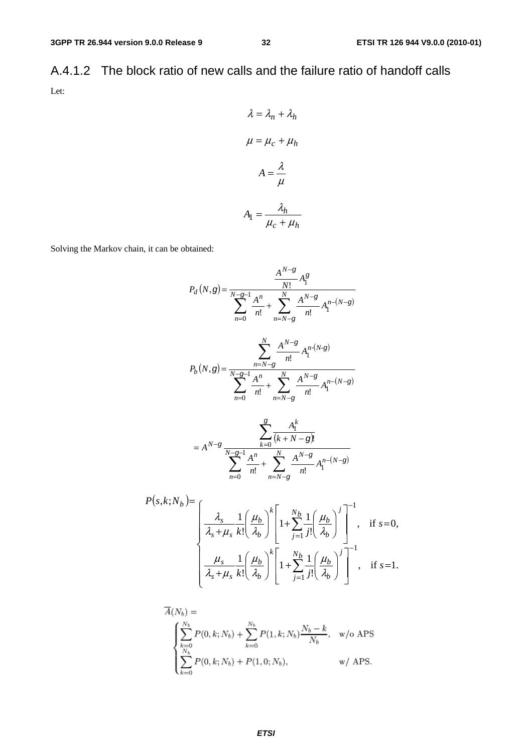### A.4.1.2 The block ratio of new calls and the failure ratio of handoff calls

Let:

$$\lambda = \lambda_n + \lambda_h$$

$$\mu = \mu_c + \mu_h$$

$$A = \frac{\lambda}{\mu}$$

$$A_1 = \frac{\lambda_h}{\mu_c + \mu_h}$$

Solving the Markov chain, it can be obtained:

$$P_d(N,g) = \frac{\frac{A^{N-g}}{N!} A_1^g}{\sum_{n=0}^{N-g-1} \frac{A^n}{n!} + \sum_{n=N-g}^{N} \frac{A^{N-g}}{n!} A_1^{n-(N-g)}}$$

$$P_b(N,g) = \frac{\sum_{n=N-g}^{N} \frac{A^{N-g}}{n!} A_1^{n-(N-g)}}{\sum_{n=0}^{N-g-1} \frac{A^n}{n!} + \sum_{n=N-g}^{N} \frac{A^{N-g}}{n!} A_1^{n-(N-g)}}$$

$$= A^{N-g} \frac{\sum_{k=0}^{g} \frac{A_1^k}{(k+N-g)!}}{\sum_{n=0}^{N-g-1} \frac{A^n}{n!} + \sum_{n=N-g}^{N} \frac{A^{N-g}}{n!} A_1^{n-(N-g)}}$$

$$P(s,k;N_b) = \begin{cases} \frac{\lambda_s}{\lambda_s + \mu_s} \frac{1}{k!} \left( \frac{\mu_b}{\lambda_b} \right)^k \left[ 1 + \sum_{j=1}^{N_b} \frac{1}{j!} \left( \frac{\mu_b}{\lambda_b} \right)^j \right]^{-1}, & \text{if } s=0, \\ \frac{\mu_s}{\lambda_s + \mu_s} \frac{1}{k!} \left( \frac{\mu_b}{\lambda_b} \right)^k \left[ 1 + \sum_{j=1}^{N_b} \frac{1}{j!} \left( \frac{\mu_b}{\lambda_b} \right)^j \right]^{-1}, & \text{if } s=1. \end{cases}$$

$$\overline{A}(N_b) = \begin{cases} \sum_{k=0}^{N_b} P(0,k;N_b) + \sum_{k=0}^{N_b} P(1,k;N_b) \frac{N_b - k}{N_b}, & \text{w/o APS} \\ \sum_{k=0}^{N_b} P(0,k;N_b) + P(1,0;N_b), & \text{w/ APS.} \end{cases}$$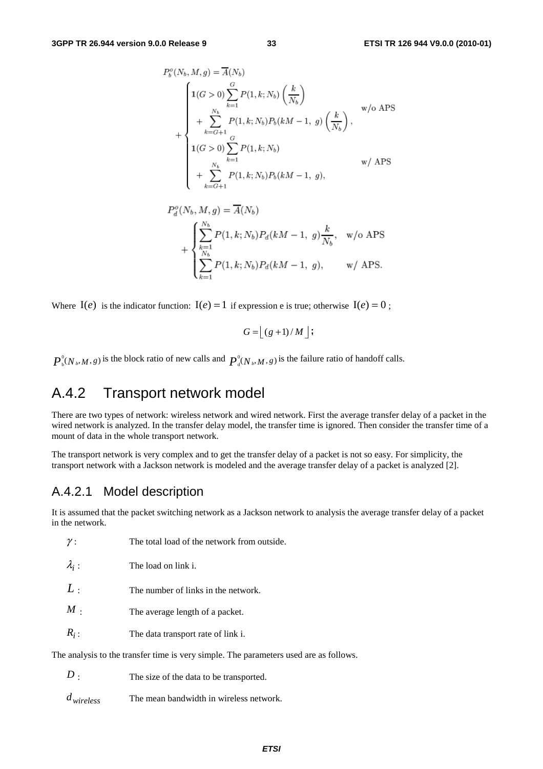$$P_b^o(N_b, M, g) = \overline{A}(N_b) + \begin{cases} \mathbf{1}(G > 0) \sum_{k=1}^{G} P(1, k; N_b) \left(\frac{k}{N_b}\right) \\ \quad + \sum_{k=G+1}^{N_b} P(1, k; N_b) P_b(kM - 1,\ g) \left(\frac{k}{N_b}\right), & \text{w/o APS} \\ \mathbf{1}(G > 0) \sum_{k=1}^{G} P(1, k; N_b) \\ \quad + \sum_{k=G+1}^{N_b} P(1, k; N_b) P_b(kM - 1,\ g), & \text{w/ APS} \end{cases}$$

$$P_d^o(N_b, M, g) = \overline{A}(N_b) + \begin{cases} \sum_{k=1}^{N_b} P(1, k; N_b) P_d(kM - 1,\ g) \frac{k}{N_b}, & \text{w/o APS} \\ \sum_{k=1}^{N_b} P(1, k; N_b) P_d(kM - 1,\ g), & \text{w/ APS.} \end{cases}$$

Where $\mathrm{I}(e)$ is the indicator function: $\mathrm{I}(e) = 1$ if expression e is true; otherwise $\mathrm{I}(e) = 0$ ;

$$G = \lfloor (g+1)/M \rfloor ;$$

$P_b^0(N_b, M, g)$ is the block ratio of new calls and $P_d^0(N_b, M, g)$ is the failure ratio of handoff calls.

## A.4.2 Transport network model

There are two types of network: wireless network and wired network. First the average transfer delay of a packet in the wired network is analyzed. In the transfer delay model, the transfer time is ignored. Then consider the transfer time of a mount of data in the whole transport network.

The transport network is very complex and to get the transfer delay of a packet is not so easy. For simplicity, the transport network with a Jackson network is modeled and the average transfer delay of a packet is analyzed [2].

### A.4.2.1 Model description

It is assumed that the packet switching network as a Jackson network to analysis the average transfer delay of a packet in the network.

$\gamma$ : The total load of the network from outside.

$\lambda_i$ : The load on link i.

$L$ : The number of links in the network.

$M$ : The average length of a packet.

$R_i$ : The data transport rate of link i.

The analysis to the transfer time is very simple. The parameters used are as follows.

$D$ : The size of the data to be transported.

$d_{wireless}$ The mean bandwidth in wireless network.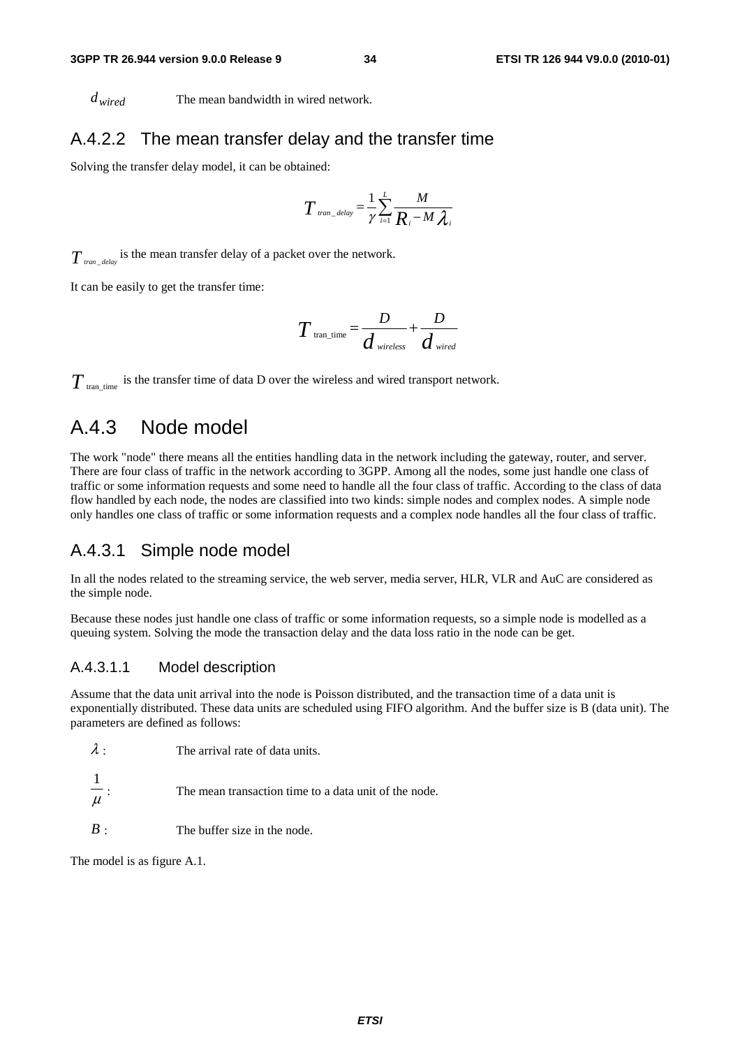$d_{wired}$ The mean bandwidth in wired network.

### A.4.2.2 The mean transfer delay and the transfer time

Solving the transfer delay model, it can be obtained:

$$T_{tran\_delay} = \frac{1}{\gamma}\sum_{i=1}^{L}\frac{M}{R_i - M\lambda_i}$$

$T_{tran\_delay}$ is the mean transfer delay of a packet over the network.

It can be easily to get the transfer time:

$$T_{\text{tran\_time}} = \frac{D}{d_{wireless}} + \frac{D}{d_{wired}}$$

$T_{\text{tran\_time}}$ is the transfer time of data D over the wireless and wired transport network.

## A.4.3 Node model

The work "node" there means all the entities handling data in the network including the gateway, router, and server. There are four class of traffic in the network according to 3GPP. Among all the nodes, some just handle one class of traffic or some information requests and some need to handle all the four class of traffic. According to the class of data flow handled by each node, the nodes are classified into two kinds: simple nodes and complex nodes. A simple node only handles one class of traffic or some information requests and a complex node handles all the four class of traffic.

### A.4.3.1 Simple node model

In all the nodes related to the streaming service, the web server, media server, HLR, VLR and AuC are considered as the simple node.

Because these nodes just handle one class of traffic or some information requests, so a simple node is modelled as a queuing system. Solving the mode the transaction delay and the data loss ratio in the node can be get.

#### A.4.3.1.1 Model description

Assume that the data unit arrival into the node is Poisson distributed, and the transaction time of a data unit is exponentially distributed. These data units are scheduled using FIFO algorithm. And the buffer size is B (data unit). The parameters are defined as follows:

$\lambda$ : The arrival rate of data units.

$\frac{1}{\mu}$ : The mean transaction time to a data unit of the node.

$B$ : The buffer size in the node.

The model is as figure A.1.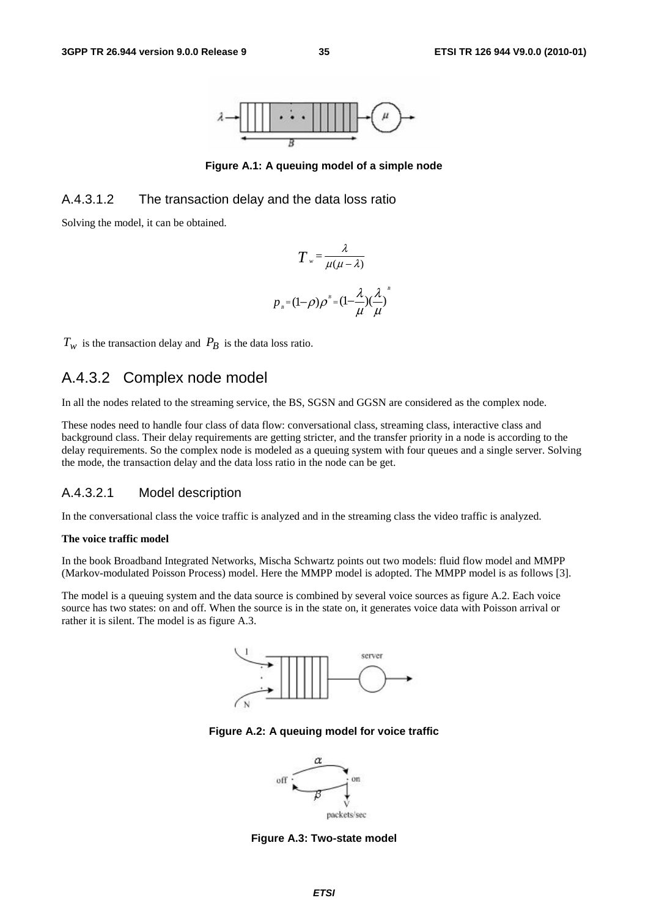Figure A.1: A queuing model of a simple node

### A.4.3.1.2 The transaction delay and the data loss ratio

Solving the model, it can be obtained.

$$T_w = \frac{\lambda}{\mu(\mu - \lambda)}$$

$$p_B = (1-\rho)\rho^B = (1-\frac{\lambda}{\mu})(\frac{\lambda}{\mu})^B$$

$T_w$ is the transaction delay and $P_B$ is the data loss ratio.

## A.4.3.2 Complex node model

In all the nodes related to the streaming service, the BS, SGSN and GGSN are considered as the complex node.

These nodes need to handle four class of data flow: conversational class, streaming class, interactive class and background class. Their delay requirements are getting stricter, and the transfer priority in a node is according to the delay requirements. So the complex node is modeled as a queuing system with four queues and a single server. Solving the mode, the transaction delay and the data loss ratio in the node can be get.

### A.4.3.2.1 Model description

In the conversational class the voice traffic is analyzed and in the streaming class the video traffic is analyzed.

**The voice traffic model**

In the book Broadband Integrated Networks, Mischa Schwartz points out two models: fluid flow model and MMPP (Markov-modulated Poisson Process) model. Here the MMPP model is adopted. The MMPP model is as follows [3].

The model is a queuing system and the data source is combined by several voice sources as figure A.2. Each voice source has two states: on and off. When the source is in the state on, it generates voice data with Poisson arrival or rather it is silent. The model is as figure A.3.

Figure A.2: A queuing model for voice traffic

Figure A.3: Two-state model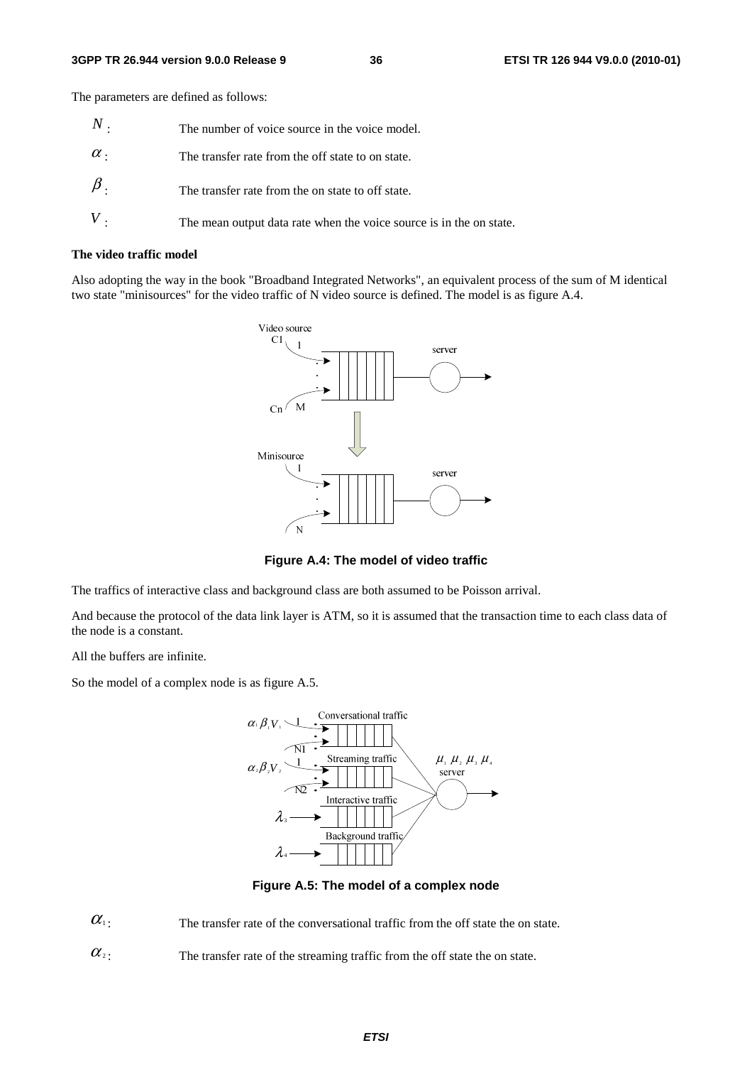The parameters are defined as follows:

| | |
|---|---|
| $N$ : | The number of voice source in the voice model. |
| $\alpha$ : | The transfer rate from the off state to on state. |
| $\beta$ : | The transfer rate from the on state to off state. |
| $V$ : | The mean output data rate when the voice source is in the on state. |

**The video traffic model**

Also adopting the way in the book "Broadband Integrated Networks", an equivalent process of the sum of M identical two state "minisources" for the video traffic of N video source is defined. The model is as figure A.4.

**Figure A.4: The model of video traffic**

The traffics of interactive class and background class are both assumed to be Poisson arrival.

And because the protocol of the data link layer is ATM, so it is assumed that the transaction time to each class data of the node is a constant.

All the buffers are infinite.

So the model of a complex node is as figure A.5.

**Figure A.5: The model of a complex node**

| | |
|---|---|
| $\alpha_1$ : | The transfer rate of the conversational traffic from the off state the on state. |
| $\alpha_2$ : | The transfer rate of the streaming traffic from the off state the on state. |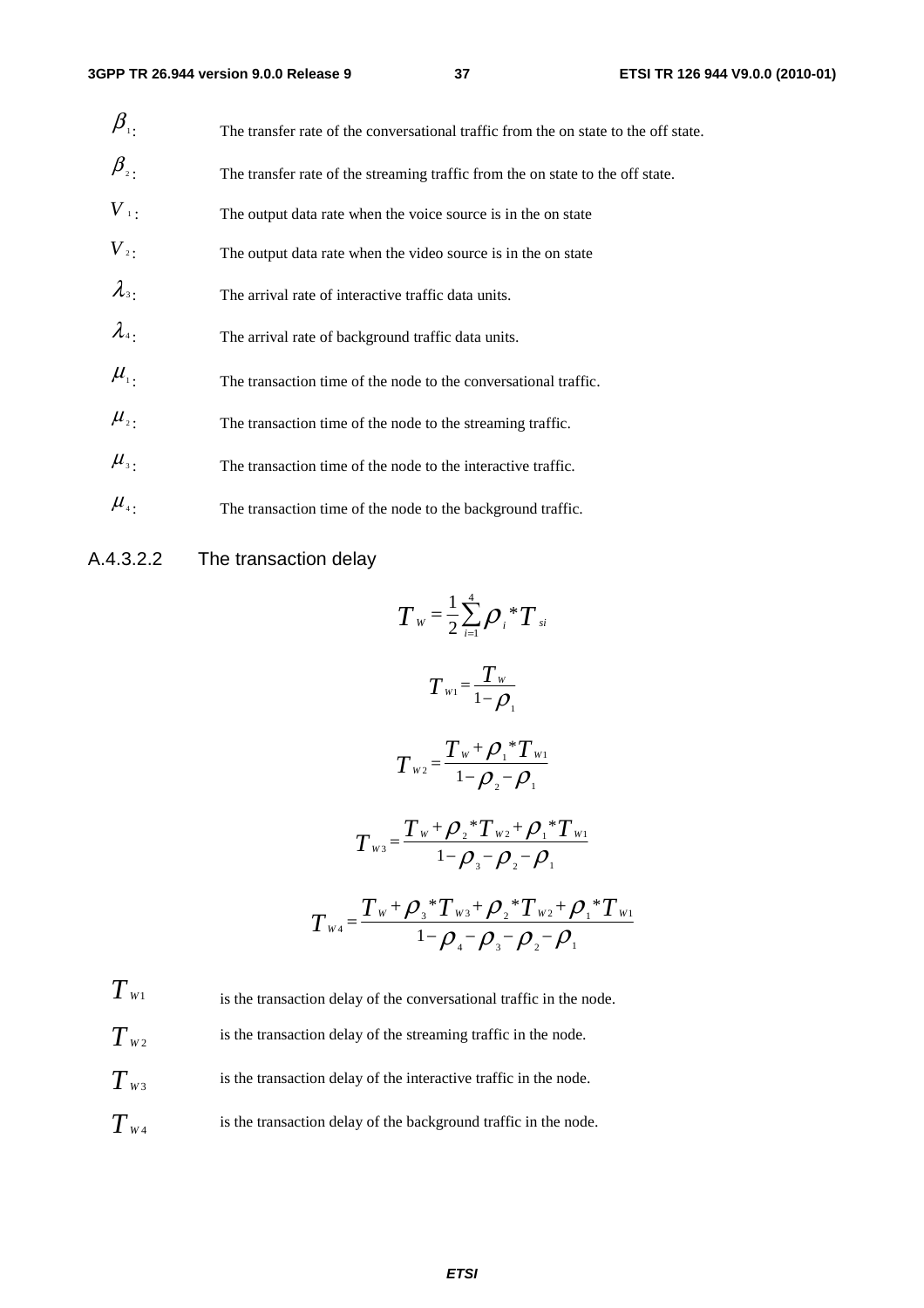$\beta_1$: The transfer rate of the conversational traffic from the on state to the off state.

$\beta_2$: The transfer rate of the streaming traffic from the on state to the off state.

$V_1$: The output data rate when the voice source is in the on state

$V_2$: The output data rate when the video source is in the on state

$\lambda_3$: The arrival rate of interactive traffic data units.

$\lambda_4$: The arrival rate of background traffic data units.

$\mu_1$: The transaction time of the node to the conversational traffic.

$\mu_2$: The transaction time of the node to the streaming traffic.

$\mu_3$: The transaction time of the node to the interactive traffic.

$\mu_4$: The transaction time of the node to the background traffic.

### A.4.3.2.2 The transaction delay

$$T_W = \frac{1}{2}\sum_{i=1}^{4}\rho_i * T_{si}$$

$$T_{W1} = \frac{T_W}{1-\rho_1}$$

$$T_{W2} = \frac{T_W + \rho_1 * T_{W1}}{1-\rho_2-\rho_1}$$

$$T_{W3} = \frac{T_W + \rho_2 * T_{W2} + \rho_1 * T_{W1}}{1-\rho_3-\rho_2-\rho_1}$$

$$T_{W4} = \frac{T_W + \rho_3 * T_{W3} + \rho_2 * T_{W2} + \rho_1 * T_{W1}}{1-\rho_4-\rho_3-\rho_2-\rho_1}$$

$T_{W1}$ is the transaction delay of the conversational traffic in the node.

$T_{W2}$ is the transaction delay of the streaming traffic in the node.

$T_{W3}$ is the transaction delay of the interactive traffic in the node.

$T_{W4}$ is the transaction delay of the background traffic in the node.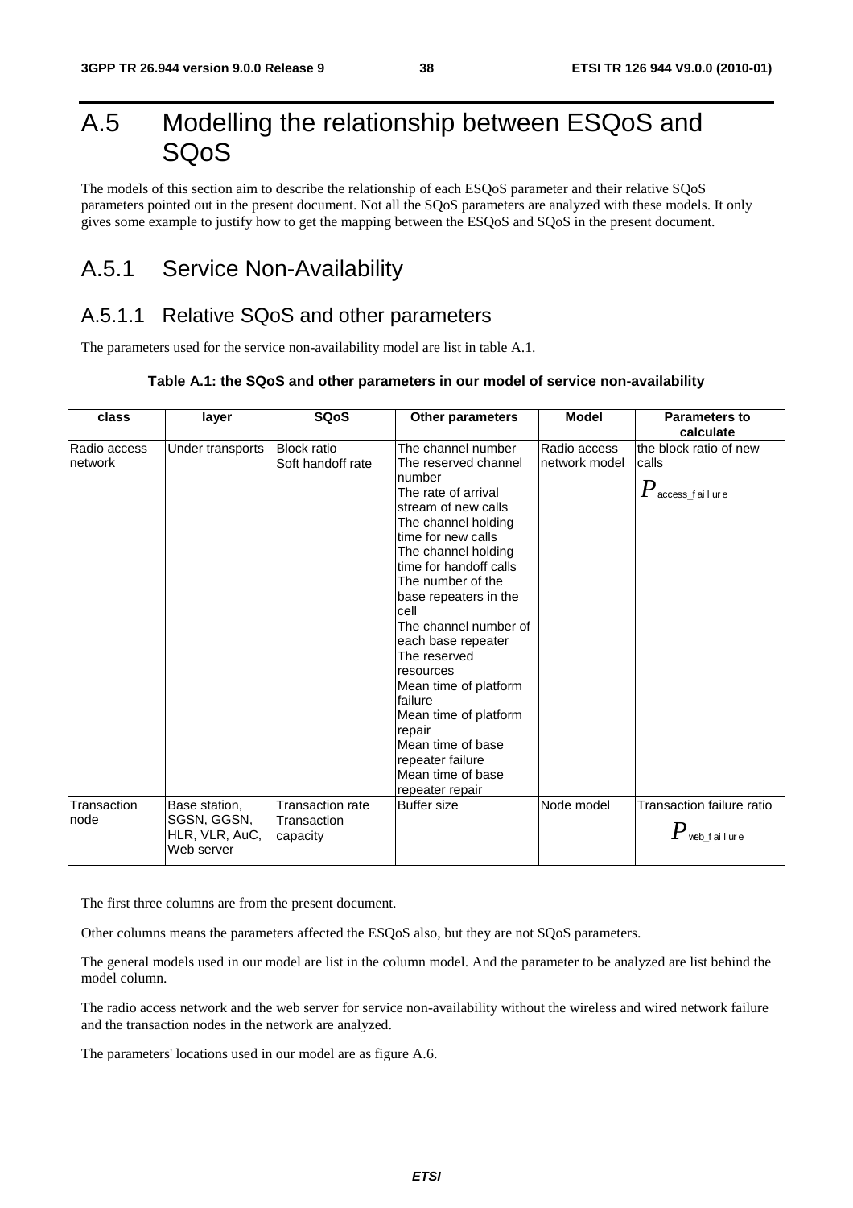# A.5 Modelling the relationship between ESQoS and SQoS

The models of this section aim to describe the relationship of each ESQoS parameter and their relative SQoS parameters pointed out in the present document. Not all the SQoS parameters are analyzed with these models. It only gives some example to justify how to get the mapping between the ESQoS and SQoS in the present document.

## A.5.1 Service Non-Availability

### A.5.1.1 Relative SQoS and other parameters

The parameters used for the service non-availability model are list in table A.1.

**Table A.1: the SQoS and other parameters in our model of service non-availability**

| class | layer | SQoS | Other parameters | Model | Parameters to calculate |
|---|---|---|---|---|---|
| Radio access network | Under transports | Block ratio<br>Soft handoff rate | The channel number<br>The reserved channel number<br>The rate of arrival stream of new calls<br>The channel holding time for new calls<br>The channel holding time for handoff calls<br>The number of the base repeaters in the cell<br>The channel number of each base repeater<br>The reserved resources<br>Mean time of platform failure<br>Mean time of platform repair<br>Mean time of base repeater failure<br>Mean time of base repeater repair | Radio access network model | the block ratio of new calls<br>$P_{access\_failure}$ |
| Transaction node | Base station, SGSN, GGSN, HLR, VLR, AuC, Web server | Transaction rate<br>Transaction capacity | Buffer size | Node model | Transaction failure ratio<br>$P_{web\_failure}$ |

The first three columns are from the present document.

Other columns means the parameters affected the ESQoS also, but they are not SQoS parameters.

The general models used in our model are list in the column model. And the parameter to be analyzed are list behind the model column.

The radio access network and the web server for service non-availability without the wireless and wired network failure and the transaction nodes in the network are analyzed.

The parameters' locations used in our model are as figure A.6.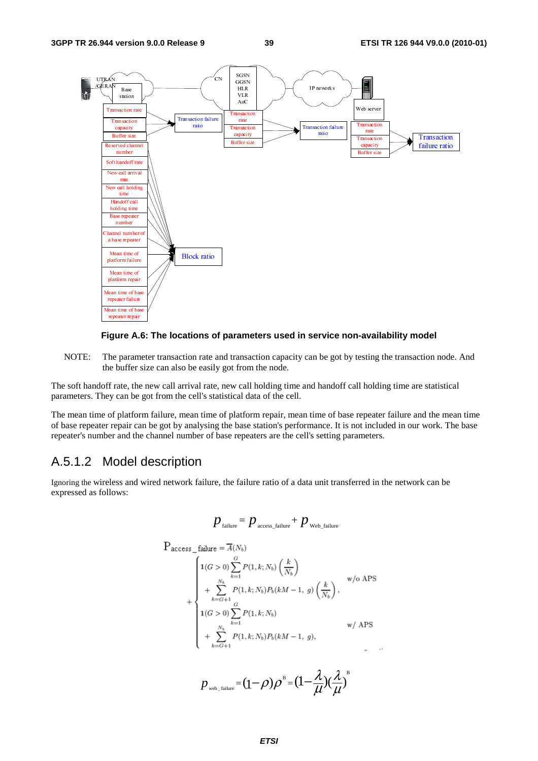Figure A.6: The locations of parameters used in service non-availability model

NOTE: The parameter transaction rate and transaction capacity can be got by testing the transaction node. And the buffer size can also be easily got from the node.

The soft handoff rate, the new call arrival rate, new call holding time and handoff call holding time are statistical parameters. They can be got from the cell's statistical data of the cell.

The mean time of platform failure, mean time of platform repair, mean time of base repeater failure and the mean time of base repeater repair can be got by analysing the base station's performance. It is not included in our work. The base repeater's number and the channel number of base repeaters are the cell's setting parameters.

## A.5.1.2 Model description

Ignoring the wireless and wired network failure, the failure ratio of a data unit transferred in the network can be expressed as follows:

$$p_{\text{failure}} = p_{\text{access\_failure}} + p_{\text{Web\_failure}}$$

$$\mathrm{P}_{\text{access\_failure}} = \overline{A}(N_b) + \begin{cases} \mathbf{1}(G>0)\displaystyle\sum_{k=1}^{G} P(1,k;N_b)\left(\frac{k}{N_b}\right) \\ \quad + \displaystyle\sum_{k=G+1}^{N_b} P(1,k;N_b)P_b(kM-1,\,g)\left(\frac{k}{N_b}\right), & \text{w/o APS} \\ \mathbf{1}(G>0)\displaystyle\sum_{k=1}^{G} P(1,k;N_b) \\ \quad + \displaystyle\sum_{k=G+1}^{N_b} P(1,k;N_b)P_b(kM-1,\,g), & \text{w/ APS} \end{cases}$$

$$p_{\text{web\_failure}} = (1-\rho)\rho^{B} = \left(1-\frac{\lambda}{\mu}\right)\left(\frac{\lambda}{\mu}\right)^{B}$$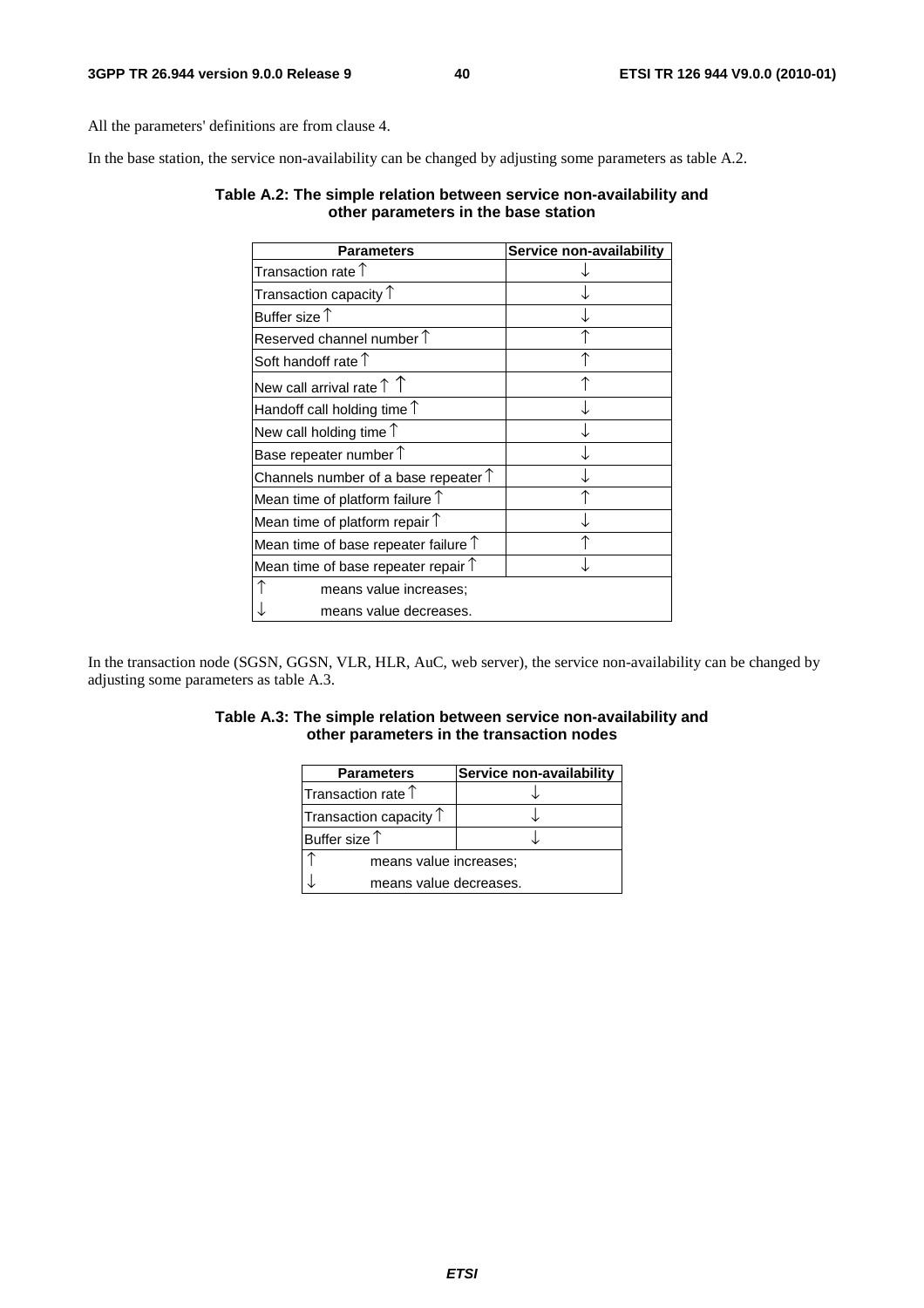All the parameters' definitions are from clause 4.

In the base station, the service non-availability can be changed by adjusting some parameters as table A.2.

**Table A.2: The simple relation between service non-availability and other parameters in the base station**

| Parameters | Service non-availability |
|---|---|
| Transaction rate ↑ | ↓ |
| Transaction capacity ↑ | ↓ |
| Buffer size ↑ | ↓ |
| Reserved channel number ↑ | ↑ |
| Soft handoff rate ↑ | ↑ |
| New call arrival rate ↑ ↑ | ↑ |
| Handoff call holding time ↑ | ↓ |
| New call holding time ↑ | ↓ |
| Base repeater number ↑ | ↓ |
| Channels number of a base repeater ↑ | ↓ |
| Mean time of platform failure ↑ | ↑ |
| Mean time of platform repair ↑ | ↓ |
| Mean time of base repeater failure ↑ | ↑ |
| Mean time of base repeater repair ↑ | ↓ |
| ↑ means value increases; | |
| ↓ means value decreases. | |

In the transaction node (SGSN, GGSN, VLR, HLR, AuC, web server), the service non-availability can be changed by adjusting some parameters as table A.3.

**Table A.3: The simple relation between service non-availability and other parameters in the transaction nodes**

| Parameters | Service non-availability |
|---|---|
| Transaction rate ↑ | ↓ |
| Transaction capacity ↑ | ↓ |
| Buffer size ↑ | ↓ |
| ↑ means value increases; | |
| ↓ means value decreases. | |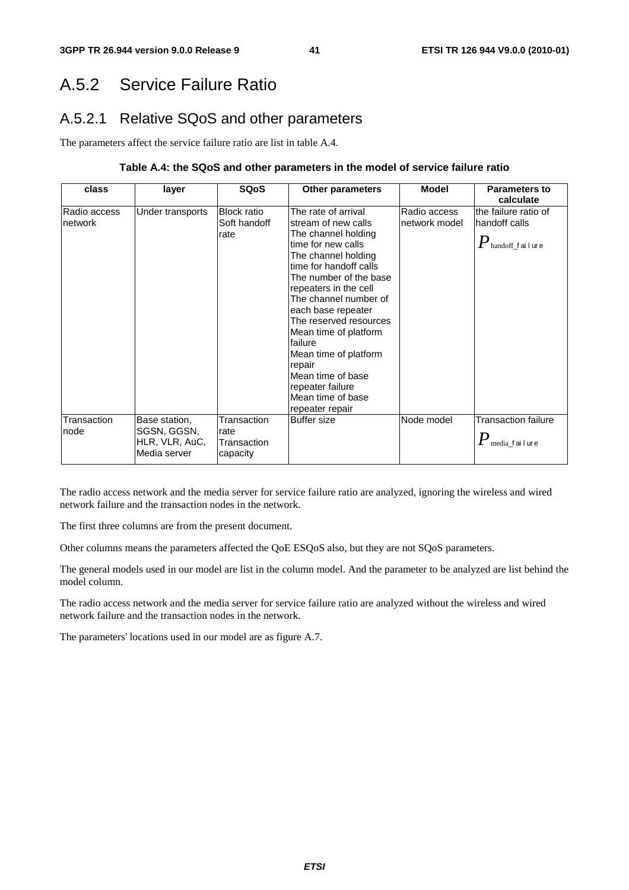## A.5.2 Service Failure Ratio

### A.5.2.1 Relative SQoS and other parameters

The parameters affect the service failure ratio are list in table A.4.

**Table A.4: the SQoS and other parameters in the model of service failure ratio**

| class | layer | SQoS | Other parameters | Model | Parameters to calculate |
|---|---|---|---|---|---|
| Radio access network | Under transports | Block ratio<br>Soft handoff rate | The rate of arrival stream of new calls<br>The channel holding time for new calls<br>The channel holding time for handoff calls<br>The number of the base repeaters in the cell<br>The channel number of each base repeater<br>The reserved resources<br>Mean time of platform failure<br>Mean time of platform repair<br>Mean time of base repeater failure<br>Mean time of base repeater repair | Radio access network model | the failure ratio of handoff calls<br>$P_{\text{handoff\_failure}}$ |
| Transaction node | Base station, SGSN, GGSN, HLR, VLR, AuC, Media server | Transaction rate<br>Transaction capacity | Buffer size | Node model | Transaction failure<br>$P_{\text{media\_failure}}$ |

The radio access network and the media server for service failure ratio are analyzed, ignoring the wireless and wired network failure and the transaction nodes in the network.

The first three columns are from the present document.

Other columns means the parameters affected the QoE ESQoS also, but they are not SQoS parameters.

The general models used in our model are list in the column model. And the parameter to be analyzed are list behind the model column.

The radio access network and the media server for service failure ratio are analyzed without the wireless and wired network failure and the transaction nodes in the network.

The parameters' locations used in our model are as figure A.7.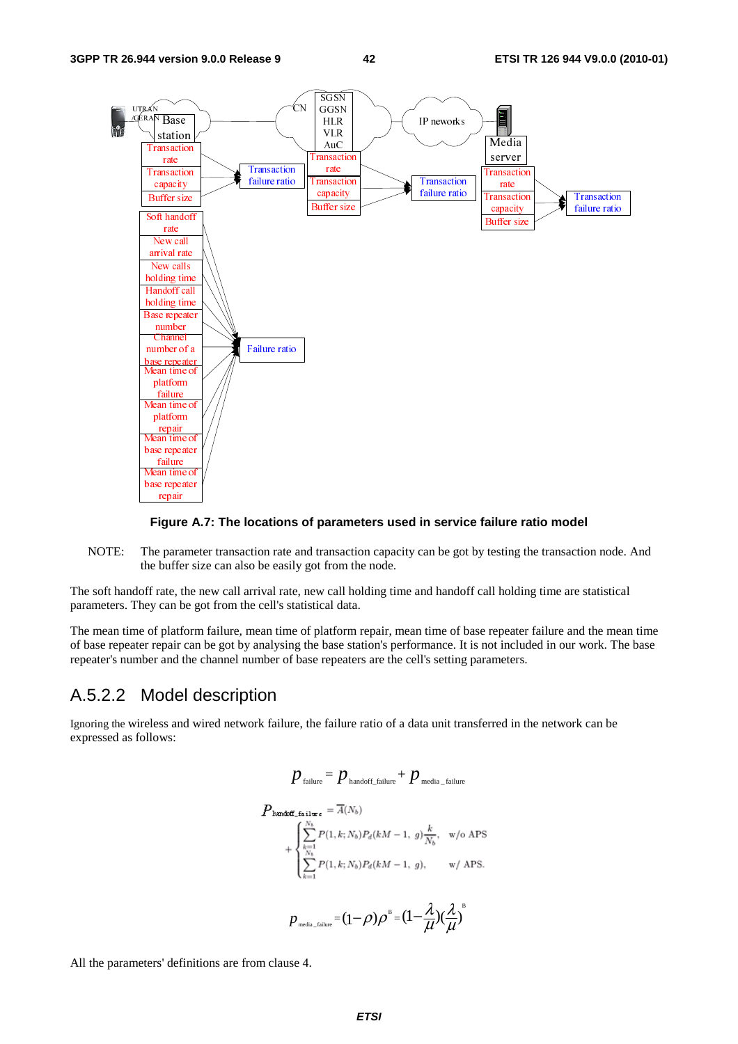Figure A.7: The locations of parameters used in service failure ratio model

NOTE: The parameter transaction rate and transaction capacity can be got by testing the transaction node. And the buffer size can also be easily got from the node.

The soft handoff rate, the new call arrival rate, new call holding time and handoff call holding time are statistical parameters. They can be got from the cell's statistical data.

The mean time of platform failure, mean time of platform repair, mean time of base repeater failure and the mean time of base repeater repair can be got by analysing the base station's performance. It is not included in our work. The base repeater's number and the channel number of base repeaters are the cell's setting parameters.

## A.5.2.2 Model description

Ignoring the wireless and wired network failure, the failure ratio of a data unit transferred in the network can be expressed as follows:

$$p_{\text{failure}} = p_{\text{handoff\_failure}} + p_{\text{media\_failure}}$$

$$P_{\text{handoff\_failure}} = \overline{A}(N_b) + \begin{cases} \sum_{k=1}^{N_b} P(1,k;N_b)P_d(kM-1,\ g)\frac{k}{N_b}, & \text{w/o APS} \\ \sum_{k=1}^{N_b} P(1,k;N_b)P_d(kM-1,\ g), & \text{w/ APS.} \end{cases}$$

$$p_{\text{media\_failure}} = (1-\rho)\rho^{B} = (1-\frac{\lambda}{\mu})(\frac{\lambda}{\mu})^{B}$$

All the parameters' definitions are from clause 4.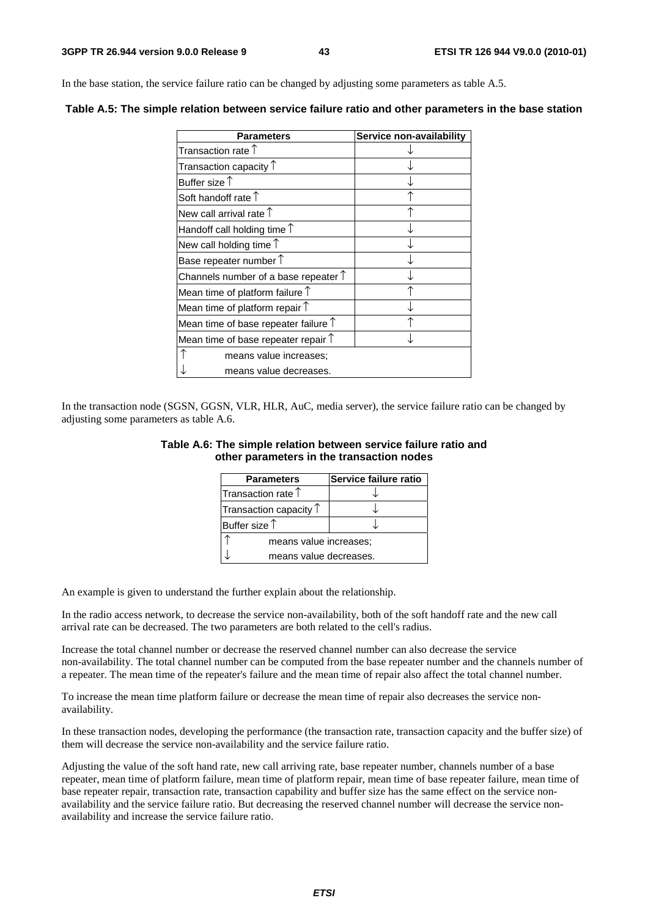In the base station, the service failure ratio can be changed by adjusting some parameters as table A.5.

**Table A.5: The simple relation between service failure ratio and other parameters in the base station**

| Parameters | Service non-availability |
|---|---|
| Transaction rate ↑ | ↓ |
| Transaction capacity ↑ | ↓ |
| Buffer size ↑ | ↓ |
| Soft handoff rate ↑ | ↑ |
| New call arrival rate ↑ | ↑ |
| Handoff call holding time ↑ | ↓ |
| New call holding time ↑ | ↓ |
| Base repeater number ↑ | ↓ |
| Channels number of a base repeater ↑ | ↓ |
| Mean time of platform failure ↑ | ↑ |
| Mean time of platform repair ↑ | ↓ |
| Mean time of base repeater failure ↑ | ↑ |
| Mean time of base repeater repair ↑ | ↓ |
| ↑ means value increases; | |
| ↓ means value decreases. | |

In the transaction node (SGSN, GGSN, VLR, HLR, AuC, media server), the service failure ratio can be changed by adjusting some parameters as table A.6.

**Table A.6: The simple relation between service failure ratio and other parameters in the transaction nodes**

| Parameters | Service failure ratio |
|---|---|
| Transaction rate ↑ | ↓ |
| Transaction capacity ↑ | ↓ |
| Buffer size ↑ | ↓ |
| ↑ means value increases; | |
| ↓ means value decreases. | |

An example is given to understand the further explain about the relationship.

In the radio access network, to decrease the service non-availability, both of the soft handoff rate and the new call arrival rate can be decreased. The two parameters are both related to the cell's radius.

Increase the total channel number or decrease the reserved channel number can also decrease the service non-availability. The total channel number can be computed from the base repeater number and the channels number of a repeater. The mean time of the repeater's failure and the mean time of repair also affect the total channel number.

To increase the mean time platform failure or decrease the mean time of repair also decreases the service non-availability.

In these transaction nodes, developing the performance (the transaction rate, transaction capacity and the buffer size) of them will decrease the service non-availability and the service failure ratio.

Adjusting the value of the soft hand rate, new call arriving rate, base repeater number, channels number of a base repeater, mean time of platform failure, mean time of platform repair, mean time of base repeater failure, mean time of base repeater repair, transaction rate, transaction capability and buffer size has the same effect on the service non-availability and the service failure ratio. But decreasing the reserved channel number will decrease the service non-availability and increase the service failure ratio.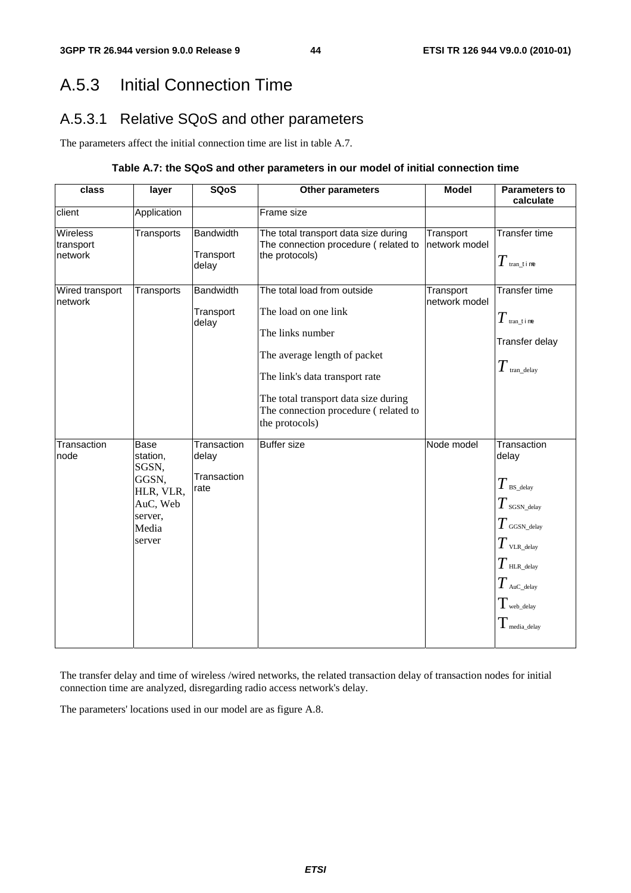# A.5.3 Initial Connection Time

## A.5.3.1 Relative SQoS and other parameters

The parameters affect the initial connection time are list in table A.7.

**Table A.7: the SQoS and other parameters in our model of initial connection time**

| class | layer | SQoS | Other parameters | Model | Parameters to calculate |
|---|---|---|---|---|---|
| client | Application | | Frame size | | |
| Wireless transport network | Transports | Bandwidth<br>Transport delay | The total transport data size during The connection procedure ( related to the protocols) | Transport network model | Transfer time<br>$T_{tran\_time}$ |
| Wired transport network | Transports | Bandwidth<br>Transport delay | The total load from outside<br>The load on one link<br>The links number<br>The average length of packet<br>The link's data transport rate<br>The total transport data size during The connection procedure ( related to the protocols) | Transport network model | Transfer time<br>$T_{tran\_time}$<br>Transfer delay<br>$T_{tran\_delay}$ |
| Transaction node | Base station, SGSN, GGSN, HLR, VLR, AuC, Web server, Media server | Transaction delay<br>Transaction rate | Buffer size | Node model | Transaction delay<br>$T_{BS\_delay}$<br>$T_{SGSN\_delay}$<br>$T_{GGSN\_delay}$<br>$T_{VLR\_delay}$<br>$T_{HLR\_delay}$<br>$T_{AuC\_delay}$<br>$\mathrm{T}_{web\_delay}$<br>$\mathrm{T}_{media\_delay}$ |

The transfer delay and time of wireless /wired networks, the related transaction delay of transaction nodes for initial connection time are analyzed, disregarding radio access network's delay.

The parameters' locations used in our model are as figure A.8.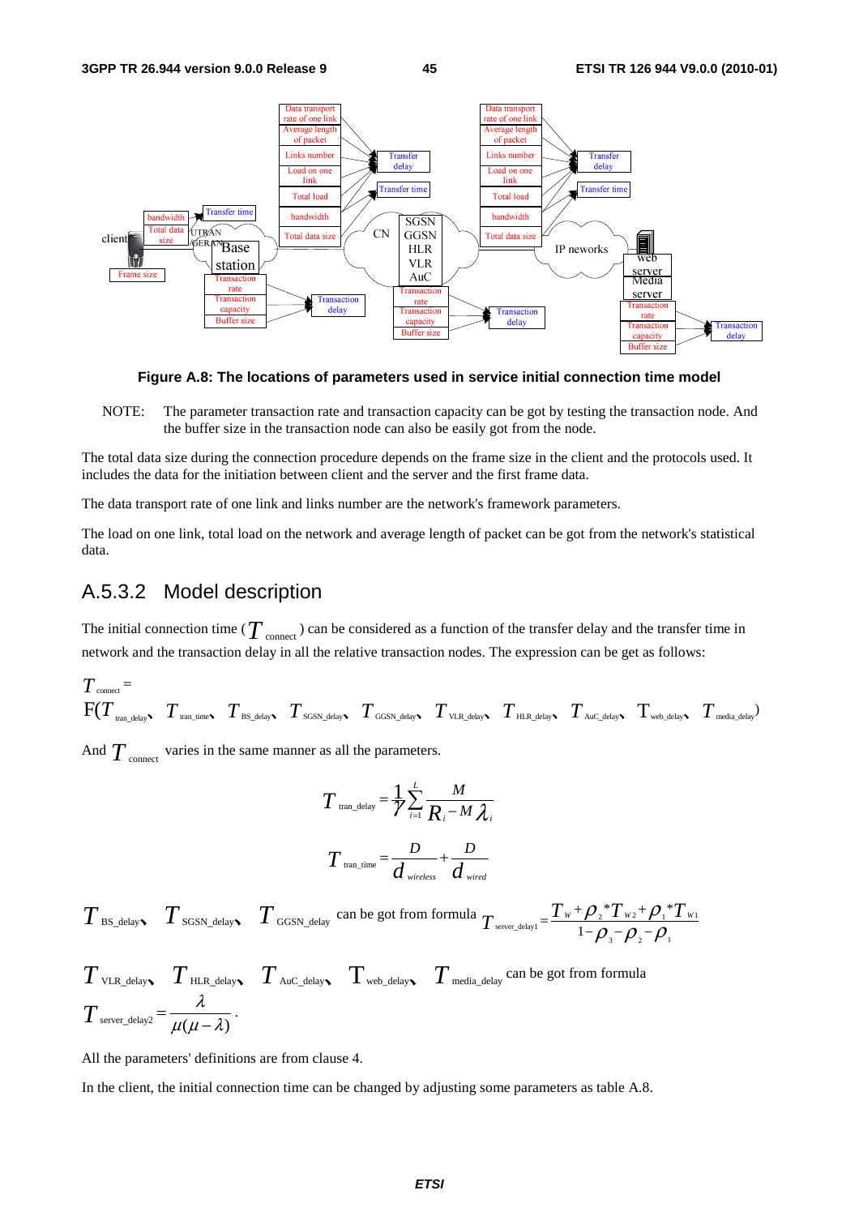**Figure A.8: The locations of parameters used in service initial connection time model**

NOTE: The parameter transaction rate and transaction capacity can be got by testing the transaction node. And the buffer size in the transaction node can also be easily got from the node.

The total data size during the connection procedure depends on the frame size in the client and the protocols used. It includes the data for the initiation between client and the server and the first frame data.

The data transport rate of one link and links number are the network's framework parameters.

The load on one link, total load on the network and average length of packet can be got from the network's statistical data.

## A.5.3.2 Model description

The initial connection time ($T_{\text{connect}}$) can be considered as a function of the transfer delay and the transfer time in network and the transaction delay in all the relative transaction nodes. The expression can be get as follows:

$$T_{\text{connect}} = F(T_{\text{tran\_delay}},\ T_{\text{tran\_time}},\ T_{\text{BS\_delay}},\ T_{\text{SGSN\_delay}},\ T_{\text{GGSN\_delay}},\ T_{\text{VLR\_delay}},\ T_{\text{HLR\_delay}},\ T_{\text{AuC\_delay}},\ T_{\text{web\_delay}},\ T_{\text{media\_delay}})$$

And $T_{\text{connect}}$ varies in the same manner as all the parameters.

$$T_{\text{tran\_delay}} = \frac{1}{\gamma}\sum_{i=1}^{L}\frac{M}{R_i - M\lambda_i}$$

$$T_{\text{tran\_time}} = \frac{D}{d_{wireless}} + \frac{D}{d_{wired}}$$

$T_{\text{BS\_delay}}$, $T_{\text{SGSN\_delay}}$, $T_{\text{GGSN\_delay}}$ can be got from formula $T_{\text{server\_delay1}} = \dfrac{T_w + \rho_2 * T_{w2} + \rho_1 * T_{w1}}{1-\rho_3-\rho_2-\rho_1}$

$T_{\text{VLR\_delay}}$, $T_{\text{HLR\_delay}}$, $T_{\text{AuC\_delay}}$, $T_{\text{web\_delay}}$, $T_{\text{media\_delay}}$ can be got from formula $T_{\text{server\_delay2}} = \dfrac{\lambda}{\mu(\mu-\lambda)}$.

All the parameters' definitions are from clause 4.

In the client, the initial connection time can be changed by adjusting some parameters as table A.8.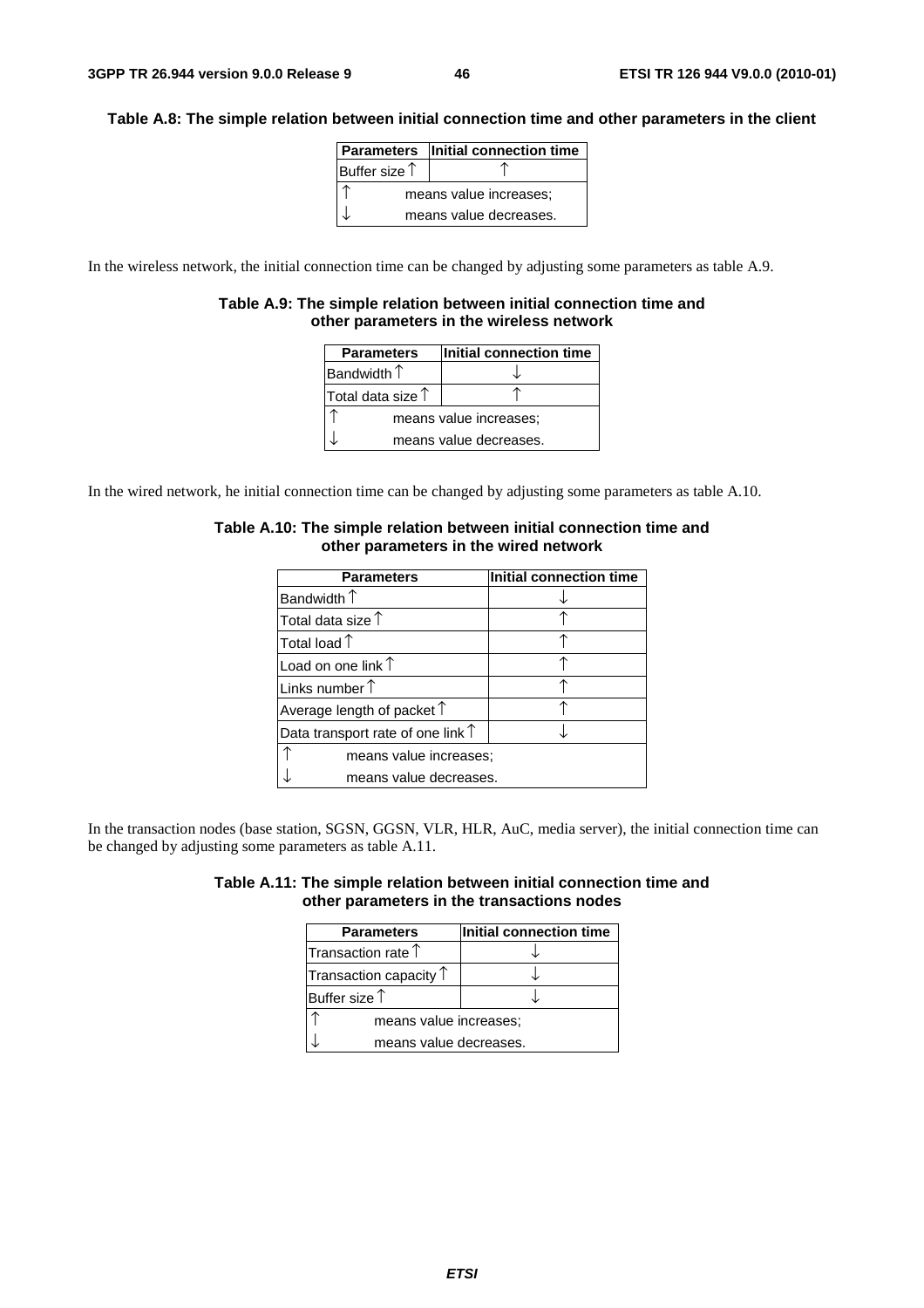**Table A.8: The simple relation between initial connection time and other parameters in the client**

| Parameters | Initial connection time |
|---|---|
| Buffer size ↑ | ↑ |
| ↑ means value increases; | |
| ↓ means value decreases. | |

In the wireless network, the initial connection time can be changed by adjusting some parameters as table A.9.

**Table A.9: The simple relation between initial connection time and other parameters in the wireless network**

| Parameters | Initial connection time |
|---|---|
| Bandwidth ↑ | ↓ |
| Total data size ↑ | ↑ |
| ↑ means value increases; | |
| ↓ means value decreases. | |

In the wired network, he initial connection time can be changed by adjusting some parameters as table A.10.

**Table A.10: The simple relation between initial connection time and other parameters in the wired network**

| Parameters | Initial connection time |
|---|---|
| Bandwidth ↑ | ↓ |
| Total data size ↑ | ↑ |
| Total load ↑ | ↑ |
| Load on one link ↑ | ↑ |
| Links number ↑ | ↑ |
| Average length of packet ↑ | ↑ |
| Data transport rate of one link ↑ | ↓ |
| ↑ means value increases; | |
| ↓ means value decreases. | |

In the transaction nodes (base station, SGSN, GGSN, VLR, HLR, AuC, media server), the initial connection time can be changed by adjusting some parameters as table A.11.

**Table A.11: The simple relation between initial connection time and other parameters in the transactions nodes**

| Parameters | Initial connection time |
|---|---|
| Transaction rate ↑ | ↓ |
| Transaction capacity ↑ | ↓ |
| Buffer size ↑ | ↓ |
| ↑ means value increases; | |
| ↓ means value decreases. | |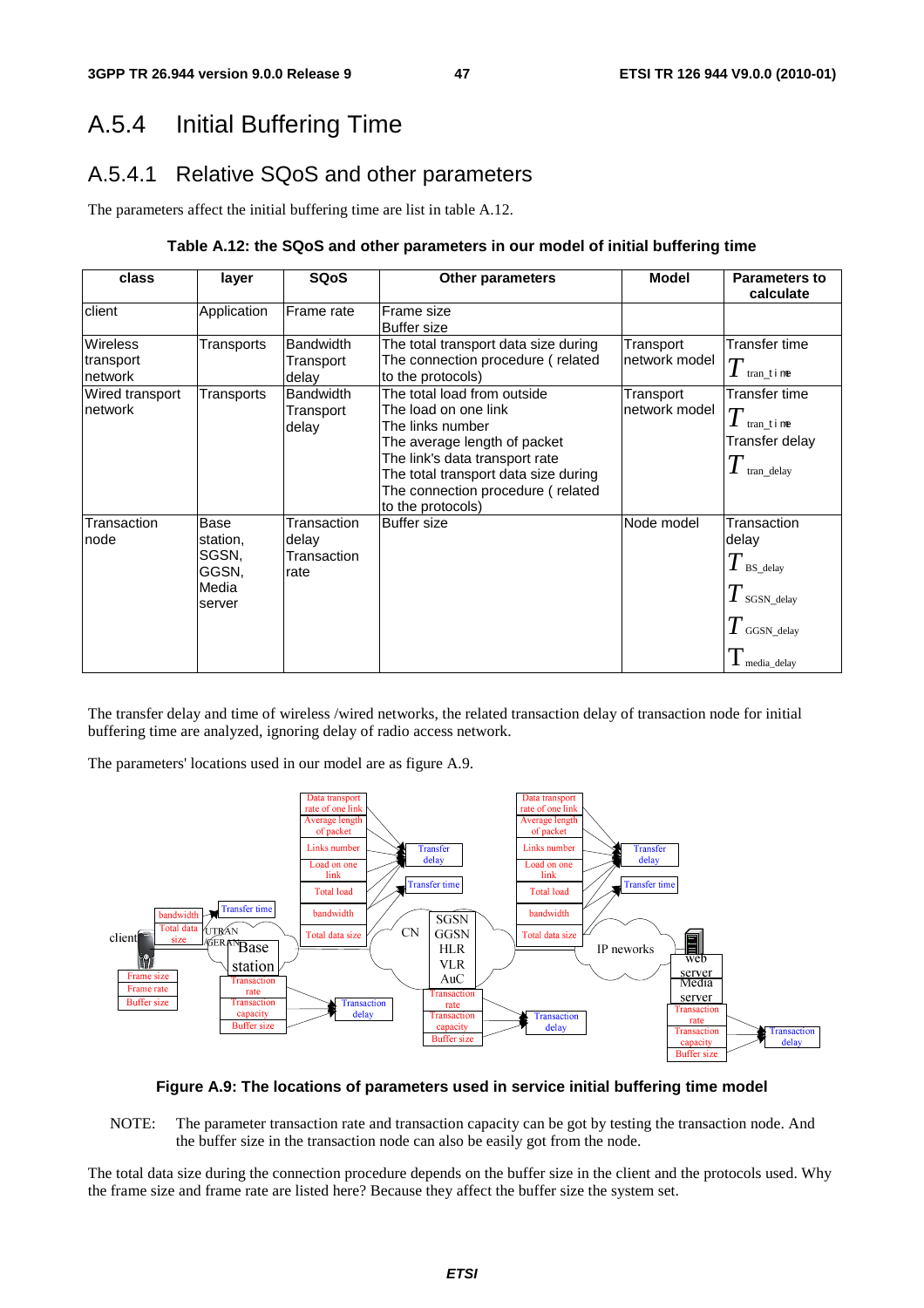## A.5.4 Initial Buffering Time

### A.5.4.1 Relative SQoS and other parameters

The parameters affect the initial buffering time are list in table A.12.

**Table A.12: the SQoS and other parameters in our model of initial buffering time**

| class | layer | SQoS | Other parameters | Model | Parameters to calculate |
|---|---|---|---|---|---|
| client | Application | Frame rate | Frame size<br>Buffer size | | |
| Wireless transport network | Transports | Bandwidth<br>Transport delay | The total transport data size during The connection procedure ( related to the protocols) | Transport network model | Transfer time<br>$T_{tran\_time}$ |
| Wired transport network | Transports | Bandwidth<br>Transport delay | The total load from outside<br>The load on one link<br>The links number<br>The average length of packet<br>The link's data transport rate<br>The total transport data size during The connection procedure ( related to the protocols) | Transport network model | Transfer time<br>$T_{tran\_time}$<br>Transfer delay<br>$T_{tran\_delay}$ |
| Transaction node | Base station, SGSN, GGSN, Media server | Transaction delay<br>Transaction rate | Buffer size | Node model | Transaction delay<br>$T_{BS\_delay}$<br>$T_{SGSN\_delay}$<br>$T_{GGSN\_delay}$<br>$T_{media\_delay}$ |

The transfer delay and time of wireless /wired networks, the related transaction delay of transaction node for initial buffering time are analyzed, ignoring delay of radio access network.

The parameters' locations used in our model are as figure A.9.

**Figure A.9: The locations of parameters used in service initial buffering time model**

NOTE: The parameter transaction rate and transaction capacity can be got by testing the transaction node. And the buffer size in the transaction node can also be easily got from the node.

The total data size during the connection procedure depends on the buffer size in the client and the protocols used. Why the frame size and frame rate are listed here? Because they affect the buffer size the system set.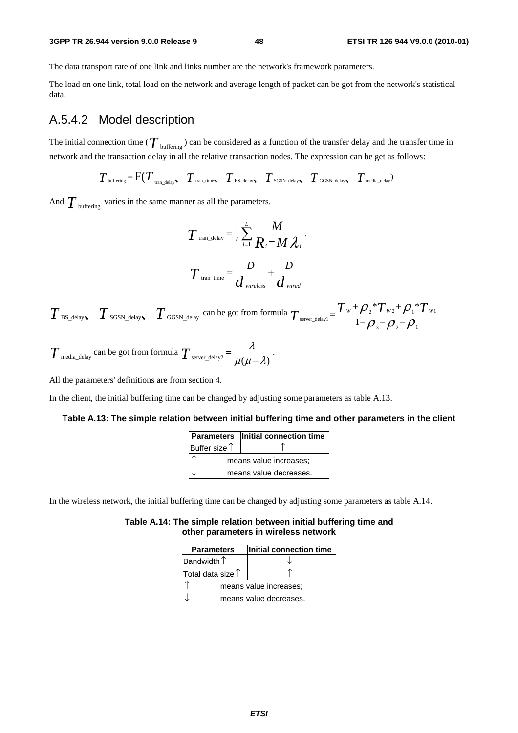The data transport rate of one link and links number are the network's framework parameters.

The load on one link, total load on the network and average length of packet can be got from the network's statistical data.

## A.5.4.2 Model description

The initial connection time ($T_{\text{buffering}}$) can be considered as a function of the transfer delay and the transfer time in network and the transaction delay in all the relative transaction nodes. The expression can be get as follows:

$$T_{\text{buffering}} = F(T_{\text{tran\_delay}}、T_{\text{tran\_time}}、T_{\text{BS\_delay}}、T_{\text{SGSN\_delay}}、T_{\text{GGSN\_delay}}、T_{\text{media\_delay}})$$

And $T_{\text{buffering}}$ varies in the same manner as all the parameters.

$$T_{\text{tran\_delay}} = \frac{1}{\gamma}\sum_{i=1}^{L}\frac{M}{R_i - M\lambda_i}.$$

$$T_{\text{tran\_time}} = \frac{D}{d_{wireless}} + \frac{D}{d_{wired}}$$

$T_{\text{BS\_delay}}$、$T_{\text{SGSN\_delay}}$、$T_{\text{GGSN\_delay}}$ can be got from formula $T_{\text{server\_delay1}} = \frac{T_W + \rho_2 * T_{W2} + \rho_1 * T_{W1}}{1 - \rho_3 - \rho_2 - \rho_1}$

$T_{\text{media\_delay}}$ can be got from formula $T_{\text{server\_delay2}} = \frac{\lambda}{\mu(\mu - \lambda)}$.

All the parameters' definitions are from section 4.

In the client, the initial buffering time can be changed by adjusting some parameters as table A.13.

**Table A.13: The simple relation between initial buffering time and other parameters in the client**

| Parameters | Initial connection time |
|---|---|
| Buffer size ↑ | ↑ |
| ↑ | means value increases; |
| ↓ | means value decreases. |

In the wireless network, the initial buffering time can be changed by adjusting some parameters as table A.14.

**Table A.14: The simple relation between initial buffering time and other parameters in wireless network**

| Parameters | Initial connection time |
|---|---|
| Bandwidth ↑ | ↓ |
| Total data size ↑ | ↑ |
| ↑ | means value increases; |
| ↓ | means value decreases. |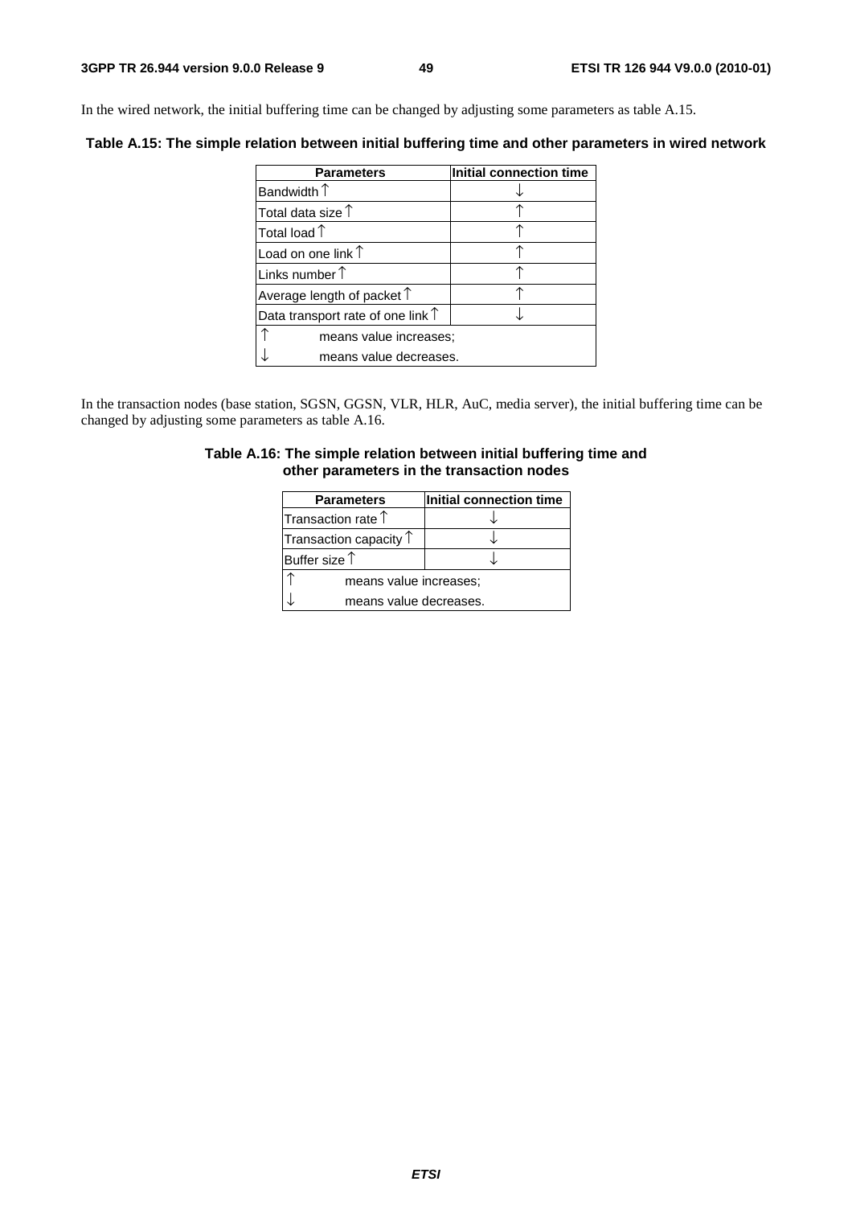In the wired network, the initial buffering time can be changed by adjusting some parameters as table A.15.

**Table A.15: The simple relation between initial buffering time and other parameters in wired network**

| Parameters | Initial connection time |
|---|---|
| Bandwidth ↑ | ↓ |
| Total data size ↑ | ↑ |
| Total load ↑ | ↑ |
| Load on one link ↑ | ↑ |
| Links number ↑ | ↑ |
| Average length of packet ↑ | ↑ |
| Data transport rate of one link ↑ | ↓ |
| ↑ means value increases; | |
| ↓ means value decreases. | |

In the transaction nodes (base station, SGSN, GGSN, VLR, HLR, AuC, media server), the initial buffering time can be changed by adjusting some parameters as table A.16.

**Table A.16: The simple relation between initial buffering time and other parameters in the transaction nodes**

| Parameters | Initial connection time |
|---|---|
| Transaction rate ↑ | ↓ |
| Transaction capacity ↑ | ↓ |
| Buffer size ↑ | ↓ |
| ↑ means value increases; | |
| ↓ means value decreases. | |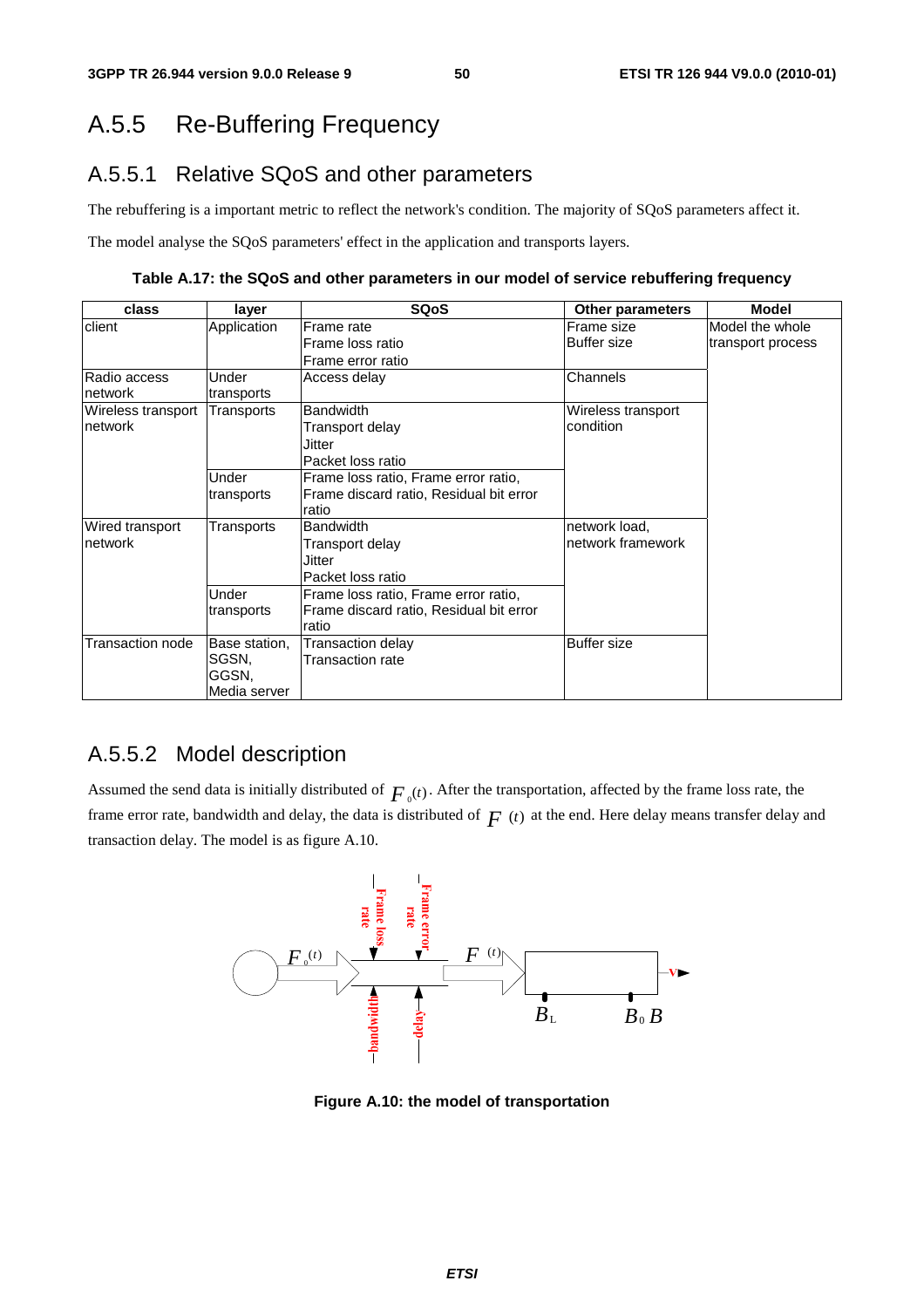# A.5.5 Re-Buffering Frequency

## A.5.5.1 Relative SQoS and other parameters

The rebuffering is a important metric to reflect the network's condition. The majority of SQoS parameters affect it.

The model analyse the SQoS parameters' effect in the application and transports layers.

**Table A.17: the SQoS and other parameters in our model of service rebuffering frequency**

| class | layer | SQoS | Other parameters | Model |
|---|---|---|---|---|
| client | Application | Frame rate<br>Frame loss ratio<br>Frame error ratio | Frame size<br>Buffer size | Model the whole transport process |
| Radio access network | Under transports | Access delay | Channels | |
| Wireless transport network | Transports | Bandwidth<br>Transport delay<br>Jitter<br>Packet loss ratio | Wireless transport condition | |
| | Under transports | Frame loss ratio, Frame error ratio, Frame discard ratio, Residual bit error ratio | | |
| Wired transport network | Transports | Bandwidth<br>Transport delay<br>Jitter<br>Packet loss ratio | network load, network framework | |
| | Under transports | Frame loss ratio, Frame error ratio, Frame discard ratio, Residual bit error ratio | | |
| Transaction node | Base station, SGSN, GGSN, Media server | Transaction delay<br>Transaction rate | Buffer size | |

## A.5.5.2 Model description

Assumed the send data is initially distributed of $F_0(t)$. After the transportation, affected by the frame loss rate, the frame error rate, bandwidth and delay, the data is distributed of $F(t)$ at the end. Here delay means transfer delay and transaction delay. The model is as figure A.10.

**Figure A.10: the model of transportation**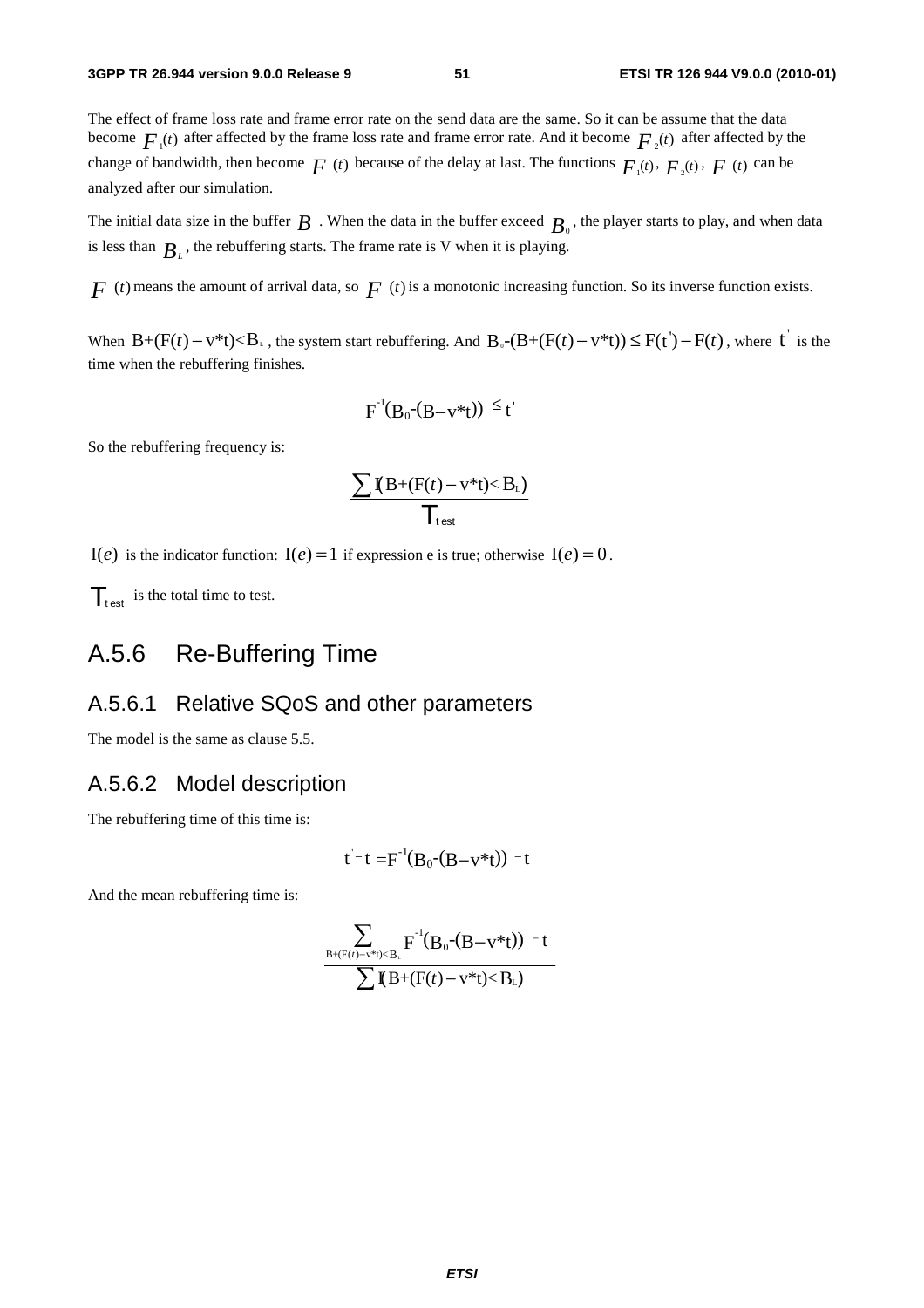The effect of frame loss rate and frame error rate on the send data are the same. So it can be assume that the data become $F_1(t)$ after affected by the frame loss rate and frame error rate. And it become $F_2(t)$ after affected by the change of bandwidth, then become $F(t)$ because of the delay at last. The functions $F_1(t)$, $F_2(t)$, $F(t)$ can be analyzed after our simulation.

The initial data size in the buffer $B$. When the data in the buffer exceed $B_0$, the player starts to play, and when data is less than $B_L$, the rebuffering starts. The frame rate is V when it is playing.

$F(t)$ means the amount of arrival data, so $F(t)$ is a monotonic increasing function. So its inverse function exists.

When $B+(F(t)-v*t)<B_L$, the system start rebuffering. And $B_0\text{-}(B+(F(t)-v*t)) \leq F(t')-F(t)$, where $t'$ is the time when the rebuffering finishes.

$$F^{-1}(B_0\text{-}(B-v*t)) \leq t'$$

So the rebuffering frequency is:

$$\frac{\sum I(B+(F(t)-v*t)<B_L)}{T_{test}}$$

$I(e)$ is the indicator function: $I(e)=1$ if expression e is true; otherwise $I(e)=0$.

$T_{test}$ is the total time to test.

## A.5.6 Re-Buffering Time

### A.5.6.1 Relative SQoS and other parameters

The model is the same as clause 5.5.

### A.5.6.2 Model description

The rebuffering time of this time is:

$$t'-t = F^{-1}(B_0\text{-}(B-v*t)) - t$$

And the mean rebuffering time is:

$$\frac{\sum_{B+(F(t)-v*t)<B_L} F^{-1}(B_0\text{-}(B-v*t)) - t}{\sum I(B+(F(t)-v*t)<B_L)}$$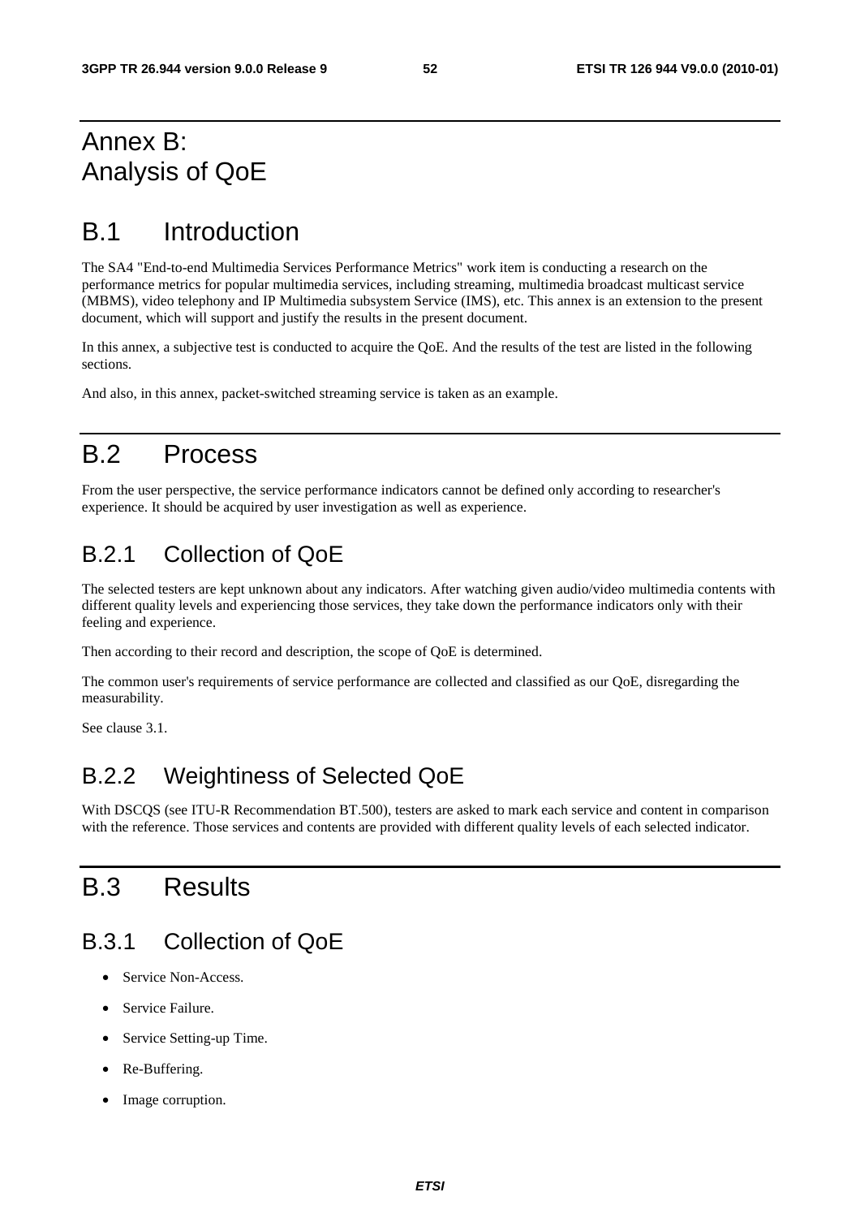# Annex B: Analysis of QoE

## B.1 Introduction

The SA4 "End-to-end Multimedia Services Performance Metrics" work item is conducting a research on the performance metrics for popular multimedia services, including streaming, multimedia broadcast multicast service (MBMS), video telephony and IP Multimedia subsystem Service (IMS), etc. This annex is an extension to the present document, which will support and justify the results in the present document.

In this annex, a subjective test is conducted to acquire the QoE. And the results of the test are listed in the following sections.

And also, in this annex, packet-switched streaming service is taken as an example.

## B.2 Process

From the user perspective, the service performance indicators cannot be defined only according to researcher's experience. It should be acquired by user investigation as well as experience.

### B.2.1 Collection of QoE

The selected testers are kept unknown about any indicators. After watching given audio/video multimedia contents with different quality levels and experiencing those services, they take down the performance indicators only with their feeling and experience.

Then according to their record and description, the scope of QoE is determined.

The common user's requirements of service performance are collected and classified as our QoE, disregarding the measurability.

See clause 3.1.

### B.2.2 Weightiness of Selected QoE

With DSCQS (see ITU-R Recommendation BT.500), testers are asked to mark each service and content in comparison with the reference. Those services and contents are provided with different quality levels of each selected indicator.

## B.3 Results

### B.3.1 Collection of QoE

- Service Non-Access.
- Service Failure.
- Service Setting-up Time.
- Re-Buffering.
- Image corruption.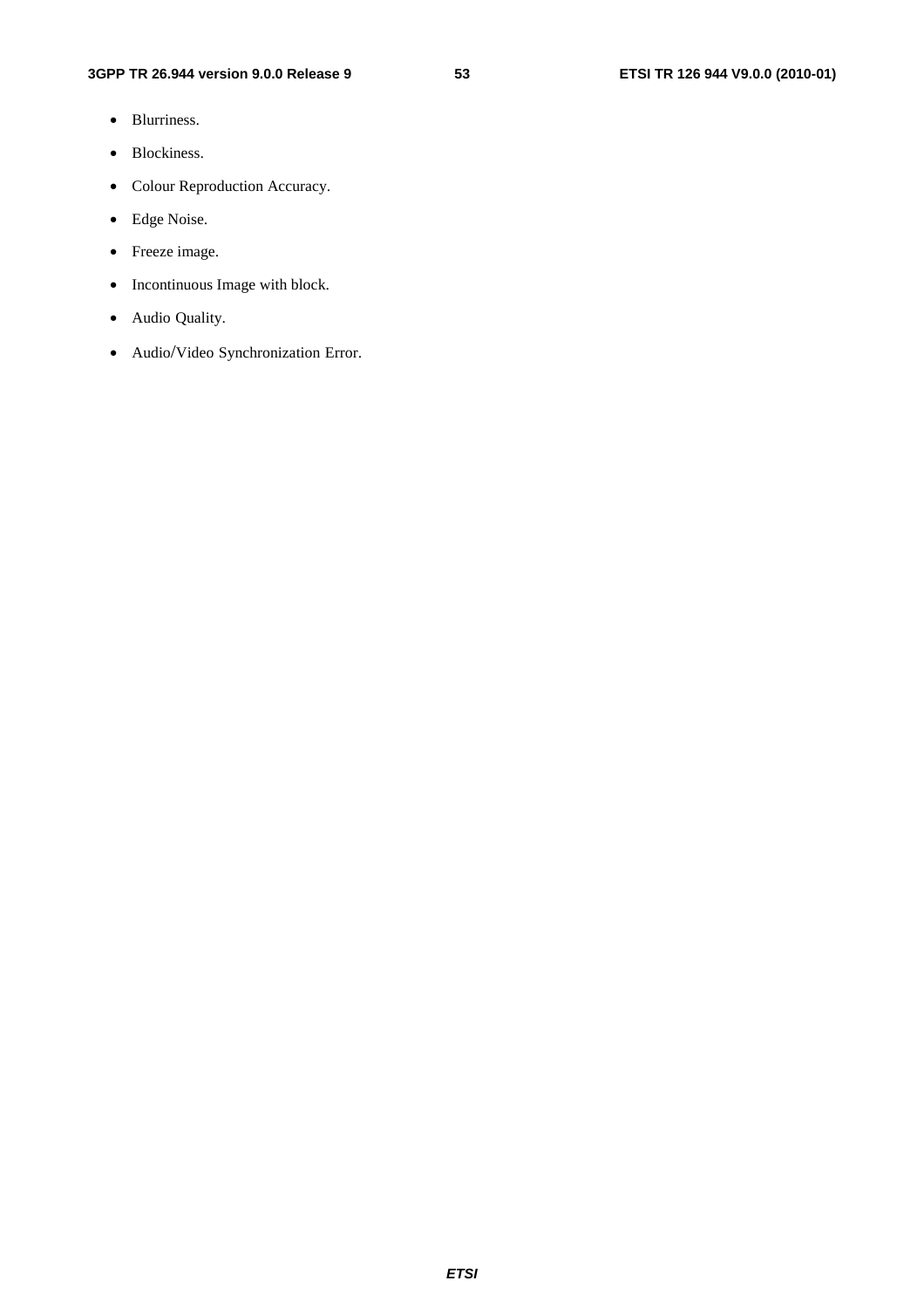- Blurriness.
- Blockiness.
- Colour Reproduction Accuracy.
- Edge Noise.
- Freeze image.
- Incontinuous Image with block.
- Audio Quality.
- Audio/Video Synchronization Error.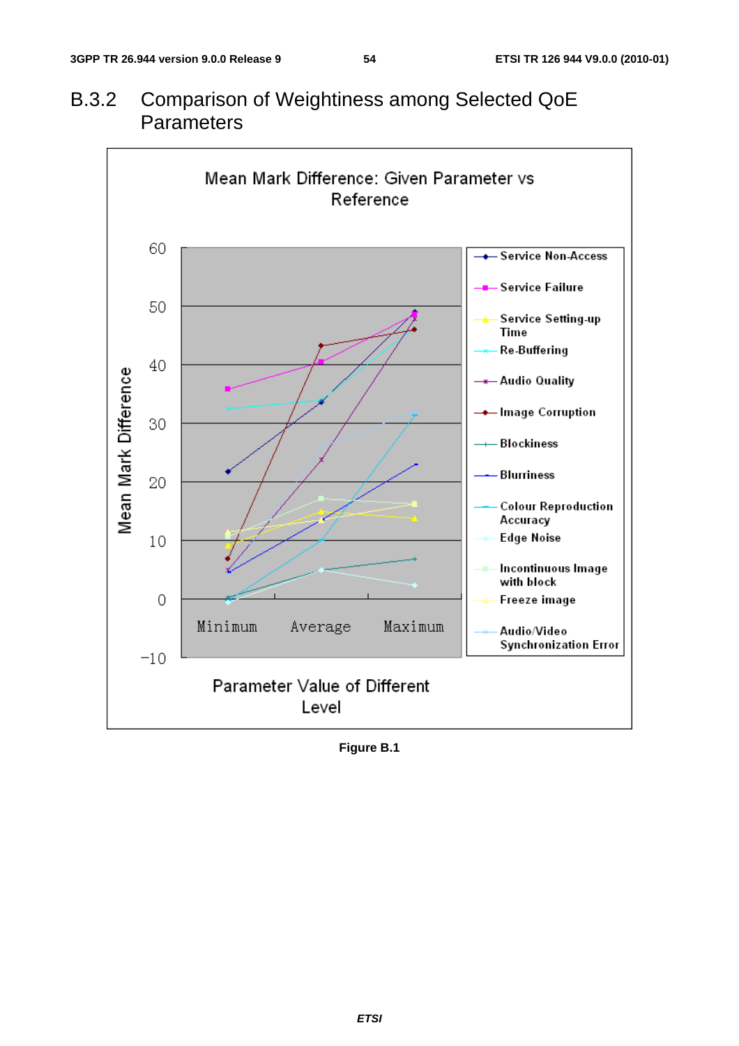## B.3.2 Comparison of Weightiness among Selected QoE Parameters

Figure B.1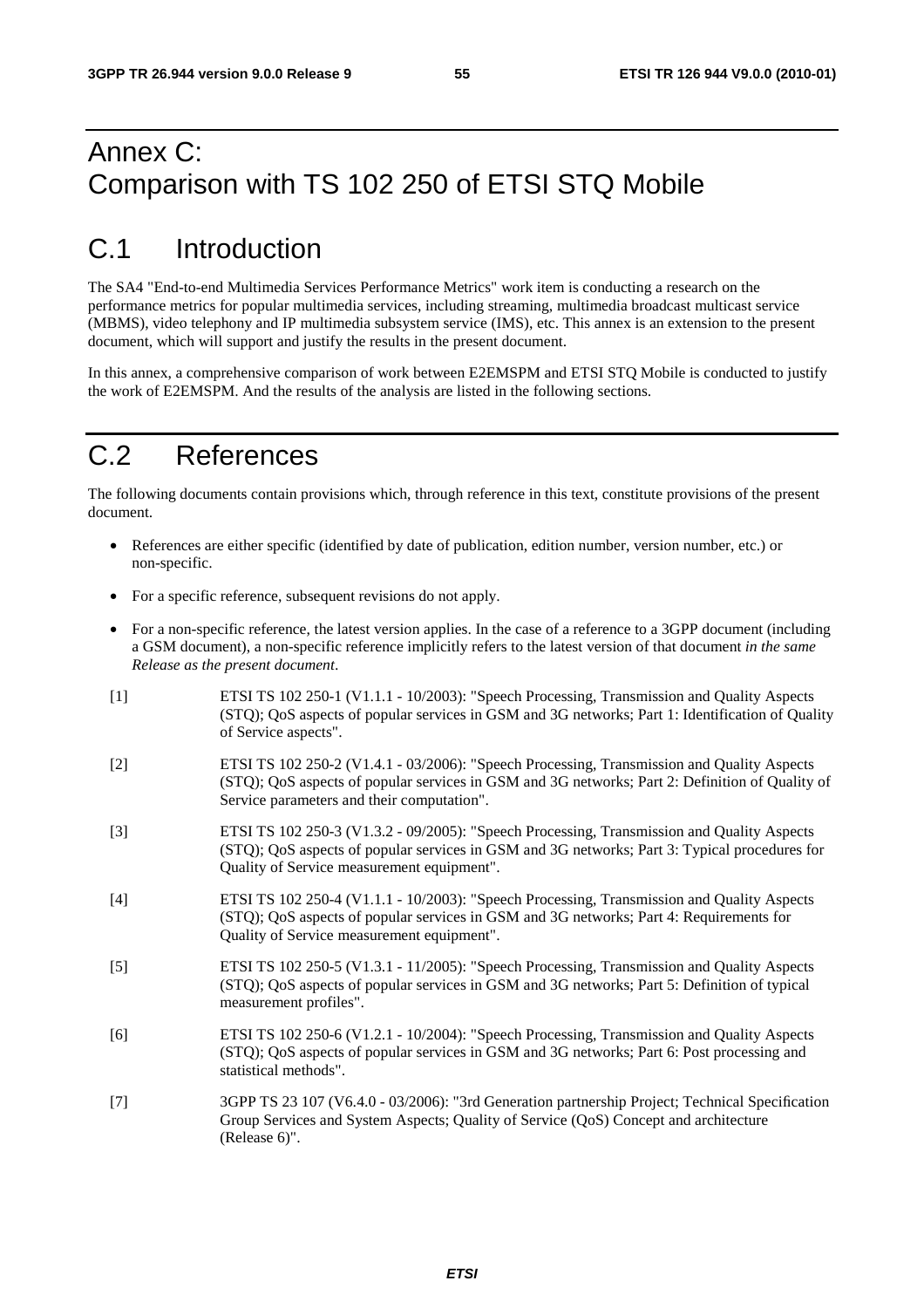# Annex C: Comparison with TS 102 250 of ETSI STQ Mobile

## C.1 Introduction

The SA4 "End-to-end Multimedia Services Performance Metrics" work item is conducting a research on the performance metrics for popular multimedia services, including streaming, multimedia broadcast multicast service (MBMS), video telephony and IP multimedia subsystem service (IMS), etc. This annex is an extension to the present document, which will support and justify the results in the present document.

In this annex, a comprehensive comparison of work between E2EMSPM and ETSI STQ Mobile is conducted to justify the work of E2EMSPM. And the results of the analysis are listed in the following sections.

## C.2 References

The following documents contain provisions which, through reference in this text, constitute provisions of the present document.

- References are either specific (identified by date of publication, edition number, version number, etc.) or non-specific.
- For a specific reference, subsequent revisions do not apply.
- For a non-specific reference, the latest version applies. In the case of a reference to a 3GPP document (including a GSM document), a non-specific reference implicitly refers to the latest version of that document *in the same Release as the present document*.

[1] ETSI TS 102 250-1 (V1.1.1 - 10/2003): "Speech Processing, Transmission and Quality Aspects (STQ); QoS aspects of popular services in GSM and 3G networks; Part 1: Identification of Quality of Service aspects".

[2] ETSI TS 102 250-2 (V1.4.1 - 03/2006): "Speech Processing, Transmission and Quality Aspects (STQ); QoS aspects of popular services in GSM and 3G networks; Part 2: Definition of Quality of Service parameters and their computation".

[3] ETSI TS 102 250-3 (V1.3.2 - 09/2005): "Speech Processing, Transmission and Quality Aspects (STQ); QoS aspects of popular services in GSM and 3G networks; Part 3: Typical procedures for Quality of Service measurement equipment".

[4] ETSI TS 102 250-4 (V1.1.1 - 10/2003): "Speech Processing, Transmission and Quality Aspects (STQ); QoS aspects of popular services in GSM and 3G networks; Part 4: Requirements for Quality of Service measurement equipment".

[5] ETSI TS 102 250-5 (V1.3.1 - 11/2005): "Speech Processing, Transmission and Quality Aspects (STQ); QoS aspects of popular services in GSM and 3G networks; Part 5: Definition of typical measurement profiles".

[6] ETSI TS 102 250-6 (V1.2.1 - 10/2004): "Speech Processing, Transmission and Quality Aspects (STQ); QoS aspects of popular services in GSM and 3G networks; Part 6: Post processing and statistical methods".

[7] 3GPP TS 23 107 (V6.4.0 - 03/2006): "3rd Generation partnership Project; Technical Specification Group Services and System Aspects; Quality of Service (QoS) Concept and architecture (Release 6)".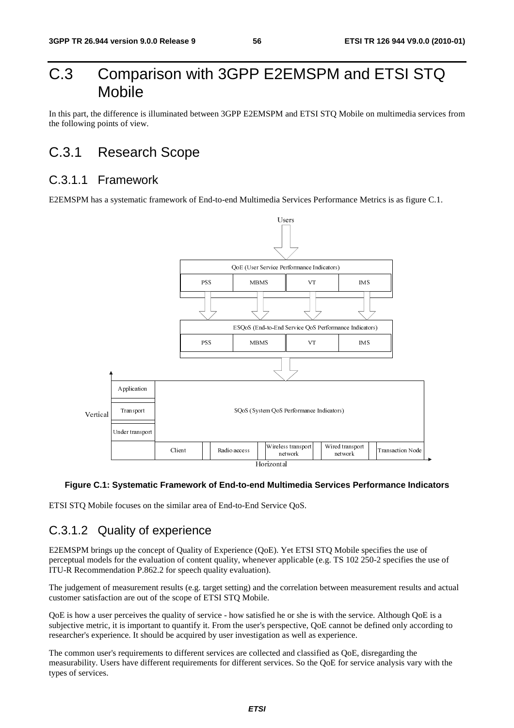# C.3 Comparison with 3GPP E2EMSPM and ETSI STQ Mobile

In this part, the difference is illuminated between 3GPP E2EMSPM and ETSI STQ Mobile on multimedia services from the following points of view.

## C.3.1 Research Scope

### C.3.1.1 Framework

E2EMSPM has a systematic framework of End-to-end Multimedia Services Performance Metrics is as figure C.1.

**Figure C.1: Systematic Framework of End-to-end Multimedia Services Performance Indicators**

ETSI STQ Mobile focuses on the similar area of End-to-End Service QoS.

### C.3.1.2 Quality of experience

E2EMSPM brings up the concept of Quality of Experience (QoE). Yet ETSI STQ Mobile specifies the use of perceptual models for the evaluation of content quality, whenever applicable (e.g. TS 102 250-2 specifies the use of ITU-R Recommendation P.862.2 for speech quality evaluation).

The judgement of measurement results (e.g. target setting) and the correlation between measurement results and actual customer satisfaction are out of the scope of ETSI STQ Mobile.

QoE is how a user perceives the quality of service - how satisfied he or she is with the service. Although QoE is a subjective metric, it is important to quantify it. From the user's perspective, QoE cannot be defined only according to researcher's experience. It should be acquired by user investigation as well as experience.

The common user's requirements to different services are collected and classified as QoE, disregarding the measurability. Users have different requirements for different services. So the QoE for service analysis vary with the types of services.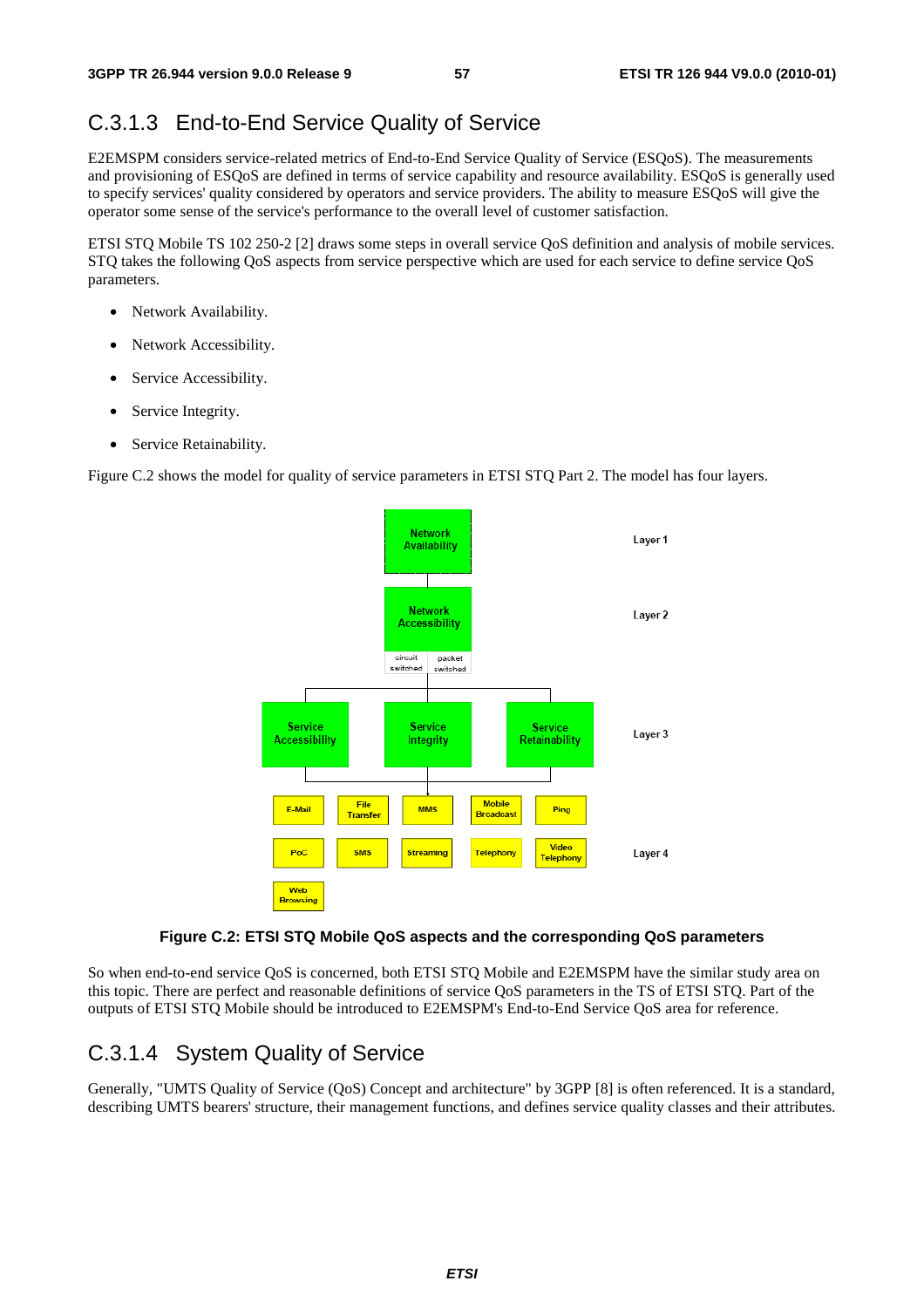## C.3.1.3 End-to-End Service Quality of Service

E2EMSPM considers service-related metrics of End-to-End Service Quality of Service (ESQoS). The measurements and provisioning of ESQoS are defined in terms of service capability and resource availability. ESQoS is generally used to specify services' quality considered by operators and service providers. The ability to measure ESQoS will give the operator some sense of the service's performance to the overall level of customer satisfaction.

ETSI STQ Mobile TS 102 250-2 [2] draws some steps in overall service QoS definition and analysis of mobile services. STQ takes the following QoS aspects from service perspective which are used for each service to define service QoS parameters.

- Network Availability.
- Network Accessibility.
- Service Accessibility.
- Service Integrity.
- Service Retainability.

Figure C.2 shows the model for quality of service parameters in ETSI STQ Part 2. The model has four layers.

**Figure C.2: ETSI STQ Mobile QoS aspects and the corresponding QoS parameters**

So when end-to-end service QoS is concerned, both ETSI STQ Mobile and E2EMSPM have the similar study area on this topic. There are perfect and reasonable definitions of service QoS parameters in the TS of ETSI STQ. Part of the outputs of ETSI STQ Mobile should be introduced to E2EMSPM's End-to-End Service QoS area for reference.

## C.3.1.4 System Quality of Service

Generally, "UMTS Quality of Service (QoS) Concept and architecture" by 3GPP [8] is often referenced. It is a standard, describing UMTS bearers' structure, their management functions, and defines service quality classes and their attributes.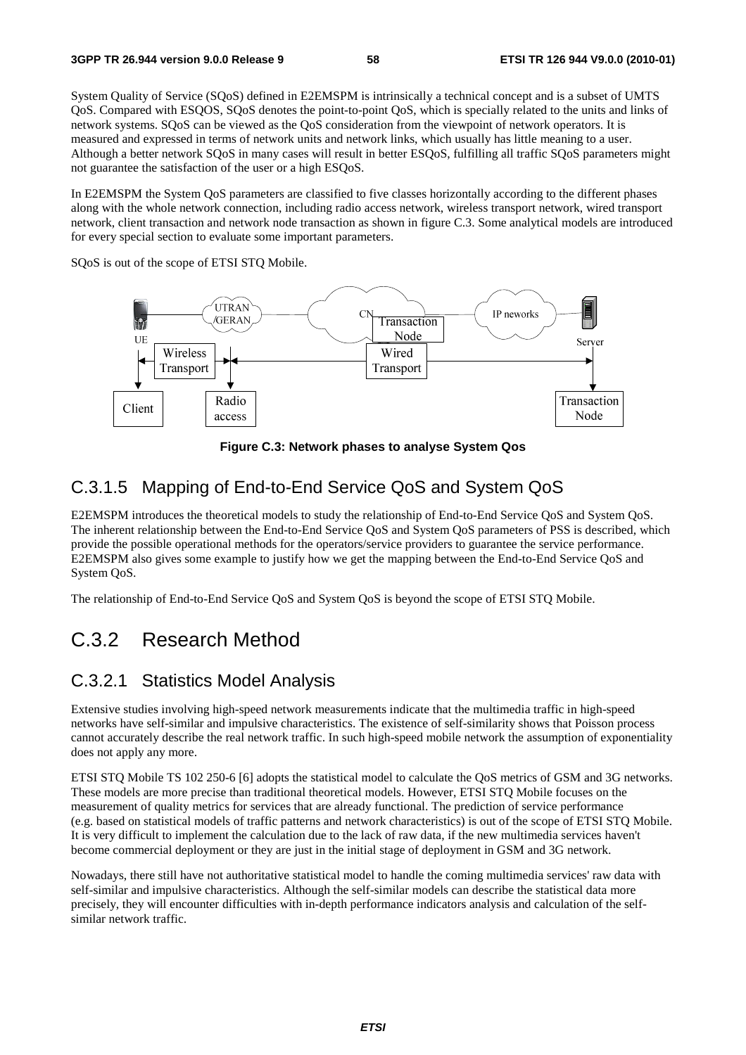System Quality of Service (SQoS) defined in E2EMSPM is intrinsically a technical concept and is a subset of UMTS QoS. Compared with ESQOS, SQoS denotes the point-to-point QoS, which is specially related to the units and links of network systems. SQoS can be viewed as the QoS consideration from the viewpoint of network operators. It is measured and expressed in terms of network units and network links, which usually has little meaning to a user. Although a better network SQoS in many cases will result in better ESQoS, fulfilling all traffic SQoS parameters might not guarantee the satisfaction of the user or a high ESQoS.

In E2EMSPM the System QoS parameters are classified to five classes horizontally according to the different phases along with the whole network connection, including radio access network, wireless transport network, wired transport network, client transaction and network node transaction as shown in figure C.3. Some analytical models are introduced for every special section to evaluate some important parameters.

SQoS is out of the scope of ETSI STQ Mobile.

**Figure C.3: Network phases to analyse System Qos**

## C.3.1.5 Mapping of End-to-End Service QoS and System QoS

E2EMSPM introduces the theoretical models to study the relationship of End-to-End Service QoS and System QoS. The inherent relationship between the End-to-End Service QoS and System QoS parameters of PSS is described, which provide the possible operational methods for the operators/service providers to guarantee the service performance. E2EMSPM also gives some example to justify how we get the mapping between the End-to-End Service QoS and System QoS.

The relationship of End-to-End Service QoS and System QoS is beyond the scope of ETSI STQ Mobile.

# C.3.2 Research Method

## C.3.2.1 Statistics Model Analysis

Extensive studies involving high-speed network measurements indicate that the multimedia traffic in high-speed networks have self-similar and impulsive characteristics. The existence of self-similarity shows that Poisson process cannot accurately describe the real network traffic. In such high-speed mobile network the assumption of exponentiality does not apply any more.

ETSI STQ Mobile TS 102 250-6 [6] adopts the statistical model to calculate the QoS metrics of GSM and 3G networks. These models are more precise than traditional theoretical models. However, ETSI STQ Mobile focuses on the measurement of quality metrics for services that are already functional. The prediction of service performance (e.g. based on statistical models of traffic patterns and network characteristics) is out of the scope of ETSI STQ Mobile. It is very difficult to implement the calculation due to the lack of raw data, if the new multimedia services haven't become commercial deployment or they are just in the initial stage of deployment in GSM and 3G network.

Nowadays, there still have not authoritative statistical model to handle the coming multimedia services' raw data with self-similar and impulsive characteristics. Although the self-similar models can describe the statistical data more precisely, they will encounter difficulties with in-depth performance indicators analysis and calculation of the self-similar network traffic.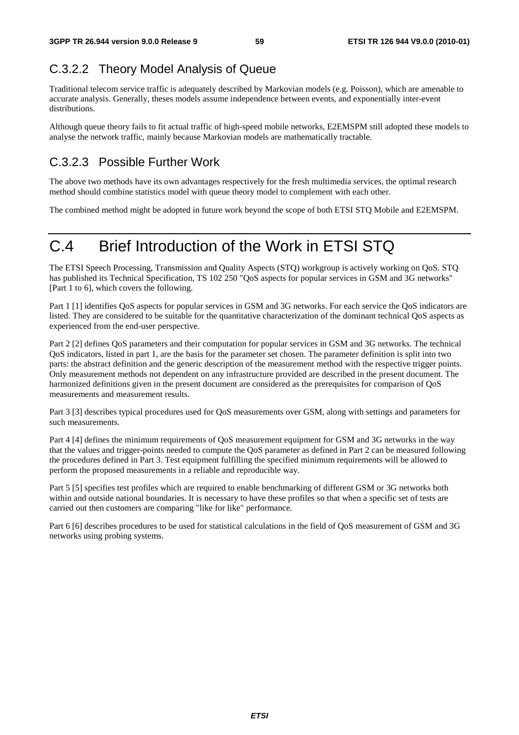### C.3.2.2 Theory Model Analysis of Queue

Traditional telecom service traffic is adequately described by Markovian models (e.g. Poisson), which are amenable to accurate analysis. Generally, theses models assume independence between events, and exponentially inter-event distributions.

Although queue theory fails to fit actual traffic of high-speed mobile networks, E2EMSPM still adopted these models to analyse the network traffic, mainly because Markovian models are mathematically tractable.

### C.3.2.3 Possible Further Work

The above two methods have its own advantages respectively for the fresh multimedia services, the optimal research method should combine statistics model with queue theory model to complement with each other.

The combined method might be adopted in future work beyond the scope of both ETSI STQ Mobile and E2EMSPM.

# C.4 Brief Introduction of the Work in ETSI STQ

The ETSI Speech Processing, Transmission and Quality Aspects (STQ) workgroup is actively working on QoS. STQ has published its Technical Specification, TS 102 250 "QoS aspects for popular services in GSM and 3G networks" [Part 1 to 6], which covers the following.

Part 1 [1] identifies QoS aspects for popular services in GSM and 3G networks. For each service the QoS indicators are listed. They are considered to be suitable for the quantitative characterization of the dominant technical QoS aspects as experienced from the end-user perspective.

Part 2 [2] defines QoS parameters and their computation for popular services in GSM and 3G networks. The technical QoS indicators, listed in part 1, are the basis for the parameter set chosen. The parameter definition is split into two parts: the abstract definition and the generic description of the measurement method with the respective trigger points. Only measurement methods not dependent on any infrastructure provided are described in the present document. The harmonized definitions given in the present document are considered as the prerequisites for comparison of QoS measurements and measurement results.

Part 3 [3] describes typical procedures used for QoS measurements over GSM, along with settings and parameters for such measurements.

Part 4 [4] defines the minimum requirements of QoS measurement equipment for GSM and 3G networks in the way that the values and trigger-points needed to compute the QoS parameter as defined in Part 2 can be measured following the procedures defined in Part 3. Test equipment fulfilling the specified minimum requirements will be allowed to perform the proposed measurements in a reliable and reproducible way.

Part 5 [5] specifies test profiles which are required to enable benchmarking of different GSM or 3G networks both within and outside national boundaries. It is necessary to have these profiles so that when a specific set of tests are carried out then customers are comparing "like for like" performance.

Part 6 [6] describes procedures to be used for statistical calculations in the field of QoS measurement of GSM and 3G networks using probing systems.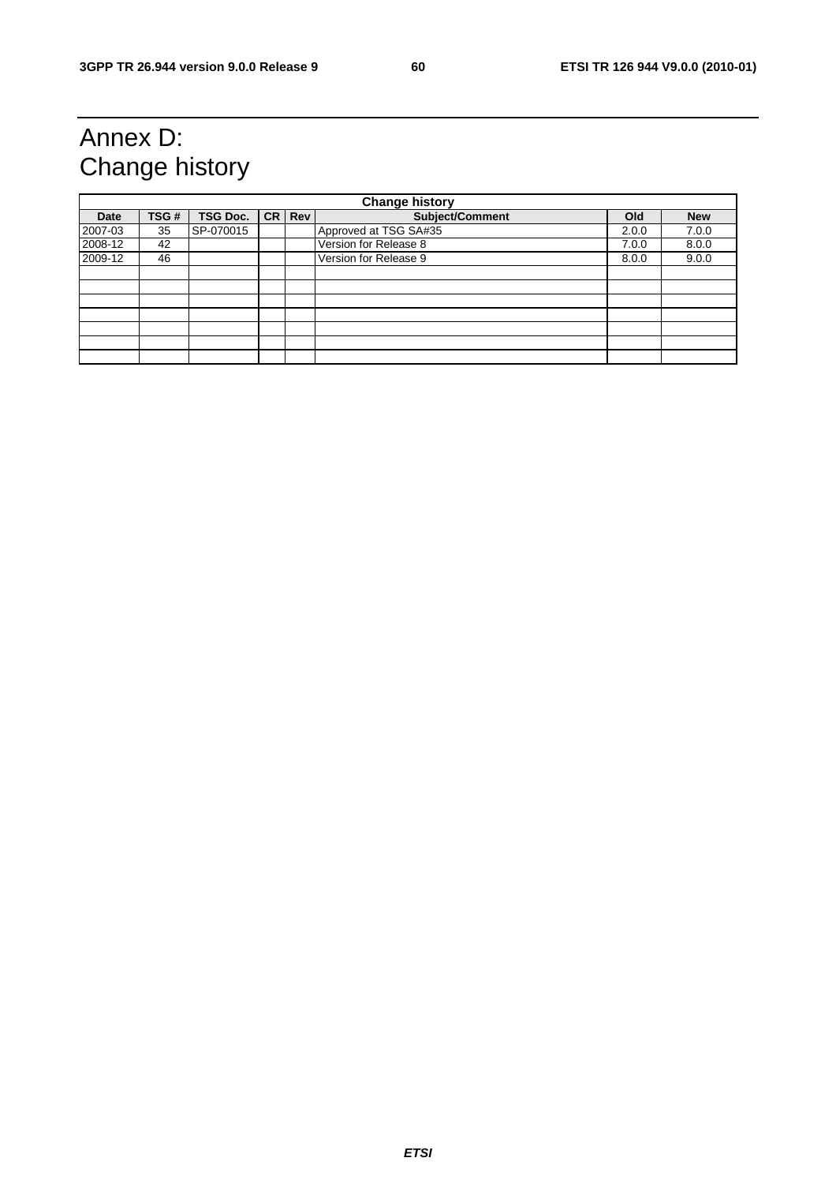# Annex D: Change history

| Change history | | | | | | | |
|---|---|---|---|---|---|---|---|
| **Date** | **TSG #** | **TSG Doc.** | **CR** | **Rev** | **Subject/Comment** | **Old** | **New** |
| 2007-03 | 35 | SP-070015 | | | Approved at TSG SA#35 | 2.0.0 | 7.0.0 |
| 2008-12 | 42 | | | | Version for Release 8 | 7.0.0 | 8.0.0 |
| 2009-12 | 46 | | | | Version for Release 9 | 8.0.0 | 9.0.0 |
| | | | | | | | |
| | | | | | | | |
| | | | | | | | |
| | | | | | | | |
| | | | | | | | |
| | | | | | | | |
| | | | | | | | |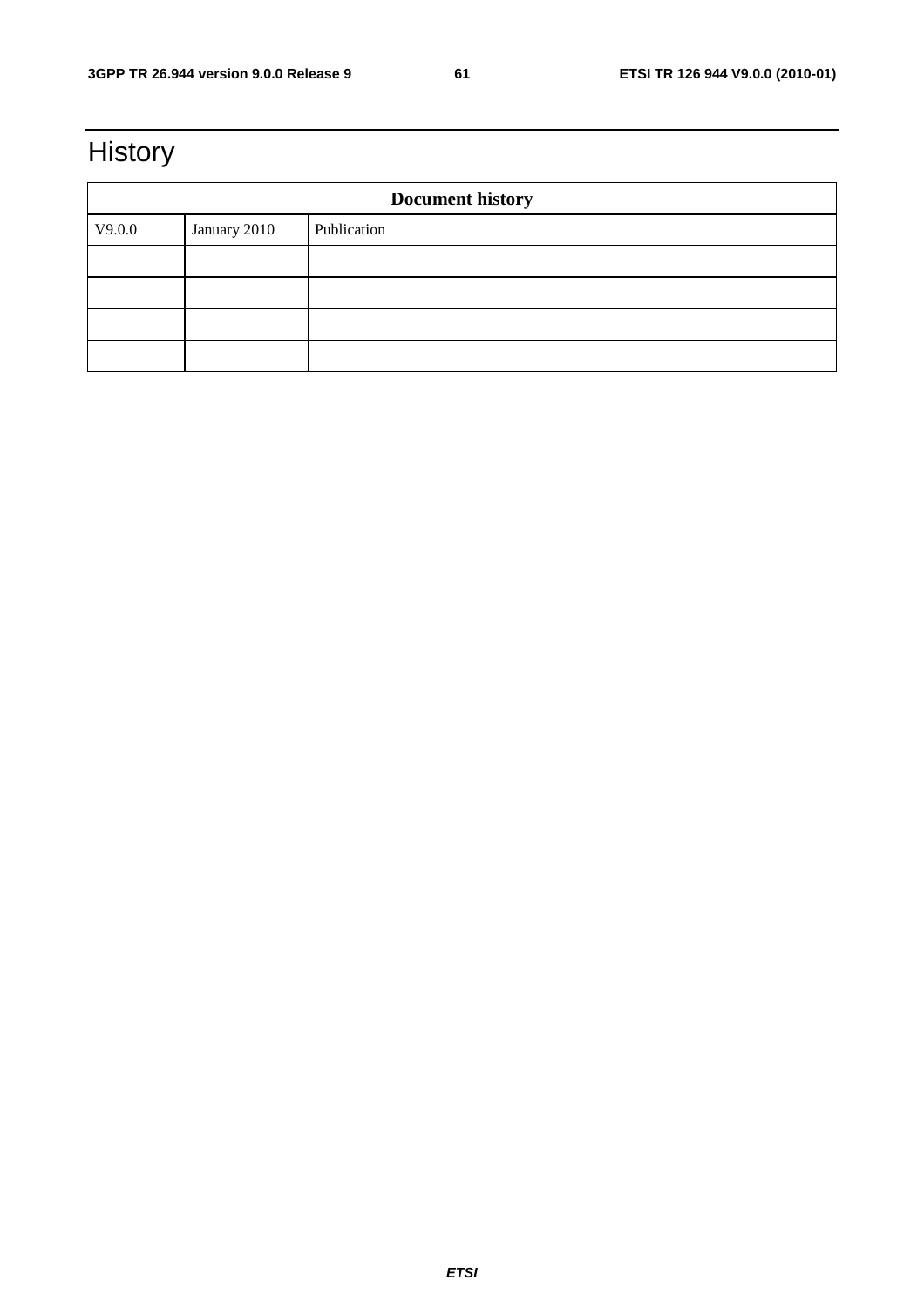# History

| Document history | | |
|---|---|---|
| V9.0.0 | January 2010 | Publication |
| | | |
| | | |
| | | |
| | | |